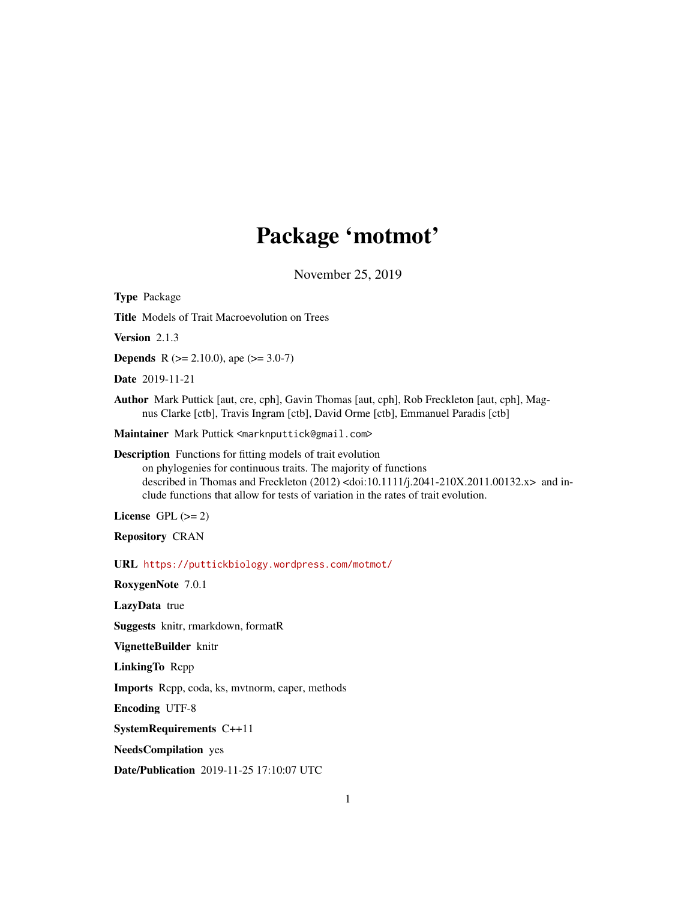# Package 'motmot'

November 25, 2019

**Type** Package

**Title** Models of Trait Macroevolution on Trees

**Version** 2.1.3

**Depends** R (>= 2.10.0), ape (>= 3.0-7)

**Date** 2019-11-21

**Author** Mark Puttick [aut, cre, cph], Gavin Thomas [aut, cph], Rob Freckleton [aut, cph], Magnus Clarke [ctb], Travis Ingram [ctb], David Orme [ctb], Emmanuel Paradis [ctb]

**Maintainer** Mark Puttick <marknputtick@gmail.com>

**Description** Functions for fitting models of trait evolution on phylogenies for continuous traits. The majority of functions described in Thomas and Freckleton (2012) <doi:10.1111/j.2041-210X.2011.00132.x> and include functions that allow for tests of variation in the rates of trait evolution.

**License** GPL (>= 2)

**Repository** CRAN

**URL** https://puttickbiology.wordpress.com/motmot/

**RoxygenNote** 7.0.1

**LazyData** true

**Suggests** knitr, rmarkdown, formatR

**VignetteBuilder** knitr

**LinkingTo** Rcpp

**Imports** Rcpp, coda, ks, mvtnorm, caper, methods

**Encoding** UTF-8

**SystemRequirements** C++11

**NeedsCompilation** yes

**Date/Publication** 2019-11-25 17:10:07 UTC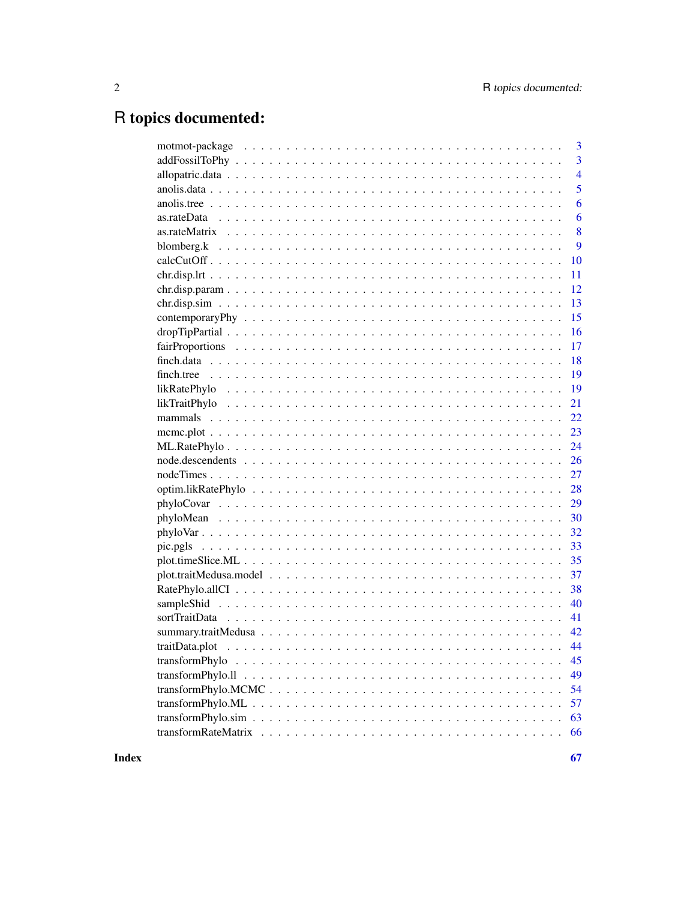# R topics documented:

| | |
|---|---|
| motmot-package | 3 |
| addFossilToPhy | 3 |
| allopatric.data | 4 |
| anolis.data | 5 |
| anolis.tree | 6 |
| as.rateData | 6 |
| as.rateMatrix | 8 |
| blomberg.k | 9 |
| calcCutOff | 10 |
| chr.disp.lrt | 11 |
| chr.disp.param | 12 |
| chr.disp.sim | 13 |
| contemporaryPhy | 15 |
| dropTipPartial | 16 |
| fairProportions | 17 |
| finch.data | 18 |
| finch.tree | 19 |
| likRatePhylo | 19 |
| likTraitPhylo | 21 |
| mammals | 22 |
| mcmc.plot | 23 |
| ML.RatePhylo | 24 |
| node.descendents | 26 |
| nodeTimes | 27 |
| optim.likRatePhylo | 28 |
| phyloCovar | 29 |
| phyloMean | 30 |
| phyloVar | 32 |
| pic.pgls | 33 |
| plot.timeSlice.ML | 35 |
| plot.traitMedusa.model | 37 |
| RatePhylo.allCI | 38 |
| sampleShid | 40 |
| sortTraitData | 41 |
| summary.traitMedusa | 42 |
| traitData.plot | 44 |
| transformPhylo | 45 |
| transformPhylo.ll | 49 |
| transformPhylo.MCMC | 54 |
| transformPhylo.ML | 57 |
| transformPhylo.sim | 63 |
| transformRateMatrix | 66 |

**Index** **67**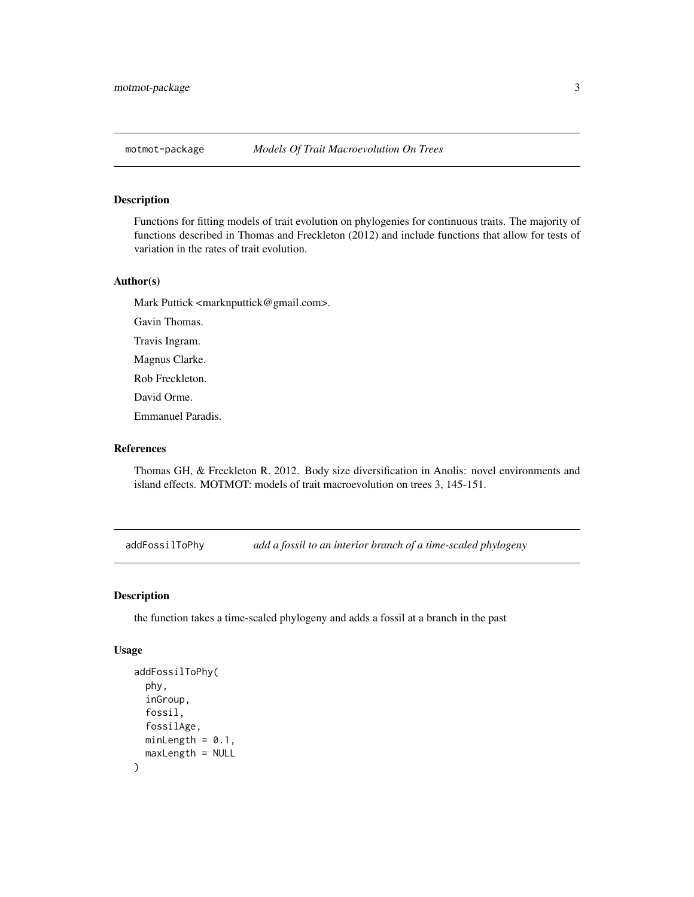## motmot-package *Models Of Trait Macroevolution On Trees*

### Description

Functions for fitting models of trait evolution on phylogenies for continuous traits. The majority of functions described in Thomas and Freckleton (2012) and include functions that allow for tests of variation in the rates of trait evolution.

### Author(s)

Mark Puttick <marknputtick@gmail.com>.

Gavin Thomas.

Travis Ingram.

Magnus Clarke.

Rob Freckleton.

David Orme.

Emmanuel Paradis.

### References

Thomas GH, & Freckleton R. 2012. Body size diversification in Anolis: novel environments and island effects. MOTMOT: models of trait macroevolution on trees 3, 145-151.

## addFossilToPhy *add a fossil to an interior branch of a time-scaled phylogeny*

### Description

the function takes a time-scaled phylogeny and adds a fossil at a branch in the past

### Usage

```
addFossilToPhy(
  phy,
  inGroup,
  fossil,
  fossilAge,
  minLength = 0.1,
  maxLength = NULL
)
```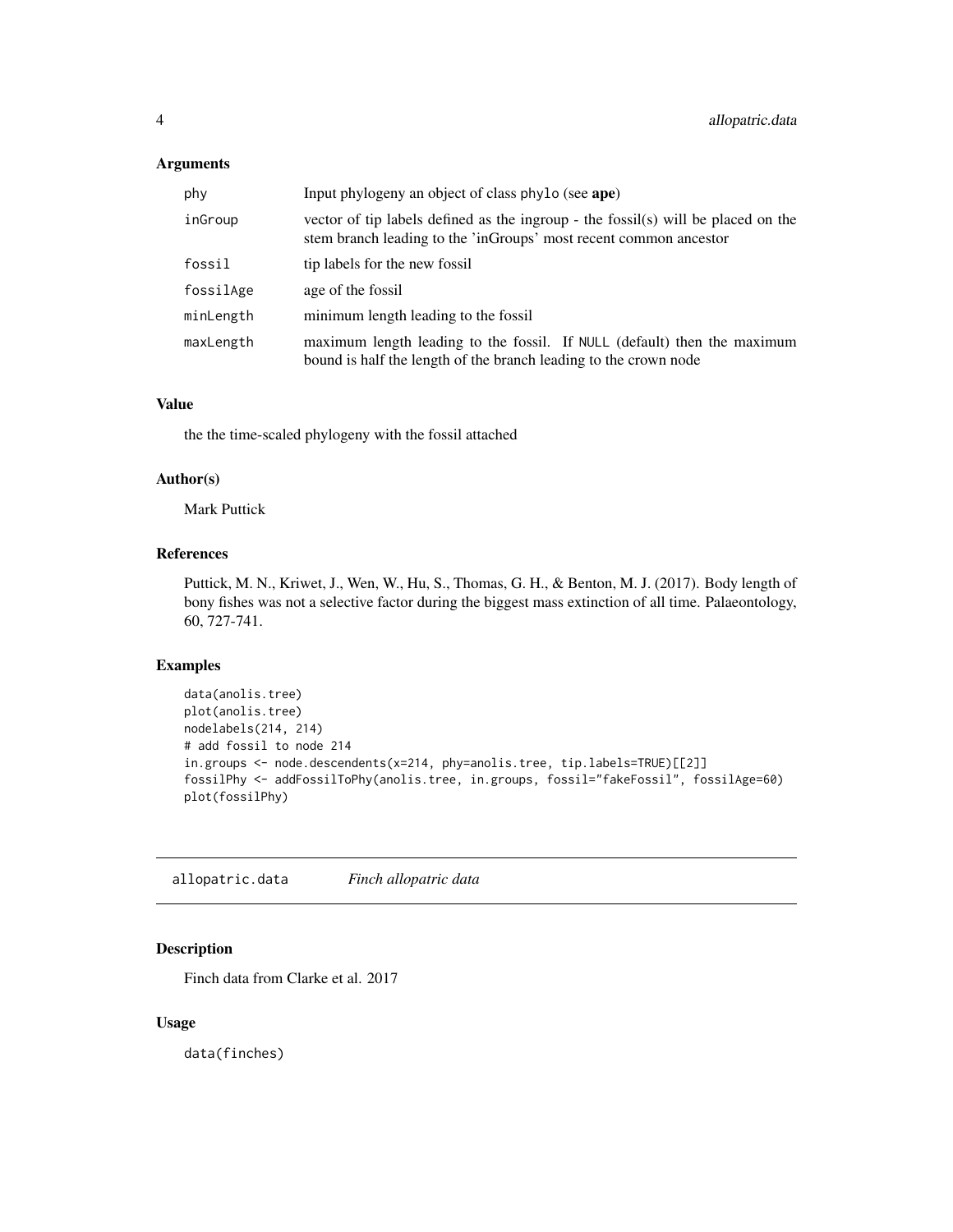### Arguments

| | |
|---|---|
| phy | Input phylogeny an object of class phylo (see **ape**) |
| inGroup | vector of tip labels defined as the ingroup - the fossil(s) will be placed on the stem branch leading to the 'inGroups' most recent common ancestor |
| fossil | tip labels for the new fossil |
| fossilAge | age of the fossil |
| minLength | minimum length leading to the fossil |
| maxLength | maximum length leading to the fossil. If NULL (default) then the maximum bound is half the length of the branch leading to the crown node |

### Value

the the time-scaled phylogeny with the fossil attached

### Author(s)

Mark Puttick

### References

Puttick, M. N., Kriwet, J., Wen, W., Hu, S., Thomas, G. H., & Benton, M. J. (2017). Body length of bony fishes was not a selective factor during the biggest mass extinction of all time. Palaeontology, 60, 727-741.

### Examples

```
data(anolis.tree)
plot(anolis.tree)
nodelabels(214, 214)
# add fossil to node 214
in.groups <- node.descendents(x=214, phy=anolis.tree, tip.labels=TRUE)[[2]]
fossilPhy <- addFossilToPhy(anolis.tree, in.groups, fossil="fakeFossil", fossilAge=60)
plot(fossilPhy)
```

---

## allopatric.data *Finch allopatric data*

### Description

Finch data from Clarke et al. 2017

### Usage

```
data(finches)
```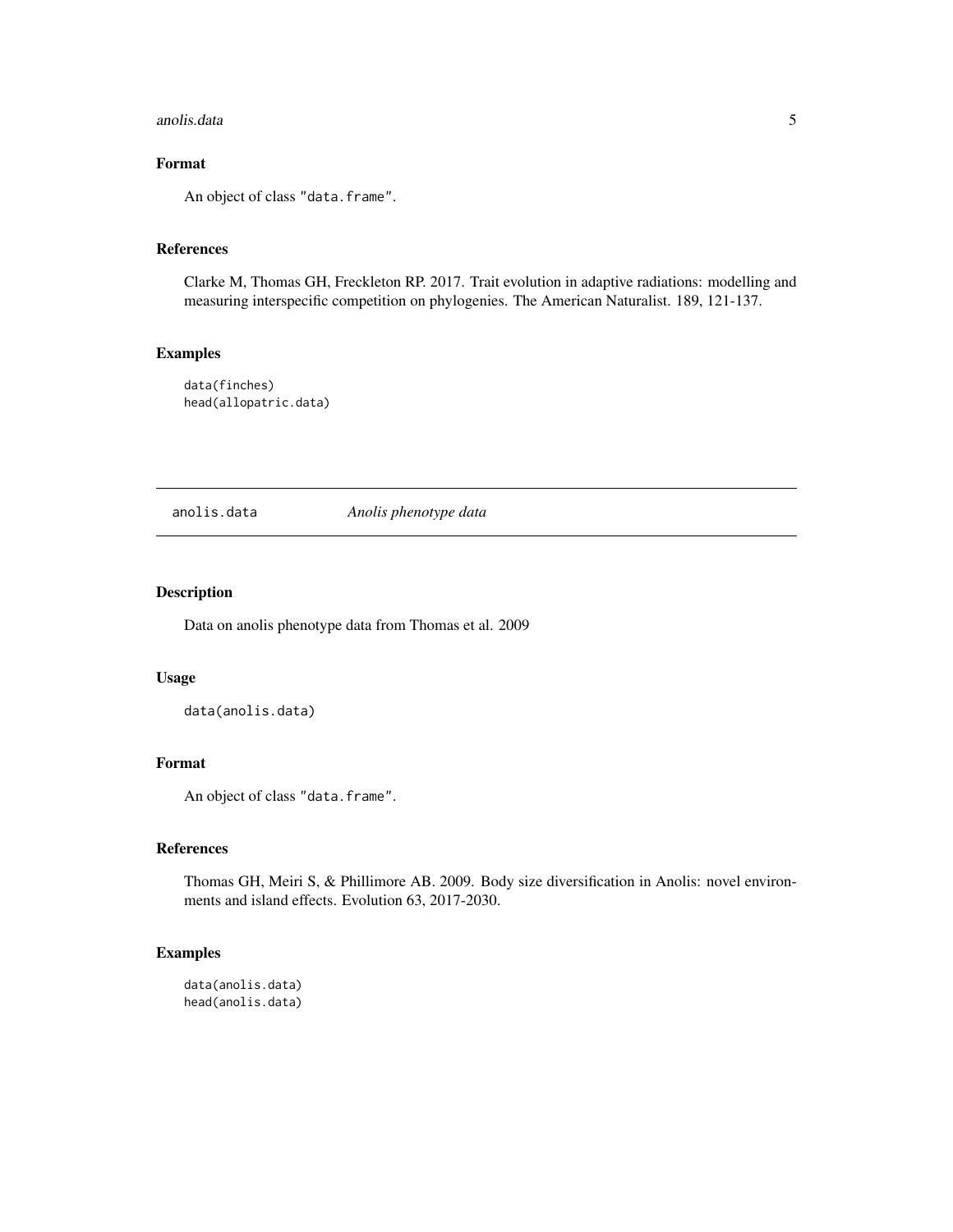### Format

An object of class "data.frame".

### References

Clarke M, Thomas GH, Freckleton RP. 2017. Trait evolution in adaptive radiations: modelling and measuring interspecific competition on phylogenies. The American Naturalist. 189, 121-137.

### Examples

```
data(finches)
head(allopatric.data)
```

---

## anolis.data — *Anolis phenotype data*

---

### Description

Data on anolis phenotype data from Thomas et al. 2009

### Usage

```
data(anolis.data)
```

### Format

An object of class "data.frame".

### References

Thomas GH, Meiri S, & Phillimore AB. 2009. Body size diversification in Anolis: novel environments and island effects. Evolution 63, 2017-2030.

### Examples

```
data(anolis.data)
head(anolis.data)
```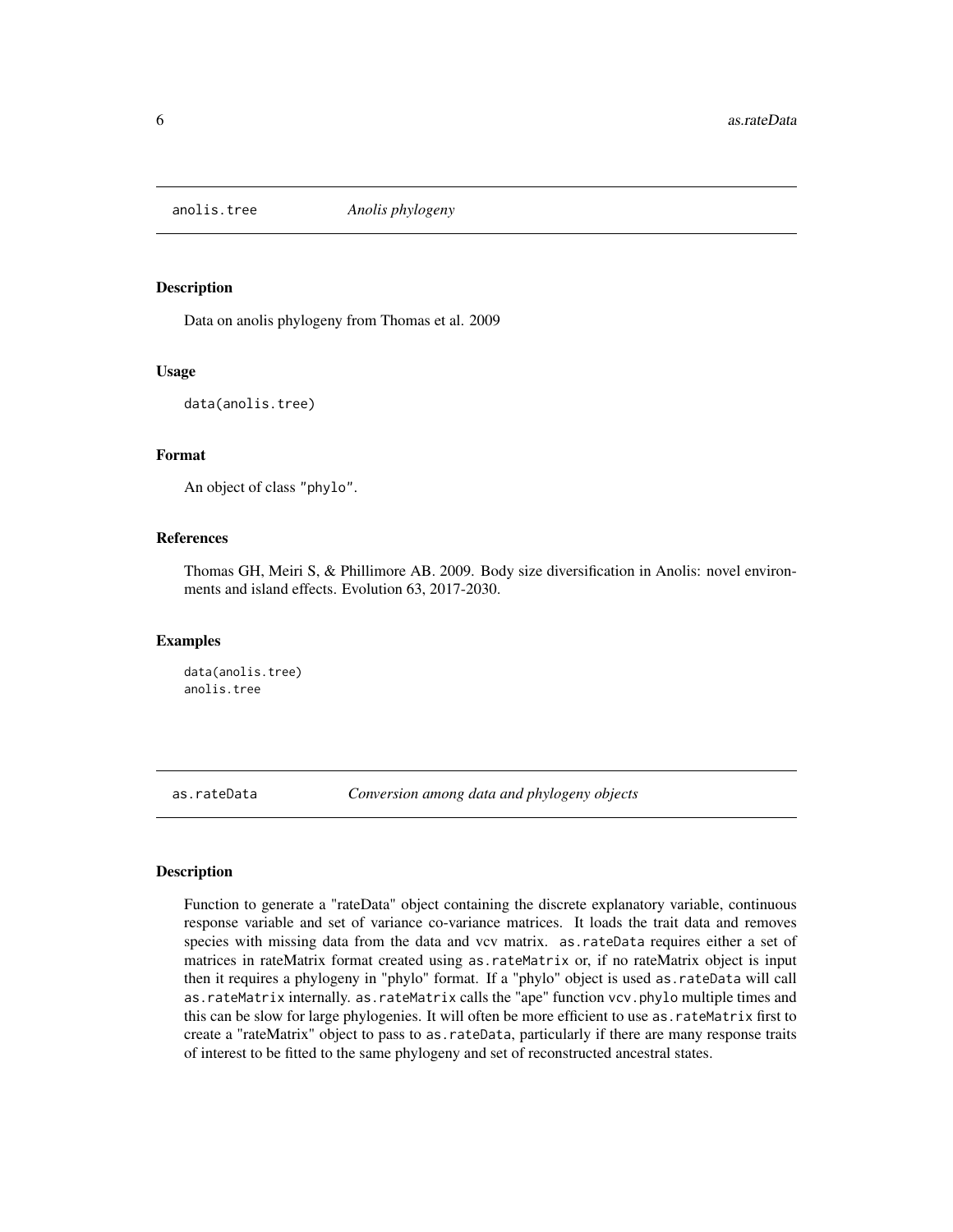## anolis.tree *Anolis phylogeny*

### Description

Data on anolis phylogeny from Thomas et al. 2009

### Usage

```
data(anolis.tree)
```

### Format

An object of class "phylo".

### References

Thomas GH, Meiri S, & Phillimore AB. 2009. Body size diversification in Anolis: novel environments and island effects. Evolution 63, 2017-2030.

### Examples

```
data(anolis.tree)
anolis.tree
```

## as.rateData *Conversion among data and phylogeny objects*

### Description

Function to generate a "rateData" object containing the discrete explanatory variable, continuous response variable and set of variance co-variance matrices. It loads the trait data and removes species with missing data from the data and vcv matrix. `as.rateData` requires either a set of matrices in rateMatrix format created using `as.rateMatrix` or, if no rateMatrix object is input then it requires a phylogeny in "phylo" format. If a "phylo" object is used `as.rateData` will call `as.rateMatrix` internally. `as.rateMatrix` calls the "ape" function `vcv.phylo` multiple times and this can be slow for large phylogenies. It will often be more efficient to use `as.rateMatrix` first to create a "rateMatrix" object to pass to `as.rateData`, particularly if there are many response traits of interest to be fitted to the same phylogeny and set of reconstructed ancestral states.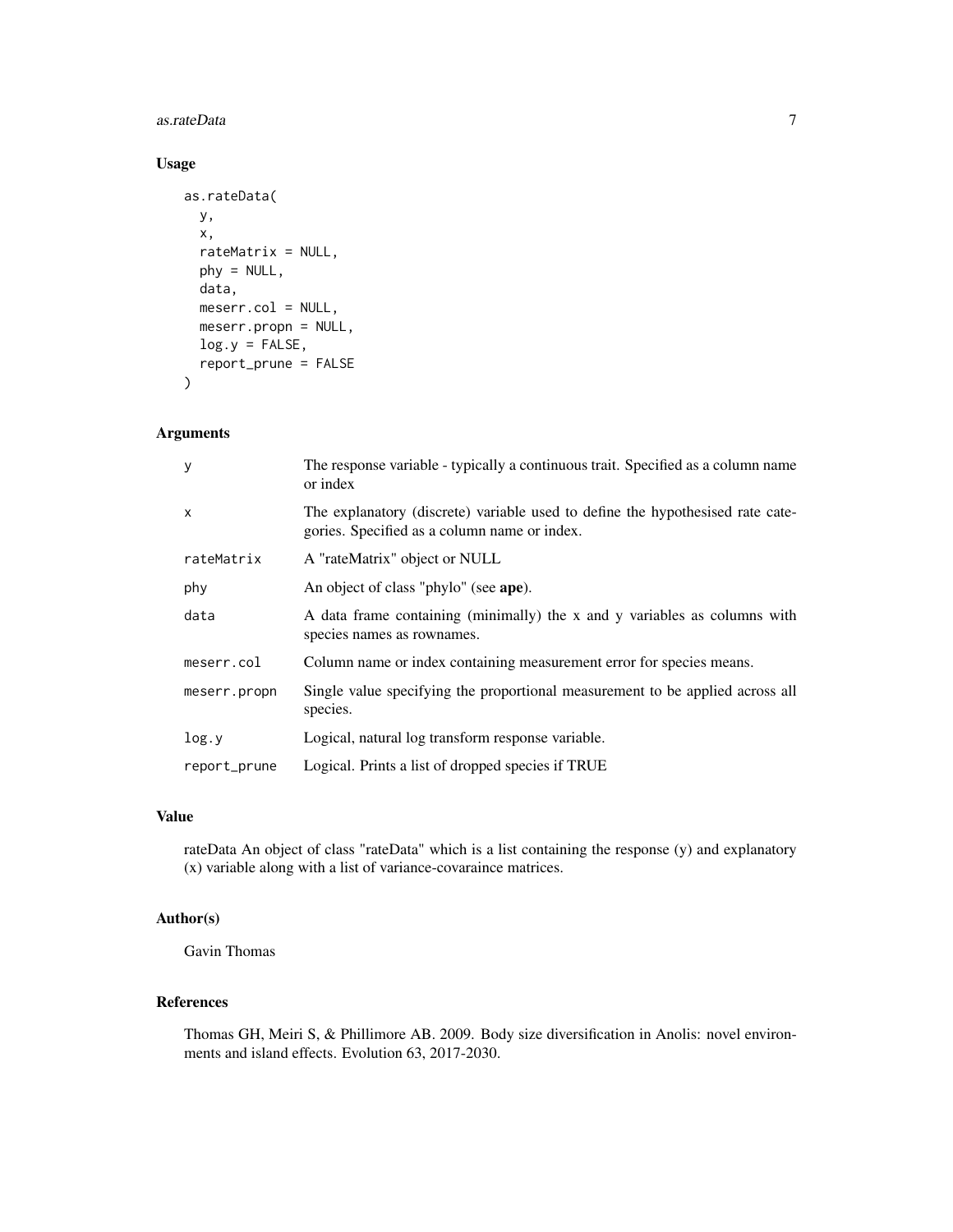## Usage

```
as.rateData(
  y,
  x,
  rateMatrix = NULL,
  phy = NULL,
  data,
  meserr.col = NULL,
  meserr.propn = NULL,
  log.y = FALSE,
  report_prune = FALSE
)
```

## Arguments

| | |
|---|---|
| y | The response variable - typically a continuous trait. Specified as a column name or index |
| x | The explanatory (discrete) variable used to define the hypothesised rate categories. Specified as a column name or index. |
| rateMatrix | A "rateMatrix" object or NULL |
| phy | An object of class "phylo" (see **ape**). |
| data | A data frame containing (minimally) the x and y variables as columns with species names as rownames. |
| meserr.col | Column name or index containing measurement error for species means. |
| meserr.propn | Single value specifying the proportional measurement to be applied across all species. |
| log.y | Logical, natural log transform response variable. |
| report_prune | Logical. Prints a list of dropped species if TRUE |

## Value

rateData An object of class "rateData" which is a list containing the response (y) and explanatory (x) variable along with a list of variance-covaraince matrices.

## Author(s)

Gavin Thomas

## References

Thomas GH, Meiri S, & Phillimore AB. 2009. Body size diversification in Anolis: novel environments and island effects. Evolution 63, 2017-2030.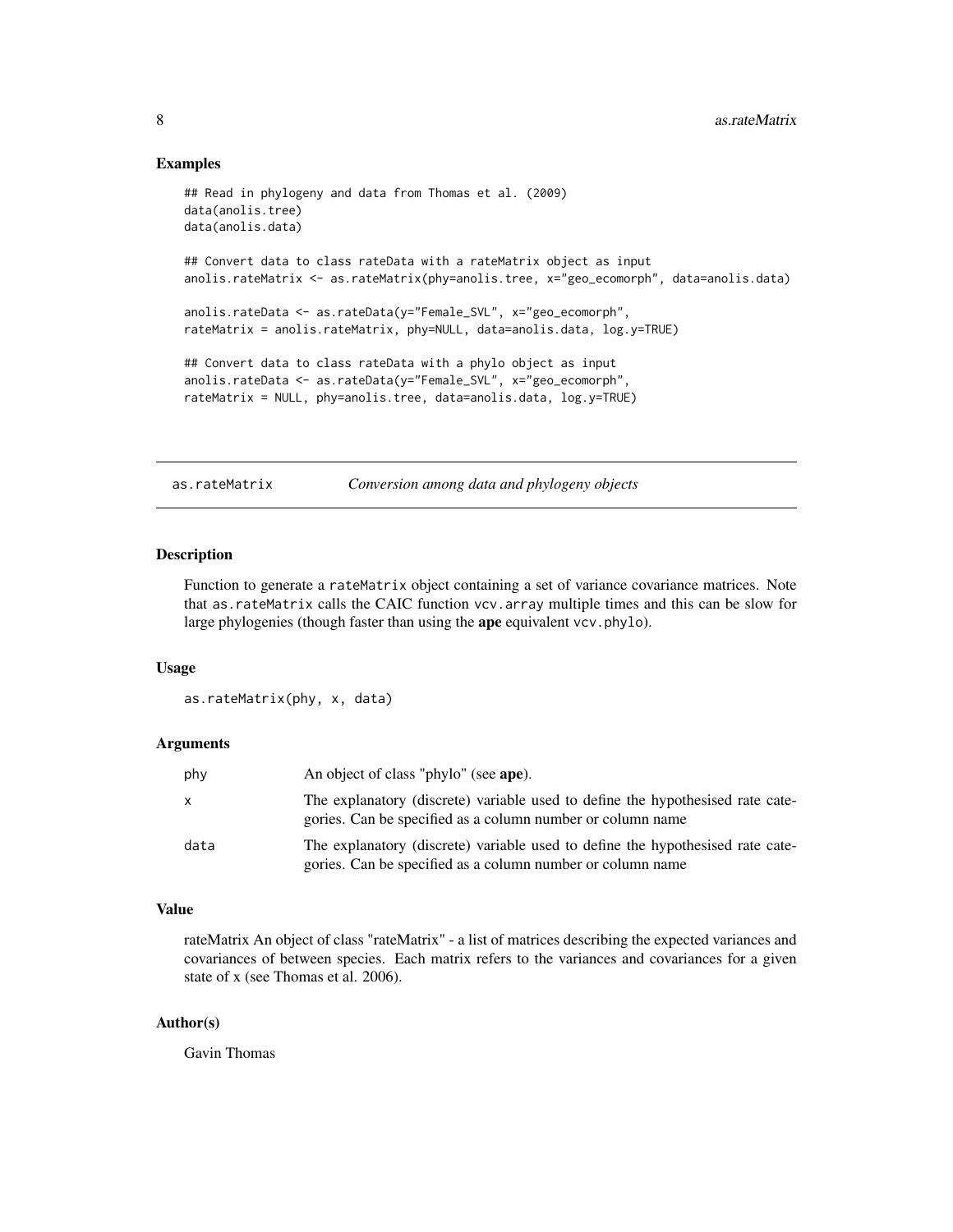## Examples

```
## Read in phylogeny and data from Thomas et al. (2009)
data(anolis.tree)
data(anolis.data)

## Convert data to class rateData with a rateMatrix object as input
anolis.rateMatrix <- as.rateMatrix(phy=anolis.tree, x="geo_ecomorph", data=anolis.data)

anolis.rateData <- as.rateData(y="Female_SVL", x="geo_ecomorph",
rateMatrix = anolis.rateMatrix, phy=NULL, data=anolis.data, log.y=TRUE)

## Convert data to class rateData with a phylo object as input
anolis.rateData <- as.rateData(y="Female_SVL", x="geo_ecomorph",
rateMatrix = NULL, phy=anolis.tree, data=anolis.data, log.y=TRUE)
```

---

# as.rateMatrix — *Conversion among data and phylogeny objects*

---

## Description

Function to generate a rateMatrix object containing a set of variance covariance matrices. Note that as.rateMatrix calls the CAIC function vcv.array multiple times and this can be slow for large phylogenies (though faster than using the **ape** equivalent vcv.phylo).

## Usage

```
as.rateMatrix(phy, x, data)
```

## Arguments

| | |
|---|---|
| phy | An object of class "phylo" (see **ape**). |
| x | The explanatory (discrete) variable used to define the hypothesised rate categories. Can be specified as a column number or column name |
| data | The explanatory (discrete) variable used to define the hypothesised rate categories. Can be specified as a column number or column name |

## Value

rateMatrix An object of class "rateMatrix" - a list of matrices describing the expected variances and covariances of between species. Each matrix refers to the variances and covariances for a given state of x (see Thomas et al. 2006).

## Author(s)

Gavin Thomas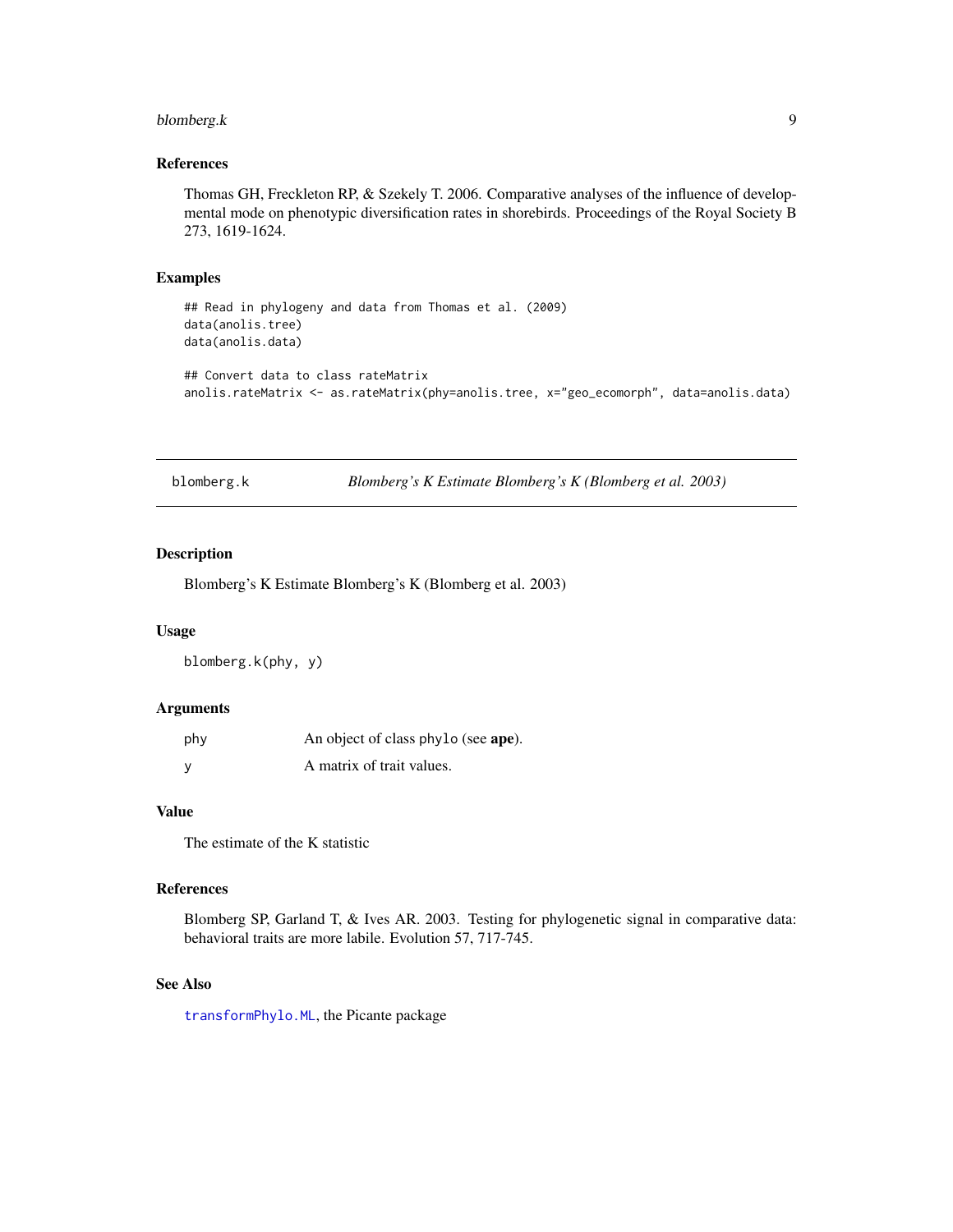### References

Thomas GH, Freckleton RP, & Szekely T. 2006. Comparative analyses of the influence of developmental mode on phenotypic diversification rates in shorebirds. Proceedings of the Royal Society B 273, 1619-1624.

### Examples

```
## Read in phylogeny and data from Thomas et al. (2009)
data(anolis.tree)
data(anolis.data)

## Convert data to class rateMatrix
anolis.rateMatrix <- as.rateMatrix(phy=anolis.tree, x="geo_ecomorph", data=anolis.data)
```

---

## blomberg.k — *Blomberg's K Estimate Blomberg's K (Blomberg et al. 2003)*

### Description

Blomberg's K Estimate Blomberg's K (Blomberg et al. 2003)

### Usage

```
blomberg.k(phy, y)
```

### Arguments

| | |
|---|---|
| phy | An object of class `phylo` (see **ape**). |
| y | A matrix of trait values. |

### Value

The estimate of the K statistic

### References

Blomberg SP, Garland T, & Ives AR. 2003. Testing for phylogenetic signal in comparative data: behavioral traits are more labile. Evolution 57, 717-745.

### See Also

`transformPhylo.ML`, the Picante package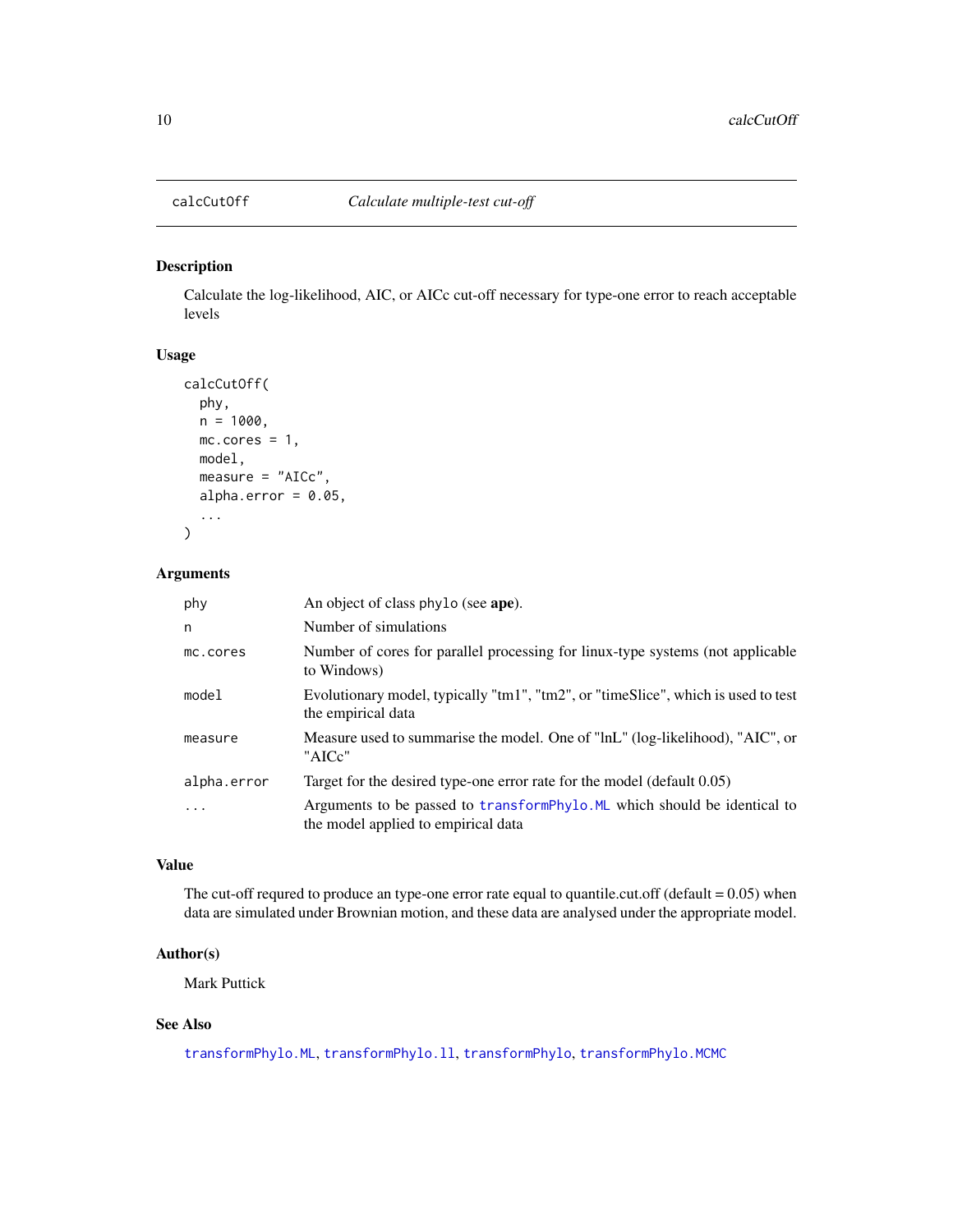# calcCutOff — *Calculate multiple-test cut-off*

## Description

Calculate the log-likelihood, AIC, or AICc cut-off necessary for type-one error to reach acceptable levels

## Usage

```
calcCutOff(
  phy,
  n = 1000,
  mc.cores = 1,
  model,
  measure = "AICc",
  alpha.error = 0.05,
  ...
)
```

## Arguments

| Argument | Description |
|---|---|
| `phy` | An object of class `phylo` (see **ape**). |
| `n` | Number of simulations |
| `mc.cores` | Number of cores for parallel processing for linux-type systems (not applicable to Windows) |
| `model` | Evolutionary model, typically "tm1", "tm2", or "timeSlice", which is used to test the empirical data |
| `measure` | Measure used to summarise the model. One of "lnL" (log-likelihood), "AIC", or "AICc" |
| `alpha.error` | Target for the desired type-one error rate for the model (default 0.05) |
| `...` | Arguments to be passed to `transformPhylo.ML` which should be identical to the model applied to empirical data |

## Value

The cut-off requred to produce an type-one error rate equal to quantile.cut.off (default = 0.05) when data are simulated under Brownian motion, and these data are analysed under the appropriate model.

## Author(s)

Mark Puttick

## See Also

`transformPhylo.ML`, `transformPhylo.ll`, `transformPhylo`, `transformPhylo.MCMC`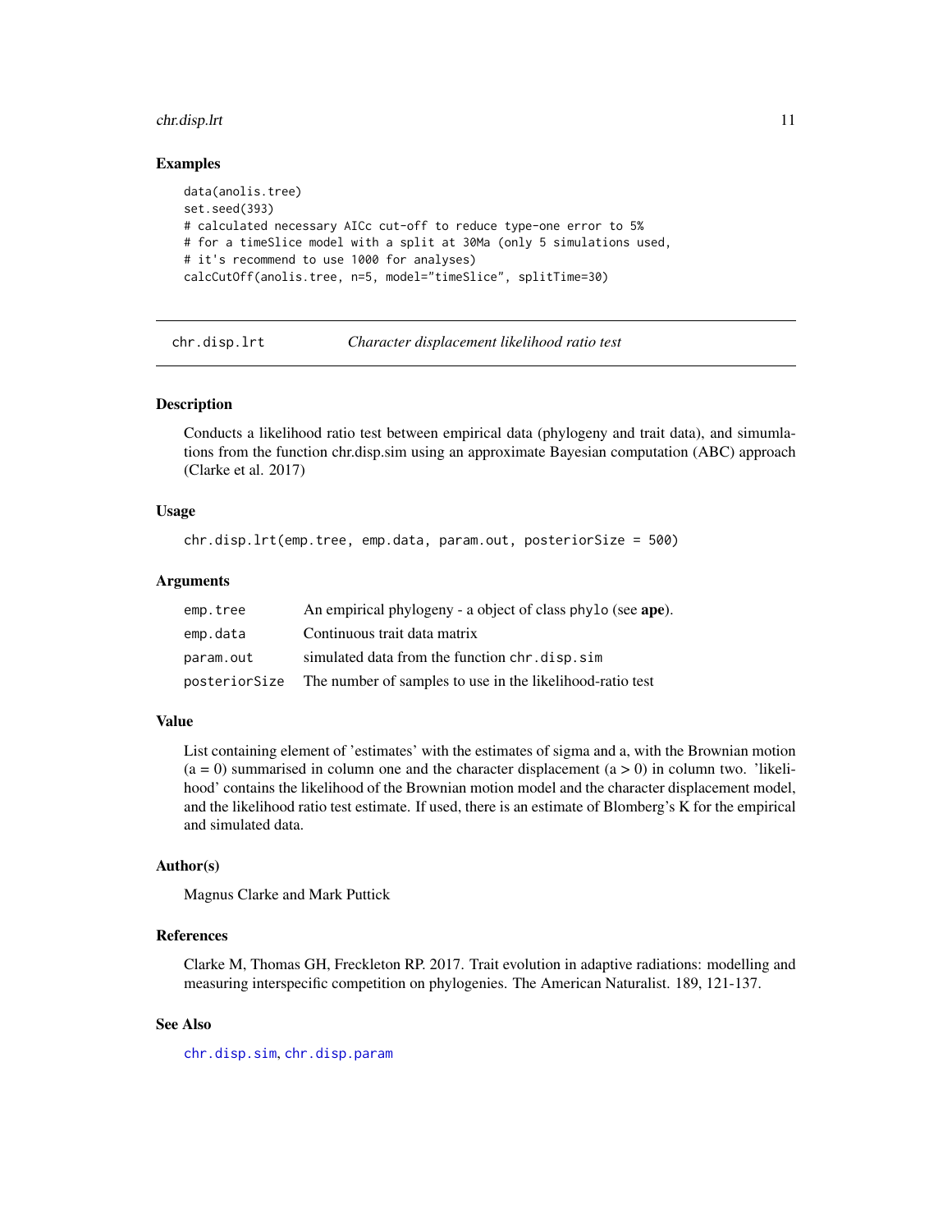## Examples

```
data(anolis.tree)
set.seed(393)
# calculated necessary AICc cut-off to reduce type-one error to 5%
# for a timeSlice model with a split at 30Ma (only 5 simulations used,
# it's recommend to use 1000 for analyses)
calcCutOff(anolis.tree, n=5, model="timeSlice", splitTime=30)
```

---

# chr.disp.lrt — *Character displacement likelihood ratio test*

## Description

Conducts a likelihood ratio test between empirical data (phylogeny and trait data), and simumlations from the function chr.disp.sim using an approximate Bayesian computation (ABC) approach (Clarke et al. 2017)

## Usage

```
chr.disp.lrt(emp.tree, emp.data, param.out, posteriorSize = 500)
```

## Arguments

| | |
|---|---|
| emp.tree | An empirical phylogeny - a object of class phylo (see **ape**). |
| emp.data | Continuous trait data matrix |
| param.out | simulated data from the function chr.disp.sim |
| posteriorSize | The number of samples to use in the likelihood-ratio test |

## Value

List containing element of 'estimates' with the estimates of sigma and a, with the Brownian motion (a = 0) summarised in column one and the character displacement (a > 0) in column two. 'likelihood' contains the likelihood of the Brownian motion model and the character displacement model, and the likelihood ratio test estimate. If used, there is an estimate of Blomberg's K for the empirical and simulated data.

## Author(s)

Magnus Clarke and Mark Puttick

## References

Clarke M, Thomas GH, Freckleton RP. 2017. Trait evolution in adaptive radiations: modelling and measuring interspecific competition on phylogenies. The American Naturalist. 189, 121-137.

## See Also

chr.disp.sim, chr.disp.param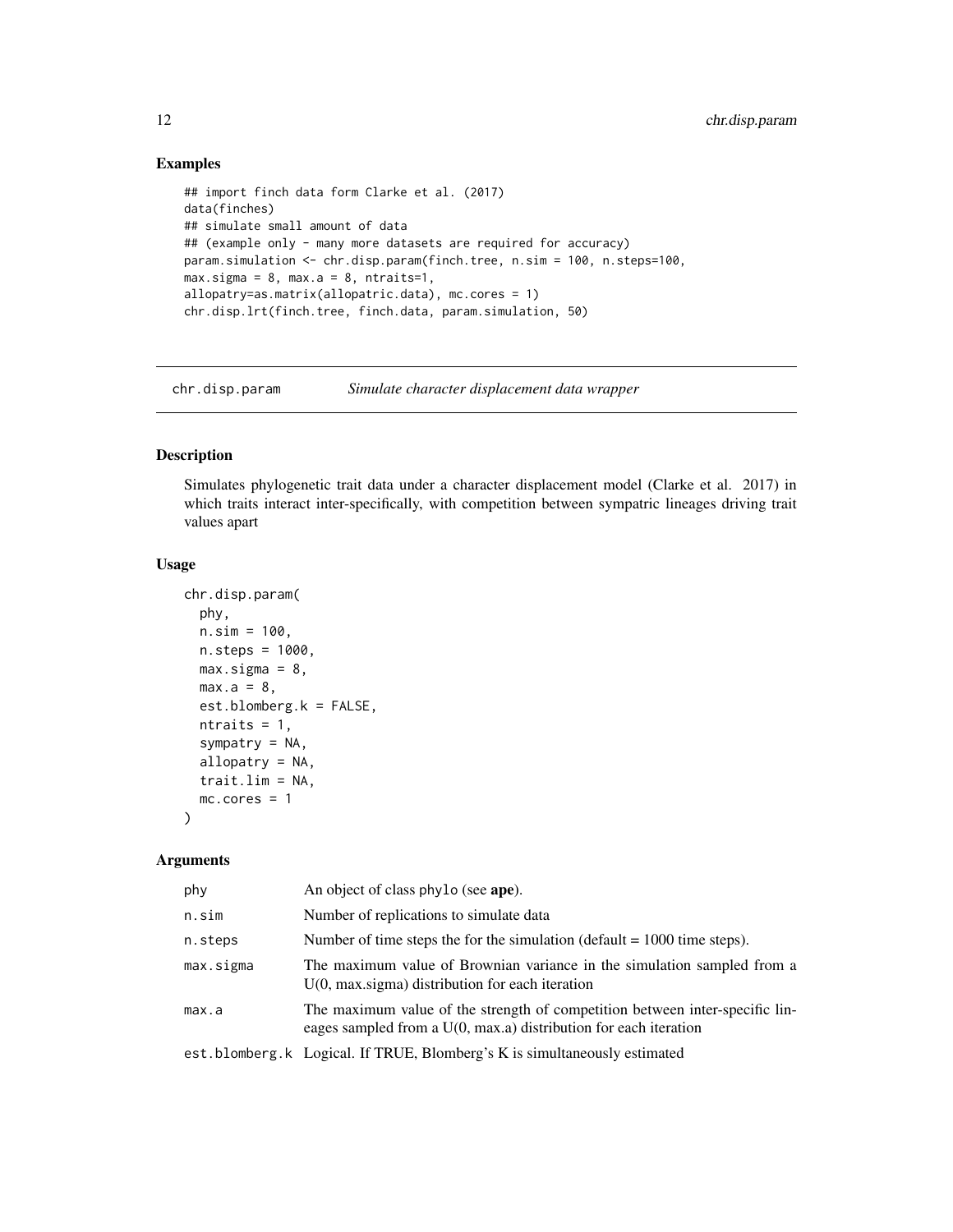## Examples

```
## import finch data form Clarke et al. (2017)
data(finches)
## simulate small amount of data
## (example only - many more datasets are required for accuracy)
param.simulation <- chr.disp.param(finch.tree, n.sim = 100, n.steps=100,
max.sigma = 8, max.a = 8, ntraits=1,
allopatry=as.matrix(allopatric.data), mc.cores = 1)
chr.disp.lrt(finch.tree, finch.data, param.simulation, 50)
```

---

# chr.disp.param    *Simulate character displacement data wrapper*

---

## Description

Simulates phylogenetic trait data under a character displacement model (Clarke et al. 2017) in which traits interact inter-specifically, with competition between sympatric lineages driving trait values apart

## Usage

```
chr.disp.param(
  phy,
  n.sim = 100,
  n.steps = 1000,
  max.sigma = 8,
  max.a = 8,
  est.blomberg.k = FALSE,
  ntraits = 1,
  sympatry = NA,
  allopatry = NA,
  trait.lim = NA,
  mc.cores = 1
)
```

## Arguments

| | |
|---|---|
| phy | An object of class phylo (see **ape**). |
| n.sim | Number of replications to simulate data |
| n.steps | Number of time steps the for the simulation (default = 1000 time steps). |
| max.sigma | The maximum value of Brownian variance in the simulation sampled from a U(0, max.sigma) distribution for each iteration |
| max.a | The maximum value of the strength of competition between inter-specific lineages sampled from a U(0, max.a) distribution for each iteration |
| est.blomberg.k | Logical. If TRUE, Blomberg's K is simultaneously estimated |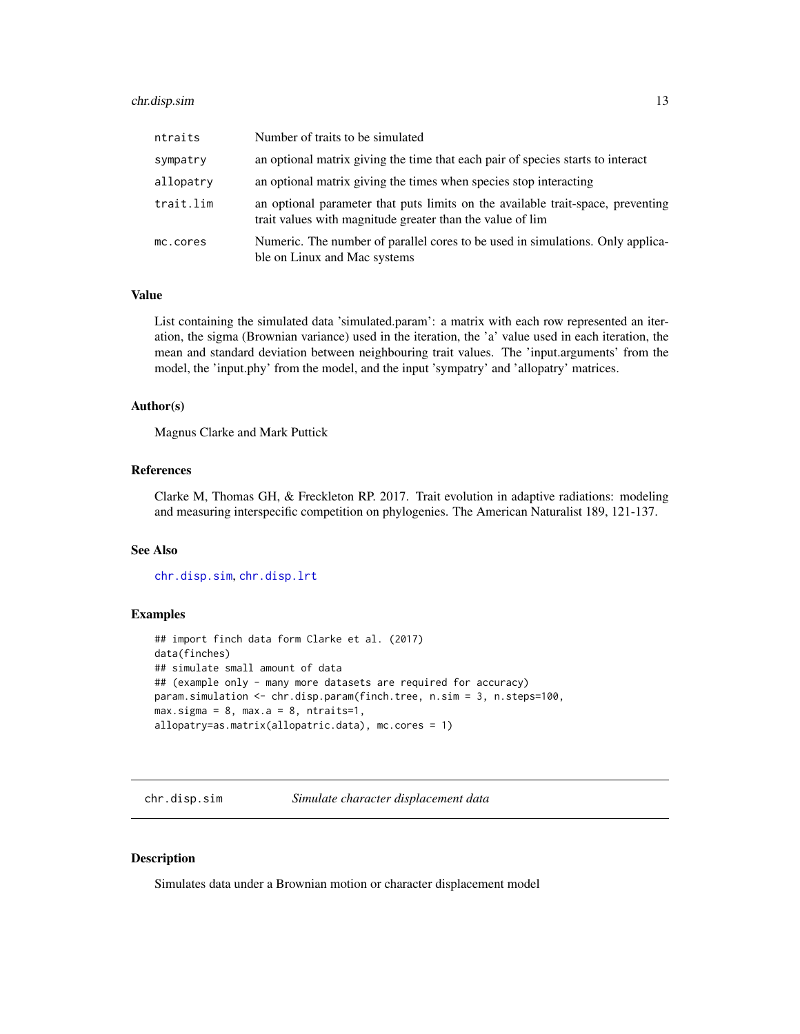| | |
|---|---|
| ntraits | Number of traits to be simulated |
| sympatry | an optional matrix giving the time that each pair of species starts to interact |
| allopatry | an optional matrix giving the times when species stop interacting |
| trait.lim | an optional parameter that puts limits on the available trait-space, preventing trait values with magnitude greater than the value of lim |
| mc.cores | Numeric. The number of parallel cores to be used in simulations. Only applicable on Linux and Mac systems |

## Value

List containing the simulated data 'simulated.param': a matrix with each row represented an iteration, the sigma (Brownian variance) used in the iteration, the 'a' value used in each iteration, the mean and standard deviation between neighbouring trait values. The 'input.arguments' from the model, the 'input.phy' from the model, and the input 'sympatry' and 'allopatry' matrices.

## Author(s)

Magnus Clarke and Mark Puttick

## References

Clarke M, Thomas GH, & Freckleton RP. 2017. Trait evolution in adaptive radiations: modeling and measuring interspecific competition on phylogenies. The American Naturalist 189, 121-137.

## See Also

chr.disp.sim, chr.disp.lrt

## Examples

```
## import finch data form Clarke et al. (2017)
data(finches)
## simulate small amount of data
## (example only - many more datasets are required for accuracy)
param.simulation <- chr.disp.param(finch.tree, n.sim = 3, n.steps=100,
max.sigma = 8, max.a = 8, ntraits=1,
allopatry=as.matrix(allopatric.data), mc.cores = 1)
```

---

# chr.disp.sim *Simulate character displacement data*

## Description

Simulates data under a Brownian motion or character displacement model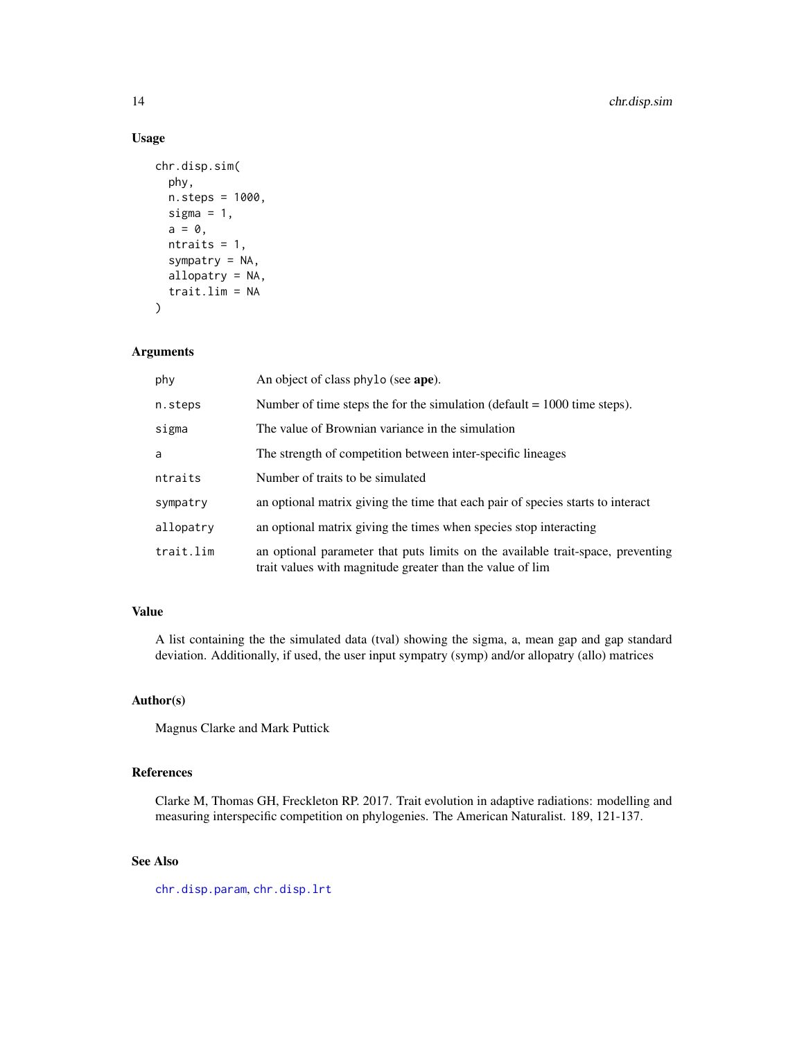### Usage

```
chr.disp.sim(
  phy,
  n.steps = 1000,
  sigma = 1,
  a = 0,
  ntraits = 1,
  sympatry = NA,
  allopatry = NA,
  trait.lim = NA
)
```

### Arguments

| | |
|---|---|
| phy | An object of class phylo (see **ape**). |
| n.steps | Number of time steps the for the simulation (default = 1000 time steps). |
| sigma | The value of Brownian variance in the simulation |
| a | The strength of competition between inter-specific lineages |
| ntraits | Number of traits to be simulated |
| sympatry | an optional matrix giving the time that each pair of species starts to interact |
| allopatry | an optional matrix giving the times when species stop interacting |
| trait.lim | an optional parameter that puts limits on the available trait-space, preventing trait values with magnitude greater than the value of lim |

### Value

A list containing the the simulated data (tval) showing the sigma, a, mean gap and gap standard deviation. Additionally, if used, the user input sympatry (symp) and/or allopatry (allo) matrices

### Author(s)

Magnus Clarke and Mark Puttick

### References

Clarke M, Thomas GH, Freckleton RP. 2017. Trait evolution in adaptive radiations: modelling and measuring interspecific competition on phylogenies. The American Naturalist. 189, 121-137.

### See Also

chr.disp.param, chr.disp.lrt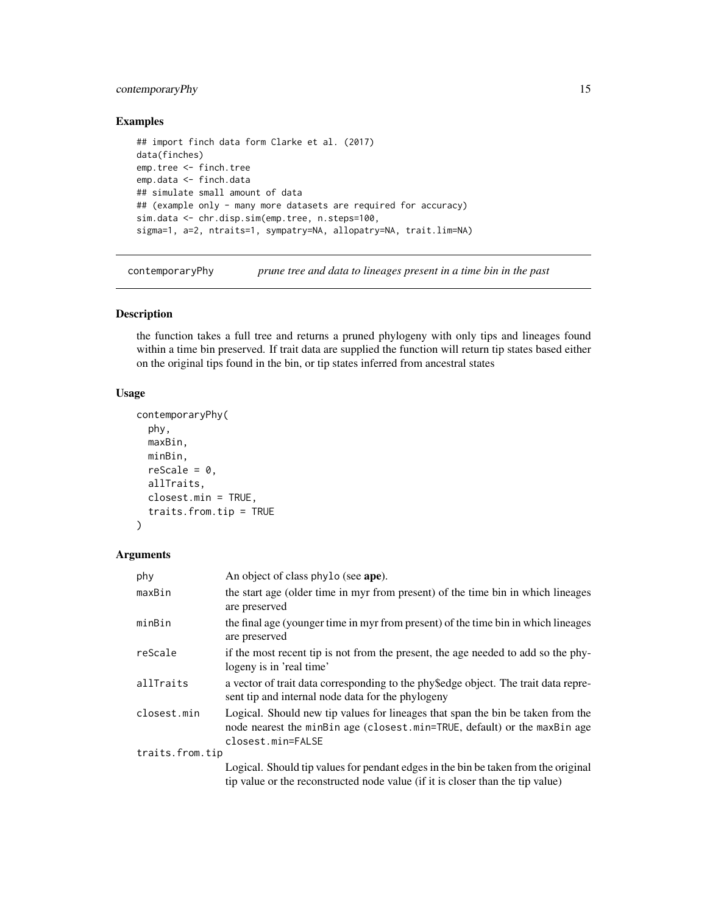## Examples

```
## import finch data form Clarke et al. (2017)
data(finches)
emp.tree <- finch.tree
emp.data <- finch.data
## simulate small amount of data
## (example only - many more datasets are required for accuracy)
sim.data <- chr.disp.sim(emp.tree, n.steps=100,
sigma=1, a=2, ntraits=1, sympatry=NA, allopatry=NA, trait.lim=NA)
```

---

# contemporaryPhy — *prune tree and data to lineages present in a time bin in the past*

## Description

the function takes a full tree and returns a pruned phylogeny with only tips and lineages found within a time bin preserved. If trait data are supplied the function will return tip states based either on the original tips found in the bin, or tip states inferred from ancestral states

## Usage

```
contemporaryPhy(
  phy,
  maxBin,
  minBin,
  reScale = 0,
  allTraits,
  closest.min = TRUE,
  traits.from.tip = TRUE
)
```

## Arguments

| | |
|---|---|
| `phy` | An object of class `phylo` (see **ape**). |
| `maxBin` | the start age (older time in myr from present) of the time bin in which lineages are preserved |
| `minBin` | the final age (younger time in myr from present) of the time bin in which lineages are preserved |
| `reScale` | if the most recent tip is not from the present, the age needed to add so the phylogeny is in 'real time' |
| `allTraits` | a vector of trait data corresponding to the phy$edge object. The trait data represent tip and internal node data for the phylogeny |
| `closest.min` | Logical. Should new tip values for lineages that span the bin be taken from the node nearest the `minBin` age (`closest.min=TRUE`, default) or the `maxBin` age `closest.min=FALSE` |
| `traits.from.tip` | Logical. Should tip values for pendant edges in the bin be taken from the original tip value or the reconstructed node value (if it is closer than the tip value) |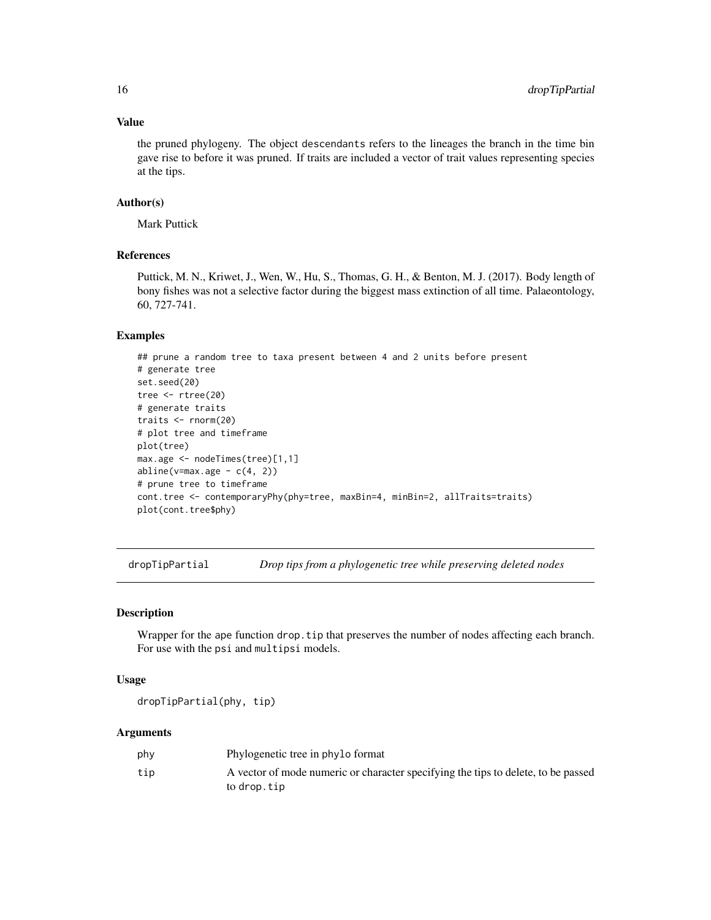### Value

the pruned phylogeny. The object `descendants` refers to the lineages the branch in the time bin gave rise to before it was pruned. If traits are included a vector of trait values representing species at the tips.

### Author(s)

Mark Puttick

### References

Puttick, M. N., Kriwet, J., Wen, W., Hu, S., Thomas, G. H., & Benton, M. J. (2017). Body length of bony fishes was not a selective factor during the biggest mass extinction of all time. Palaeontology, 60, 727-741.

### Examples

```
## prune a random tree to taxa present between 4 and 2 units before present
# generate tree
set.seed(20)
tree <- rtree(20)
# generate traits
traits <- rnorm(20)
# plot tree and timeframe
plot(tree)
max.age <- nodeTimes(tree)[1,1]
abline(v=max.age - c(4, 2))
# prune tree to timeframe
cont.tree <- contemporaryPhy(phy=tree, maxBin=4, minBin=2, allTraits=traits)
plot(cont.tree$phy)
```

---

## dropTipPartial — *Drop tips from a phylogenetic tree while preserving deleted nodes*

### Description

Wrapper for the ape function `drop.tip` that preserves the number of nodes affecting each branch. For use with the `psi` and `multipsi` models.

### Usage

```
dropTipPartial(phy, tip)
```

### Arguments

| | |
|---|---|
| `phy` | Phylogenetic tree in `phylo` format |
| `tip` | A vector of mode numeric or character specifying the tips to delete, to be passed to `drop.tip` |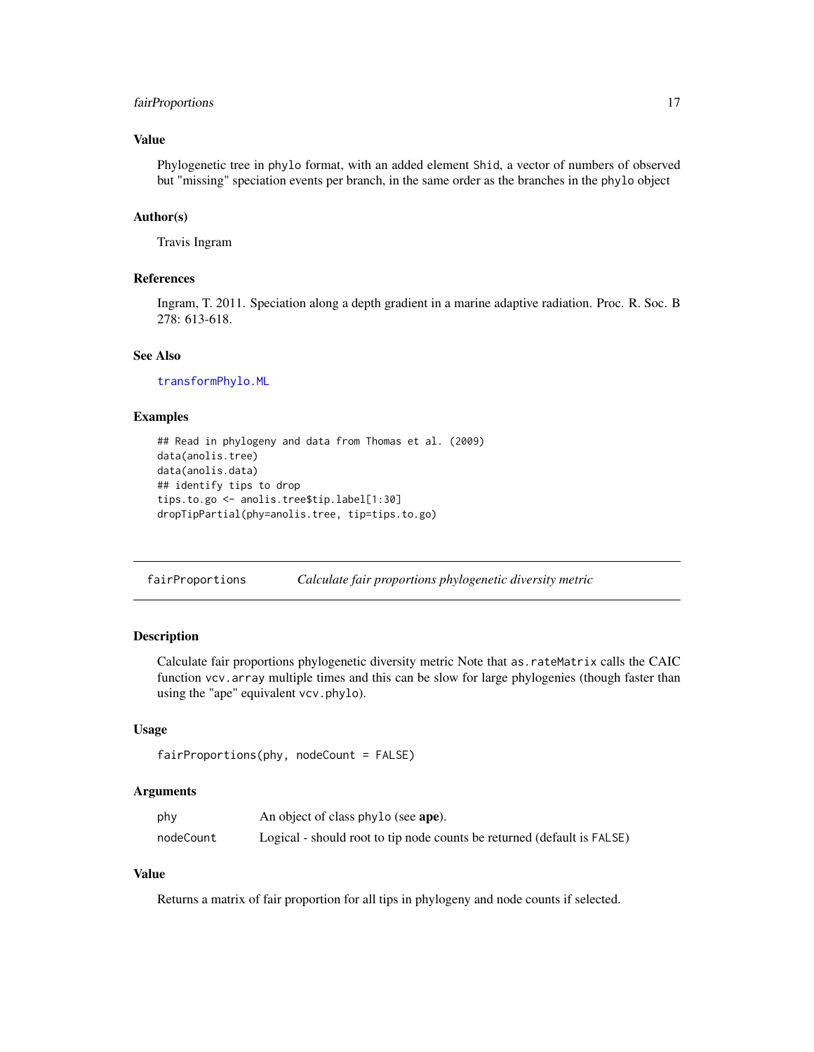### Value

Phylogenetic tree in phylo format, with an added element Shid, a vector of numbers of observed but "missing" speciation events per branch, in the same order as the branches in the phylo object

### Author(s)

Travis Ingram

### References

Ingram, T. 2011. Speciation along a depth gradient in a marine adaptive radiation. Proc. R. Soc. B 278: 613-618.

### See Also

transformPhylo.ML

### Examples

```
## Read in phylogeny and data from Thomas et al. (2009)
data(anolis.tree)
data(anolis.data)
## identify tips to drop
tips.to.go <- anolis.tree$tip.label[1:30]
dropTipPartial(phy=anolis.tree, tip=tips.to.go)
```

---

## fairProportions *Calculate fair proportions phylogenetic diversity metric*

### Description

Calculate fair proportions phylogenetic diversity metric Note that as.rateMatrix calls the CAIC function vcv.array multiple times and this can be slow for large phylogenies (though faster than using the "ape" equivalent vcv.phylo).

### Usage

```
fairProportions(phy, nodeCount = FALSE)
```

### Arguments

| | |
|---|---|
| phy | An object of class phylo (see **ape**). |
| nodeCount | Logical - should root to tip node counts be returned (default is FALSE) |

### Value

Returns a matrix of fair proportion for all tips in phylogeny and node counts if selected.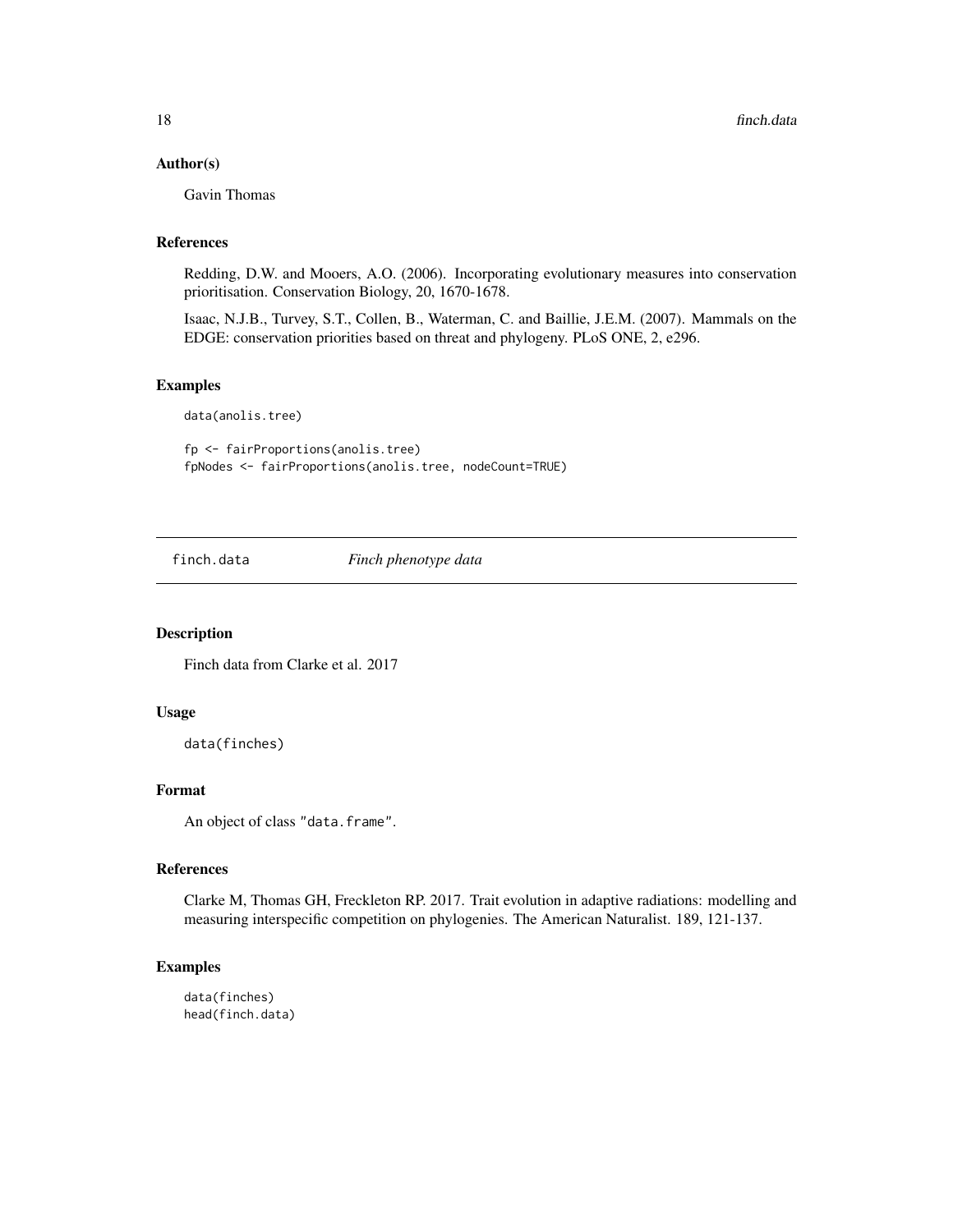### Author(s)

Gavin Thomas

### References

Redding, D.W. and Mooers, A.O. (2006). Incorporating evolutionary measures into conservation prioritisation. Conservation Biology, 20, 1670-1678.

Isaac, N.J.B., Turvey, S.T., Collen, B., Waterman, C. and Baillie, J.E.M. (2007). Mammals on the EDGE: conservation priorities based on threat and phylogeny. PLoS ONE, 2, e296.

### Examples

```
data(anolis.tree)

fp <- fairProportions(anolis.tree)
fpNodes <- fairProportions(anolis.tree, nodeCount=TRUE)
```

---

## finch.data *Finch phenotype data*

---

### Description

Finch data from Clarke et al. 2017

### Usage

```
data(finches)
```

### Format

An object of class "data.frame".

### References

Clarke M, Thomas GH, Freckleton RP. 2017. Trait evolution in adaptive radiations: modelling and measuring interspecific competition on phylogenies. The American Naturalist. 189, 121-137.

### Examples

```
data(finches)
head(finch.data)
```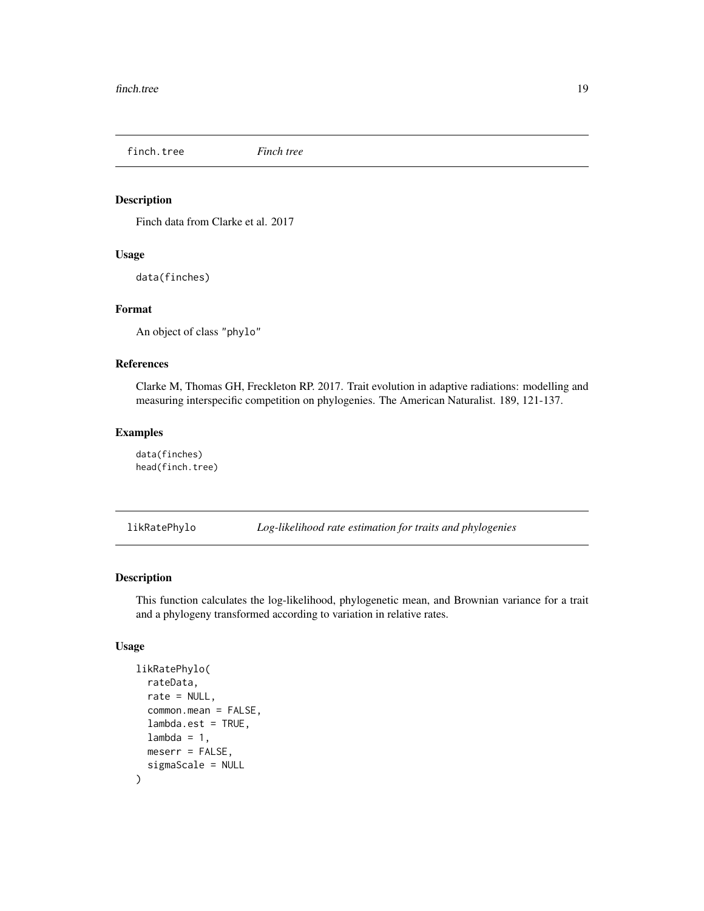## finch.tree *Finch tree*

### Description

Finch data from Clarke et al. 2017

### Usage

```
data(finches)
```

### Format

An object of class "phylo"

### References

Clarke M, Thomas GH, Freckleton RP. 2017. Trait evolution in adaptive radiations: modelling and measuring interspecific competition on phylogenies. The American Naturalist. 189, 121-137.

### Examples

```
data(finches)
head(finch.tree)
```

## likRatePhylo *Log-likelihood rate estimation for traits and phylogenies*

### Description

This function calculates the log-likelihood, phylogenetic mean, and Brownian variance for a trait and a phylogeny transformed according to variation in relative rates.

### Usage

```
likRatePhylo(
  rateData,
  rate = NULL,
  common.mean = FALSE,
  lambda.est = TRUE,
  lambda = 1,
  meserr = FALSE,
  sigmaScale = NULL
)
```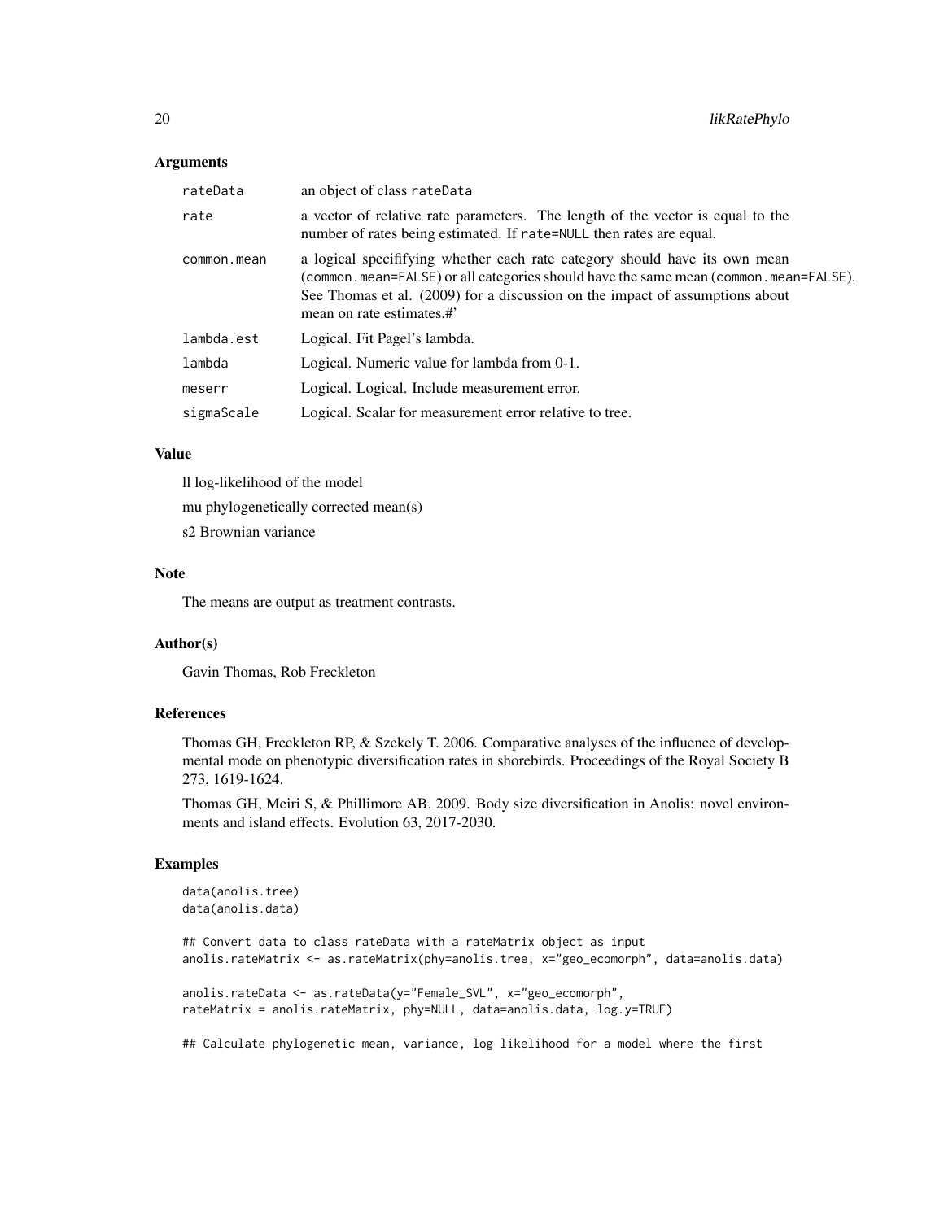### Arguments

| | |
|---|---|
| rateData | an object of class rateData |
| rate | a vector of relative rate parameters. The length of the vector is equal to the number of rates being estimated. If rate=NULL then rates are equal. |
| common.mean | a logical specififying whether each rate category should have its own mean (common.mean=FALSE) or all categories should have the same mean (common.mean=FALSE). See Thomas et al. (2009) for a discussion on the impact of assumptions about mean on rate estimates.#' |
| lambda.est | Logical. Fit Pagel's lambda. |
| lambda | Logical. Numeric value for lambda from 0-1. |
| meserr | Logical. Logical. Include measurement error. |
| sigmaScale | Logical. Scalar for measurement error relative to tree. |

### Value

ll log-likelihood of the model

mu phylogenetically corrected mean(s)

s2 Brownian variance

### Note

The means are output as treatment contrasts.

### Author(s)

Gavin Thomas, Rob Freckleton

### References

Thomas GH, Freckleton RP, & Szekely T. 2006. Comparative analyses of the influence of developmental mode on phenotypic diversification rates in shorebirds. Proceedings of the Royal Society B 273, 1619-1624.

Thomas GH, Meiri S, & Phillimore AB. 2009. Body size diversification in Anolis: novel environments and island effects. Evolution 63, 2017-2030.

### Examples

```
data(anolis.tree)
data(anolis.data)

## Convert data to class rateData with a rateMatrix object as input
anolis.rateMatrix <- as.rateMatrix(phy=anolis.tree, x="geo_ecomorph", data=anolis.data)

anolis.rateData <- as.rateData(y="Female_SVL", x="geo_ecomorph",
rateMatrix = anolis.rateMatrix, phy=NULL, data=anolis.data, log.y=TRUE)

## Calculate phylogenetic mean, variance, log likelihood for a model where the first
```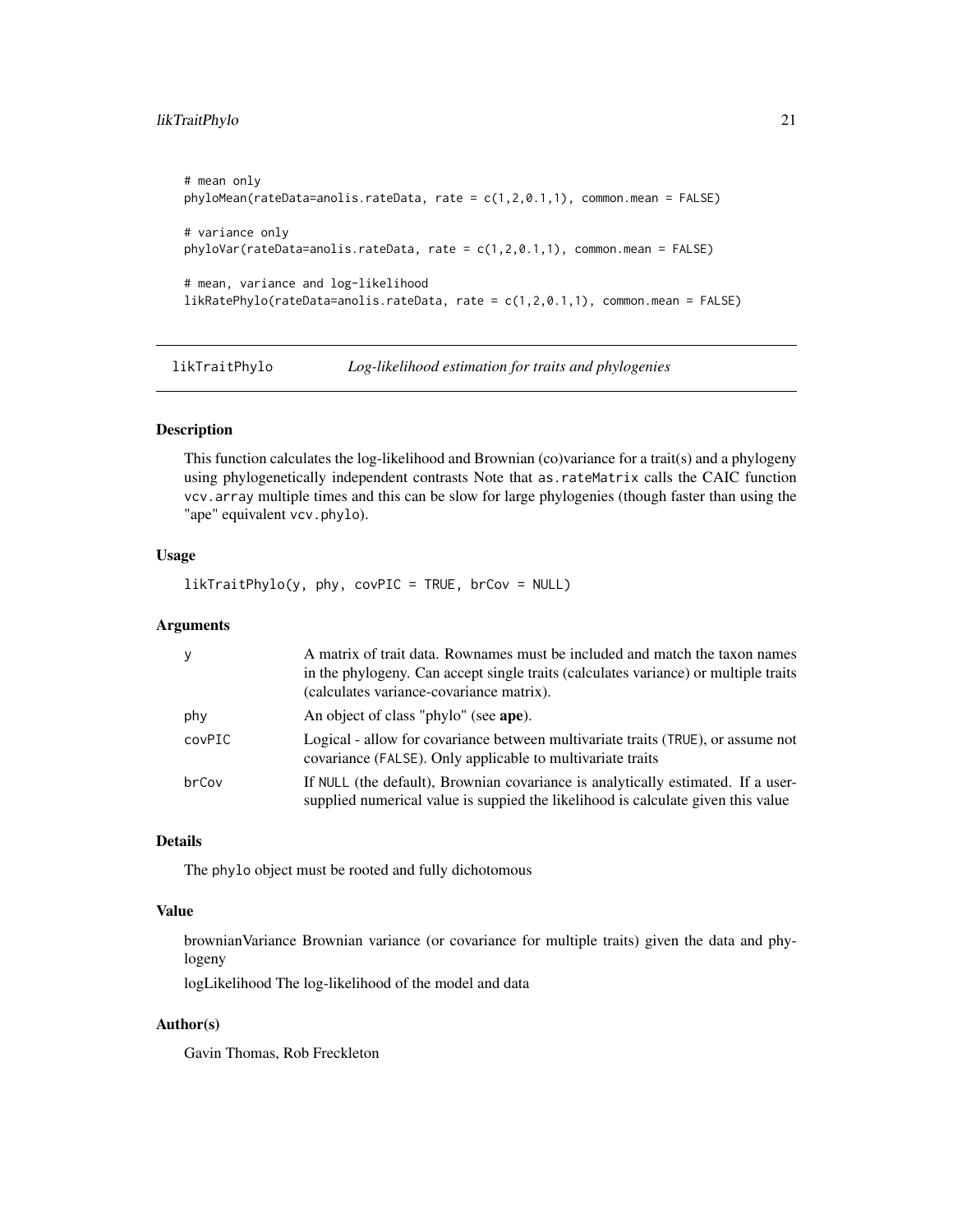```
# mean only
phyloMean(rateData=anolis.rateData, rate = c(1,2,0.1,1), common.mean = FALSE)

# variance only
phyloVar(rateData=anolis.rateData, rate = c(1,2,0.1,1), common.mean = FALSE)

# mean, variance and log-likelihood
likRatePhylo(rateData=anolis.rateData, rate = c(1,2,0.1,1), common.mean = FALSE)
```

## likTraitPhylo — *Log-likelihood estimation for traits and phylogenies*

### Description

This function calculates the log-likelihood and Brownian (co)variance for a trait(s) and a phylogeny using phylogenetically independent contrasts Note that `as.rateMatrix` calls the CAIC function `vcv.array` multiple times and this can be slow for large phylogenies (though faster than using the "ape" equivalent `vcv.phylo`).

### Usage

```
likTraitPhylo(y, phy, covPIC = TRUE, brCov = NULL)
```

### Arguments

| | |
|---|---|
| `y` | A matrix of trait data. Rownames must be included and match the taxon names in the phylogeny. Can accept single traits (calculates variance) or multiple traits (calculates variance-covariance matrix). |
| `phy` | An object of class "phylo" (see **ape**). |
| `covPIC` | Logical - allow for covariance between multivariate traits (`TRUE`), or assume not covariance (`FALSE`). Only applicable to multivariate traits |
| `brCov` | If `NULL` (the default), Brownian covariance is analytically estimated. If a user-supplied numerical value is suppied the likelihood is calculate given this value |

### Details

The `phylo` object must be rooted and fully dichotomous

### Value

brownianVariance Brownian variance (or covariance for multiple traits) given the data and phylogeny

logLikelihood The log-likelihood of the model and data

### Author(s)

Gavin Thomas, Rob Freckleton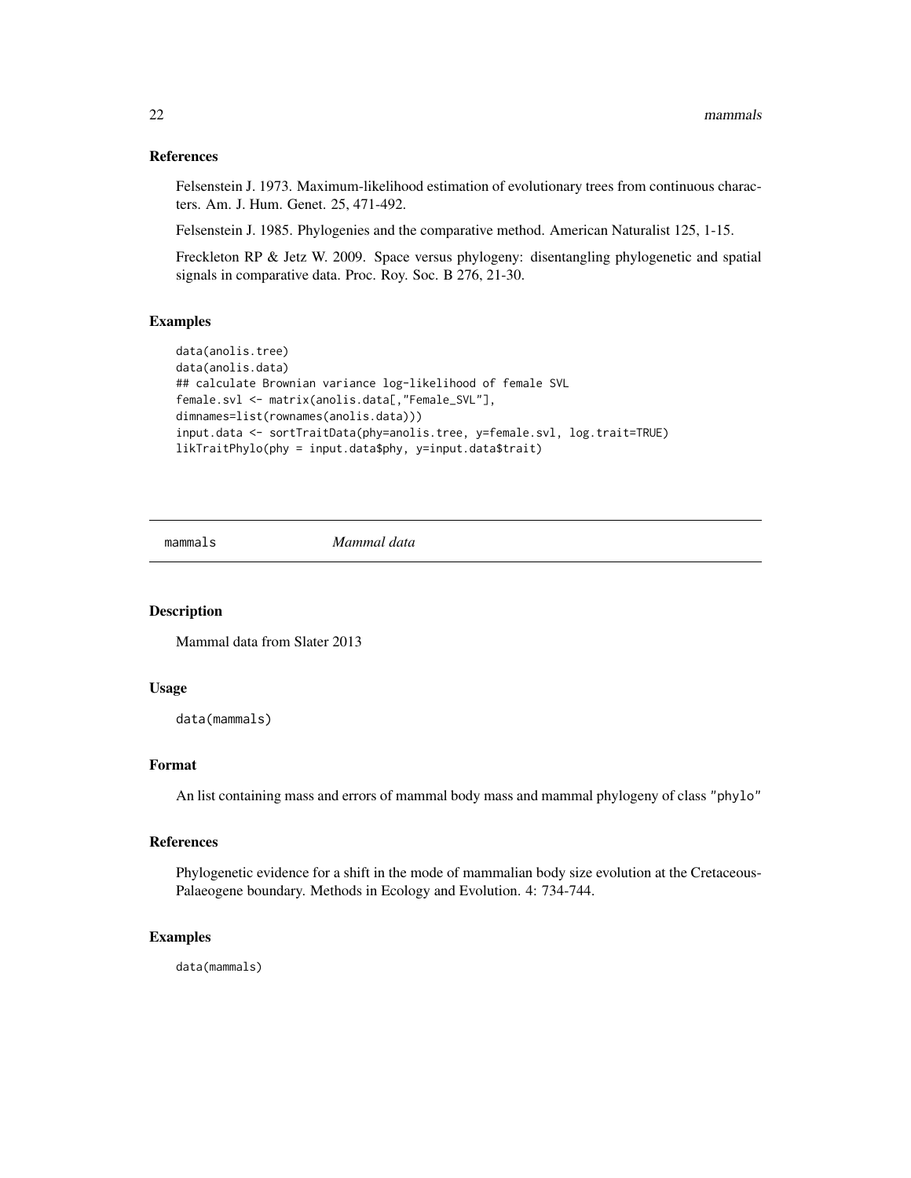### References

Felsenstein J. 1973. Maximum-likelihood estimation of evolutionary trees from continuous characters. Am. J. Hum. Genet. 25, 471-492.

Felsenstein J. 1985. Phylogenies and the comparative method. American Naturalist 125, 1-15.

Freckleton RP & Jetz W. 2009. Space versus phylogeny: disentangling phylogenetic and spatial signals in comparative data. Proc. Roy. Soc. B 276, 21-30.

### Examples

```
data(anolis.tree)
data(anolis.data)
## calculate Brownian variance log-likelihood of female SVL
female.svl <- matrix(anolis.data[,"Female_SVL"],
dimnames=list(rownames(anolis.data)))
input.data <- sortTraitData(phy=anolis.tree, y=female.svl, log.trait=TRUE)
likTraitPhylo(phy = input.data$phy, y=input.data$trait)
```

---

## mammals *Mammal data*

### Description

Mammal data from Slater 2013

### Usage

```
data(mammals)
```

### Format

An list containing mass and errors of mammal body mass and mammal phylogeny of class "phylo"

### References

Phylogenetic evidence for a shift in the mode of mammalian body size evolution at the Cretaceous-Palaeogene boundary. Methods in Ecology and Evolution. 4: 734-744.

### Examples

```
data(mammals)
```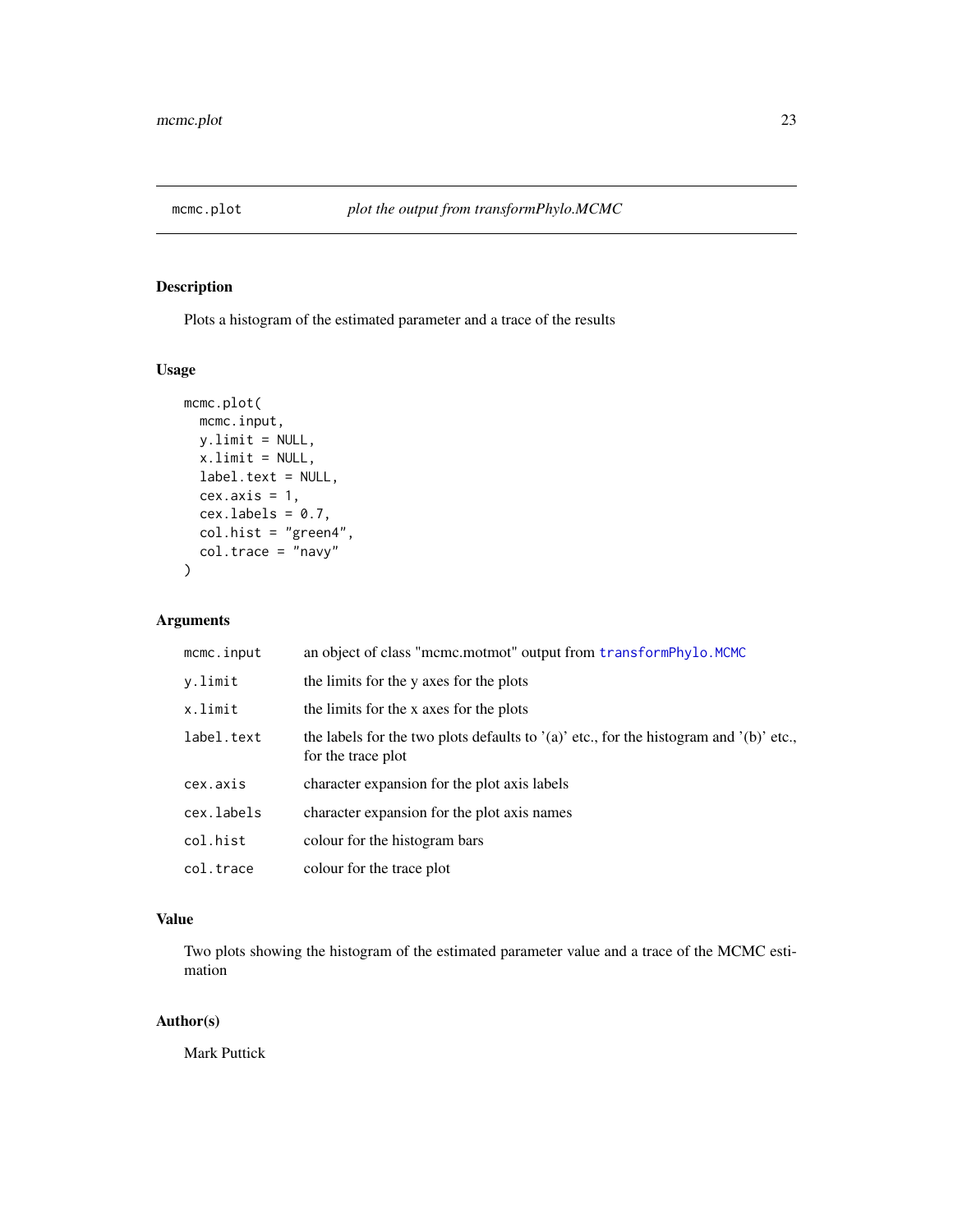## mcmc.plot *plot the output from transformPhylo.MCMC*

### Description

Plots a histogram of the estimated parameter and a trace of the results

### Usage

```
mcmc.plot(
  mcmc.input,
  y.limit = NULL,
  x.limit = NULL,
  label.text = NULL,
  cex.axis = 1,
  cex.labels = 0.7,
  col.hist = "green4",
  col.trace = "navy"
)
```

### Arguments

| | |
|---|---|
| `mcmc.input` | an object of class "mcmc.motmot" output from `transformPhylo.MCMC` |
| `y.limit` | the limits for the y axes for the plots |
| `x.limit` | the limits for the x axes for the plots |
| `label.text` | the labels for the two plots defaults to '(a)' etc., for the histogram and '(b)' etc., for the trace plot |
| `cex.axis` | character expansion for the plot axis labels |
| `cex.labels` | character expansion for the plot axis names |
| `col.hist` | colour for the histogram bars |
| `col.trace` | colour for the trace plot |

### Value

Two plots showing the histogram of the estimated parameter value and a trace of the MCMC estimation

### Author(s)

Mark Puttick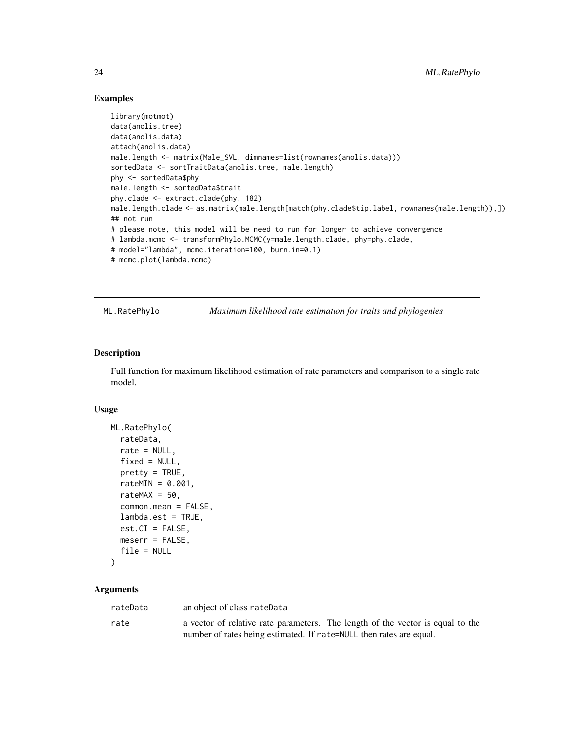## Examples

```
library(motmot)
data(anolis.tree)
data(anolis.data)
attach(anolis.data)
male.length <- matrix(Male_SVL, dimnames=list(rownames(anolis.data)))
sortedData <- sortTraitData(anolis.tree, male.length)
phy <- sortedData$phy
male.length <- sortedData$trait
phy.clade <- extract.clade(phy, 182)
male.length.clade <- as.matrix(male.length[match(phy.clade$tip.label, rownames(male.length)),])
## not run
# please note, this model will be need to run for longer to achieve convergence
# lambda.mcmc <- transformPhylo.MCMC(y=male.length.clade, phy=phy.clade,
# model="lambda", mcmc.iteration=100, burn.in=0.1)
# mcmc.plot(lambda.mcmc)
```

---

# ML.RatePhylo *Maximum likelihood rate estimation for traits and phylogenies*

## Description

Full function for maximum likelihood estimation of rate parameters and comparison to a single rate model.

## Usage

```
ML.RatePhylo(
  rateData,
  rate = NULL,
  fixed = NULL,
  pretty = TRUE,
  rateMIN = 0.001,
  rateMAX = 50,
  common.mean = FALSE,
  lambda.est = TRUE,
  est.CI = FALSE,
  meserr = FALSE,
  file = NULL
)
```

## Arguments

| | |
|---|---|
| rateData | an object of class rateData |
| rate | a vector of relative rate parameters. The length of the vector is equal to the number of rates being estimated. If rate=NULL then rates are equal. |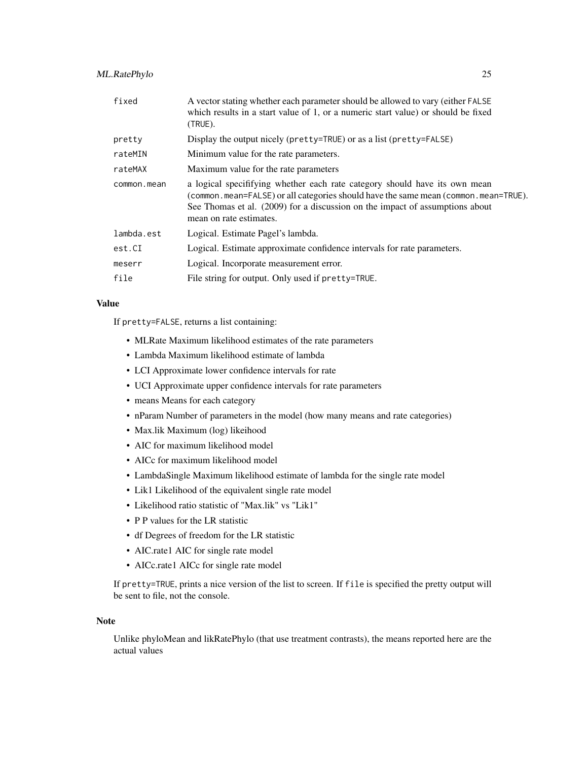| | |
|---|---|
| `fixed` | A vector stating whether each parameter should be allowed to vary (either `FALSE` which results in a start value of 1, or a numeric start value) or should be fixed (`TRUE`). |
| `pretty` | Display the output nicely (`pretty=TRUE`) or as a list (`pretty=FALSE`) |
| `rateMIN` | Minimum value for the rate parameters. |
| `rateMAX` | Maximum value for the rate parameters |
| `common.mean` | a logical specififying whether each rate category should have its own mean (`common.mean=FALSE`) or all categories should have the same mean (`common.mean=TRUE`). See Thomas et al. (2009) for a discussion on the impact of assumptions about mean on rate estimates. |
| `lambda.est` | Logical. Estimate Pagel's lambda. |
| `est.CI` | Logical. Estimate approximate confidence intervals for rate parameters. |
| `meserr` | Logical. Incorporate measurement error. |
| `file` | File string for output. Only used if `pretty=TRUE`. |

### Value

If `pretty=FALSE`, returns a list containing:

- MLRate Maximum likelihood estimates of the rate parameters
- Lambda Maximum likelihood estimate of lambda
- LCI Approximate lower confidence intervals for rate
- UCI Approximate upper confidence intervals for rate parameters
- means Means for each category
- nParam Number of parameters in the model (how many means and rate categories)
- Max.lik Maximum (log) likeihood
- AIC for maximum likelihood model
- AICc for maximum likelihood model
- LambdaSingle Maximum likelihood estimate of lambda for the single rate model
- Lik1 Likelihood of the equivalent single rate model
- Likelihood ratio statistic of "Max.lik" vs "Lik1"
- P P values for the LR statistic
- df Degrees of freedom for the LR statistic
- AIC.rate1 AIC for single rate model
- AICc.rate1 AICc for single rate model

If `pretty=TRUE`, prints a nice version of the list to screen. If `file` is specified the pretty output will be sent to file, not the console.

### Note

Unlike phyloMean and likRatePhylo (that use treatment contrasts), the means reported here are the actual values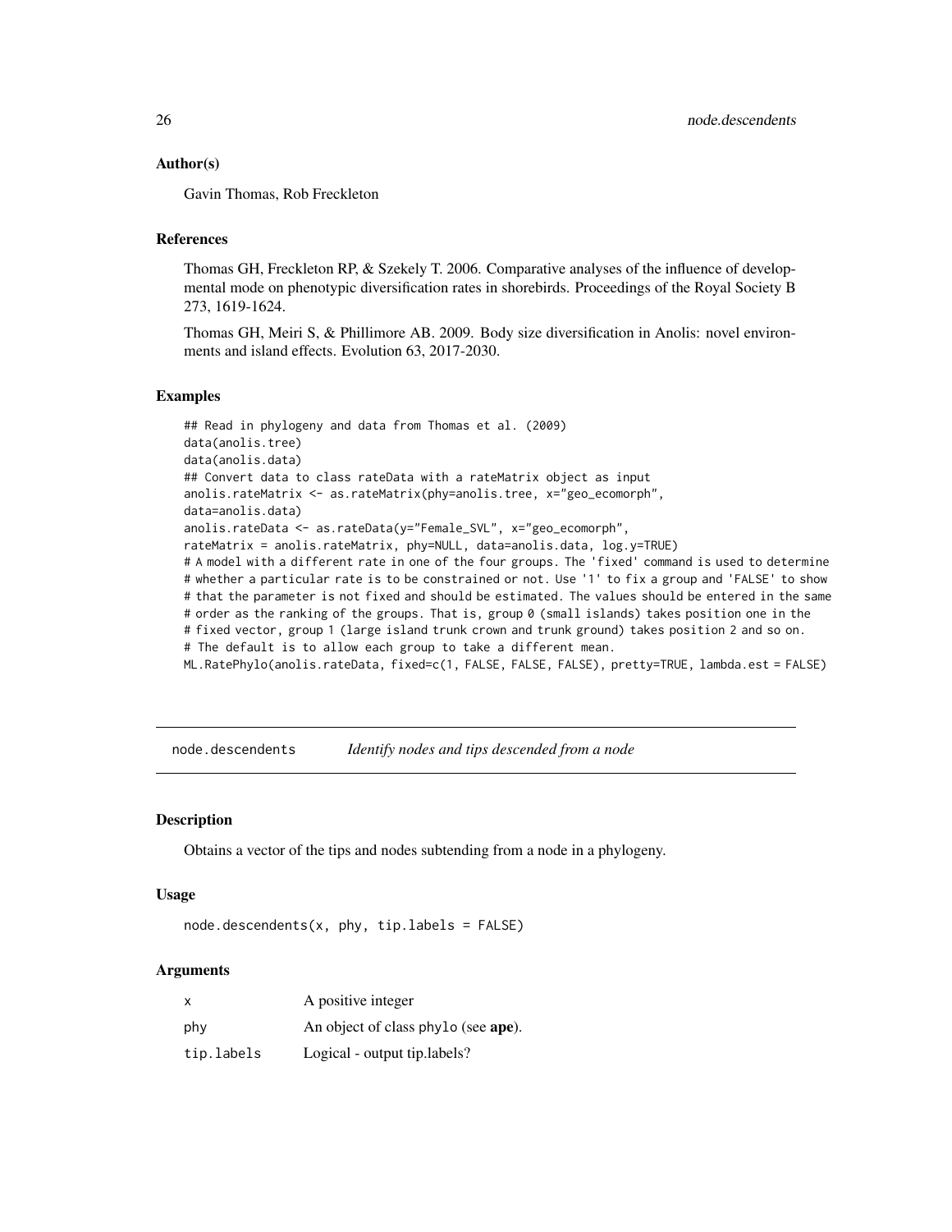### Author(s)

Gavin Thomas, Rob Freckleton

### References

Thomas GH, Freckleton RP, & Szekely T. 2006. Comparative analyses of the influence of developmental mode on phenotypic diversification rates in shorebirds. Proceedings of the Royal Society B 273, 1619-1624.

Thomas GH, Meiri S, & Phillimore AB. 2009. Body size diversification in Anolis: novel environments and island effects. Evolution 63, 2017-2030.

### Examples

```
## Read in phylogeny and data from Thomas et al. (2009)
data(anolis.tree)
data(anolis.data)
## Convert data to class rateData with a rateMatrix object as input
anolis.rateMatrix <- as.rateMatrix(phy=anolis.tree, x="geo_ecomorph",
data=anolis.data)
anolis.rateData <- as.rateData(y="Female_SVL", x="geo_ecomorph",
rateMatrix = anolis.rateMatrix, phy=NULL, data=anolis.data, log.y=TRUE)
# A model with a different rate in one of the four groups. The 'fixed' command is used to determine
# whether a particular rate is to be constrained or not. Use '1' to fix a group and 'FALSE' to show
# that the parameter is not fixed and should be estimated. The values should be entered in the same
# order as the ranking of the groups. That is, group 0 (small islands) takes position one in the
# fixed vector, group 1 (large island trunk crown and trunk ground) takes position 2 and so on.
# The default is to allow each group to take a different mean.
ML.RatePhylo(anolis.rateData, fixed=c(1, FALSE, FALSE, FALSE), pretty=TRUE, lambda.est = FALSE)
```

---

## node.descendents *Identify nodes and tips descended from a node*

### Description

Obtains a vector of the tips and nodes subtending from a node in a phylogeny.

### Usage

```
node.descendents(x, phy, tip.labels = FALSE)
```

### Arguments

| | |
|---|---|
| x | A positive integer |
| phy | An object of class phylo (see **ape**). |
| tip.labels | Logical - output tip.labels? |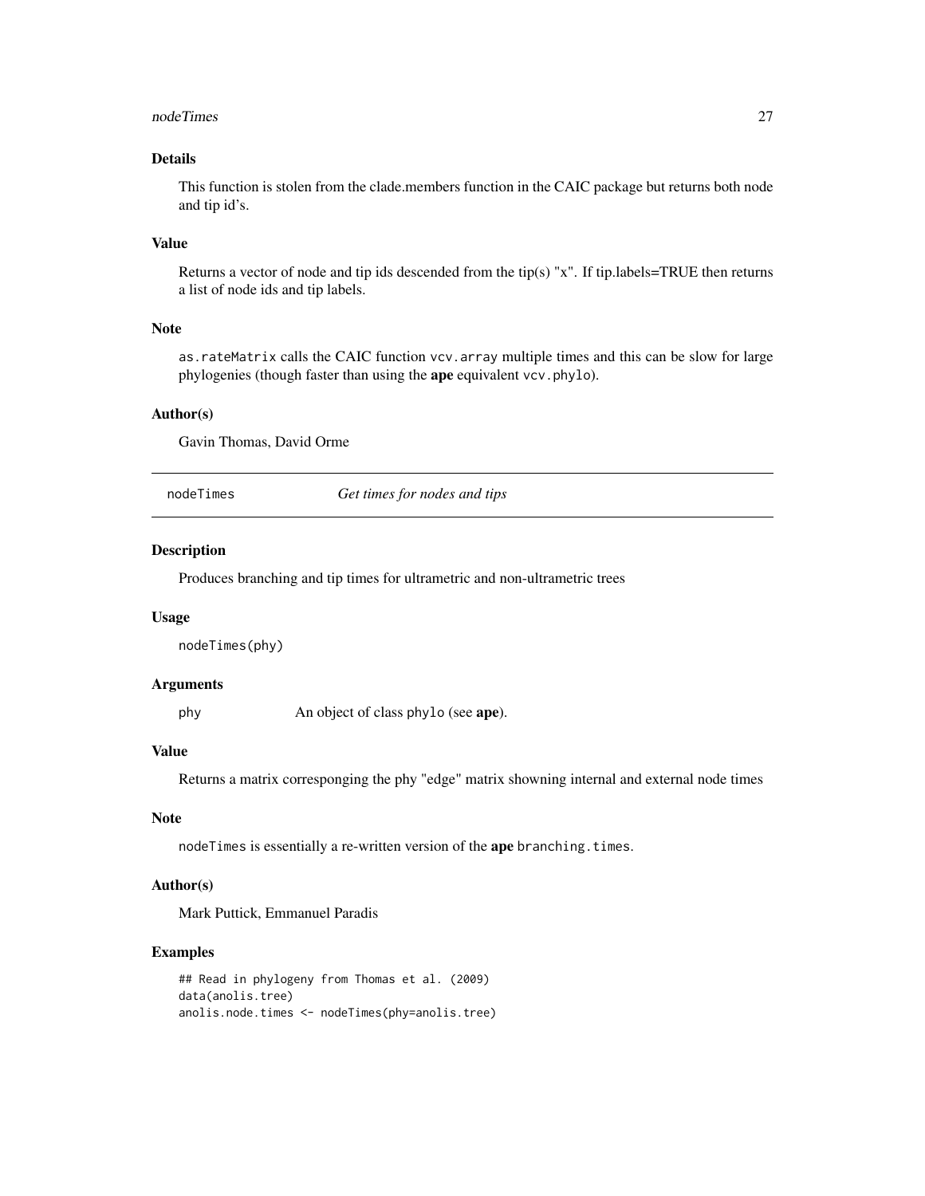### Details

This function is stolen from the clade.members function in the CAIC package but returns both node and tip id's.

### Value

Returns a vector of node and tip ids descended from the tip(s) "x". If tip.labels=TRUE then returns a list of node ids and tip labels.

### Note

`as.rateMatrix` calls the CAIC function `vcv.array` multiple times and this can be slow for large phylogenies (though faster than using the **ape** equivalent `vcv.phylo`).

### Author(s)

Gavin Thomas, David Orme

---

## nodeTimes — *Get times for nodes and tips*

---

### Description

Produces branching and tip times for ultrametric and non-ultrametric trees

### Usage

```
nodeTimes(phy)
```

### Arguments

| | |
|---|---|
| `phy` | An object of class `phylo` (see **ape**). |

### Value

Returns a matrix corresponging the phy "edge" matrix showning internal and external node times

### Note

`nodeTimes` is essentially a re-written version of the **ape** `branching.times`.

### Author(s)

Mark Puttick, Emmanuel Paradis

### Examples

```
## Read in phylogeny from Thomas et al. (2009)
data(anolis.tree)
anolis.node.times <- nodeTimes(phy=anolis.tree)
```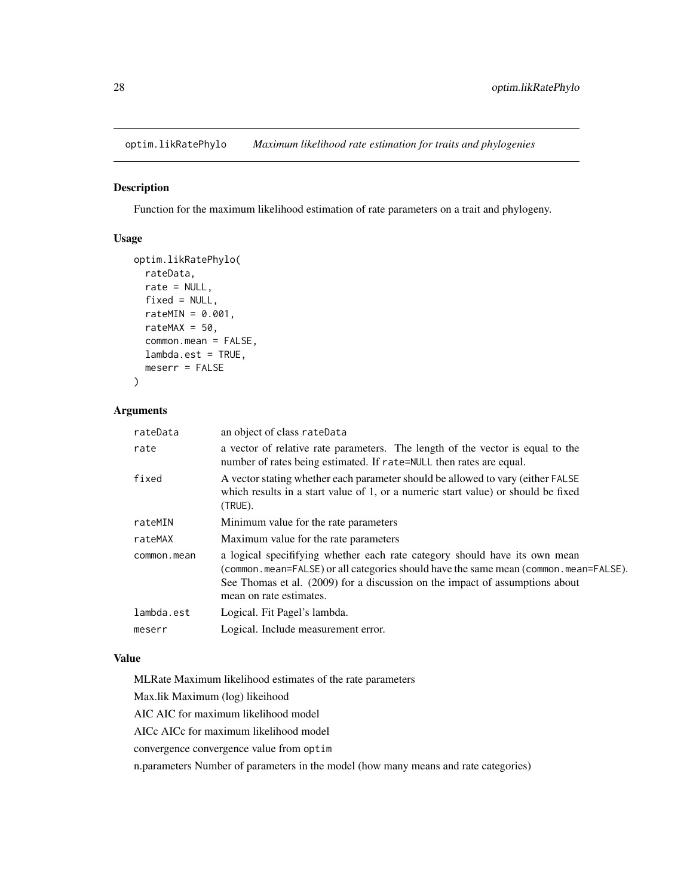## optim.likRatePhylo *Maximum likelihood rate estimation for traits and phylogenies*

### Description

Function for the maximum likelihood estimation of rate parameters on a trait and phylogeny.

### Usage

```
optim.likRatePhylo(
  rateData,
  rate = NULL,
  fixed = NULL,
  rateMIN = 0.001,
  rateMAX = 50,
  common.mean = FALSE,
  lambda.est = TRUE,
  meserr = FALSE
)
```

### Arguments

| | |
|---|---|
| rateData | an object of class rateData |
| rate | a vector of relative rate parameters. The length of the vector is equal to the number of rates being estimated. If rate=NULL then rates are equal. |
| fixed | A vector stating whether each parameter should be allowed to vary (either FALSE which results in a start value of 1, or a numeric start value) or should be fixed (TRUE). |
| rateMIN | Minimum value for the rate parameters |
| rateMAX | Maximum value for the rate parameters |
| common.mean | a logical specififying whether each rate category should have its own mean (common.mean=FALSE) or all categories should have the same mean (common.mean=FALSE). See Thomas et al. (2009) for a discussion on the impact of assumptions about mean on rate estimates. |
| lambda.est | Logical. Fit Pagel's lambda. |
| meserr | Logical. Include measurement error. |

### Value

MLRate Maximum likelihood estimates of the rate parameters

Max.lik Maximum (log) likeihood

AIC AIC for maximum likelihood model

AICc AICc for maximum likelihood model

convergence convergence value from optim

n.parameters Number of parameters in the model (how many means and rate categories)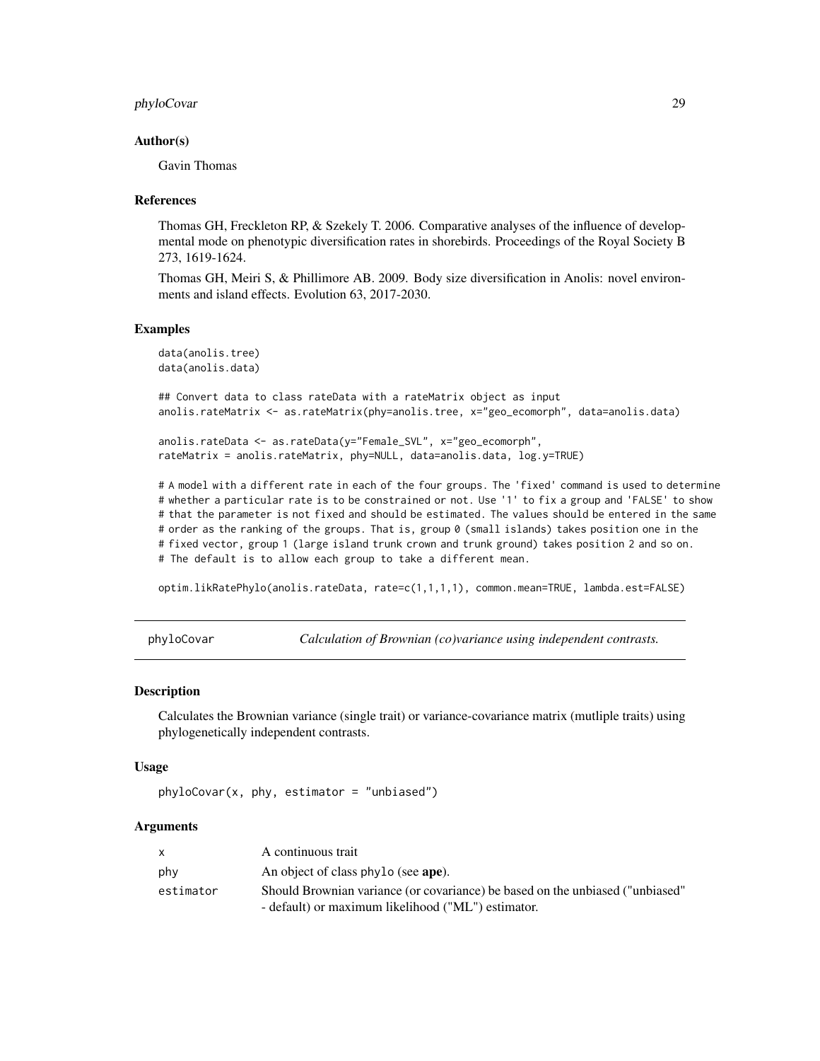### Author(s)

Gavin Thomas

### References

Thomas GH, Freckleton RP, & Szekely T. 2006. Comparative analyses of the influence of developmental mode on phenotypic diversification rates in shorebirds. Proceedings of the Royal Society B 273, 1619-1624.

Thomas GH, Meiri S, & Phillimore AB. 2009. Body size diversification in Anolis: novel environments and island effects. Evolution 63, 2017-2030.

### Examples

```
data(anolis.tree)
data(anolis.data)

## Convert data to class rateData with a rateMatrix object as input
anolis.rateMatrix <- as.rateMatrix(phy=anolis.tree, x="geo_ecomorph", data=anolis.data)

anolis.rateData <- as.rateData(y="Female_SVL", x="geo_ecomorph",
rateMatrix = anolis.rateMatrix, phy=NULL, data=anolis.data, log.y=TRUE)

# A model with a different rate in each of the four groups. The 'fixed' command is used to determine
# whether a particular rate is to be constrained or not. Use '1' to fix a group and 'FALSE' to show
# that the parameter is not fixed and should be estimated. The values should be entered in the same
# order as the ranking of the groups. That is, group 0 (small islands) takes position one in the
# fixed vector, group 1 (large island trunk crown and trunk ground) takes position 2 and so on.
# The default is to allow each group to take a different mean.

optim.likRatePhylo(anolis.rateData, rate=c(1,1,1,1), common.mean=TRUE, lambda.est=FALSE)
```

---

## phyloCovar — *Calculation of Brownian (co)variance using independent contrasts.*

### Description

Calculates the Brownian variance (single trait) or variance-covariance matrix (mutliple traits) using phylogenetically independent contrasts.

### Usage

```
phyloCovar(x, phy, estimator = "unbiased")
```

### Arguments

| | |
|---|---|
| x | A continuous trait |
| phy | An object of class phylo (see **ape**). |
| estimator | Should Brownian variance (or covariance) be based on the unbiased ("unbiased" - default) or maximum likelihood ("ML") estimator. |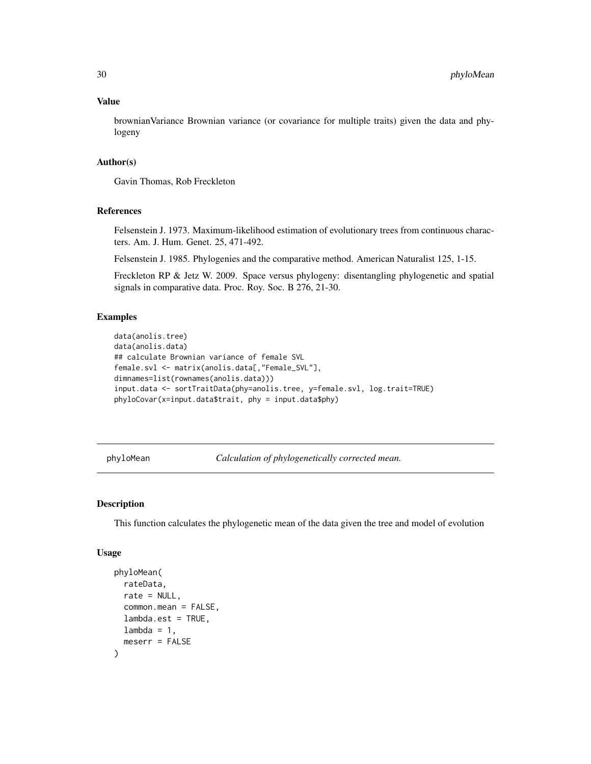## Value

brownianVariance Brownian variance (or covariance for multiple traits) given the data and phylogeny

## Author(s)

Gavin Thomas, Rob Freckleton

## References

Felsenstein J. 1973. Maximum-likelihood estimation of evolutionary trees from continuous characters. Am. J. Hum. Genet. 25, 471-492.

Felsenstein J. 1985. Phylogenies and the comparative method. American Naturalist 125, 1-15.

Freckleton RP & Jetz W. 2009. Space versus phylogeny: disentangling phylogenetic and spatial signals in comparative data. Proc. Roy. Soc. B 276, 21-30.

## Examples

```
data(anolis.tree)
data(anolis.data)
## calculate Brownian variance of female SVL
female.svl <- matrix(anolis.data[,"Female_SVL"],
dimnames=list(rownames(anolis.data)))
input.data <- sortTraitData(phy=anolis.tree, y=female.svl, log.trait=TRUE)
phyloCovar(x=input.data$trait, phy = input.data$phy)
```

---

# phyloMean *Calculation of phylogenetically corrected mean.*

---

## Description

This function calculates the phylogenetic mean of the data given the tree and model of evolution

## Usage

```
phyloMean(
  rateData,
  rate = NULL,
  common.mean = FALSE,
  lambda.est = TRUE,
  lambda = 1,
  meserr = FALSE
)
```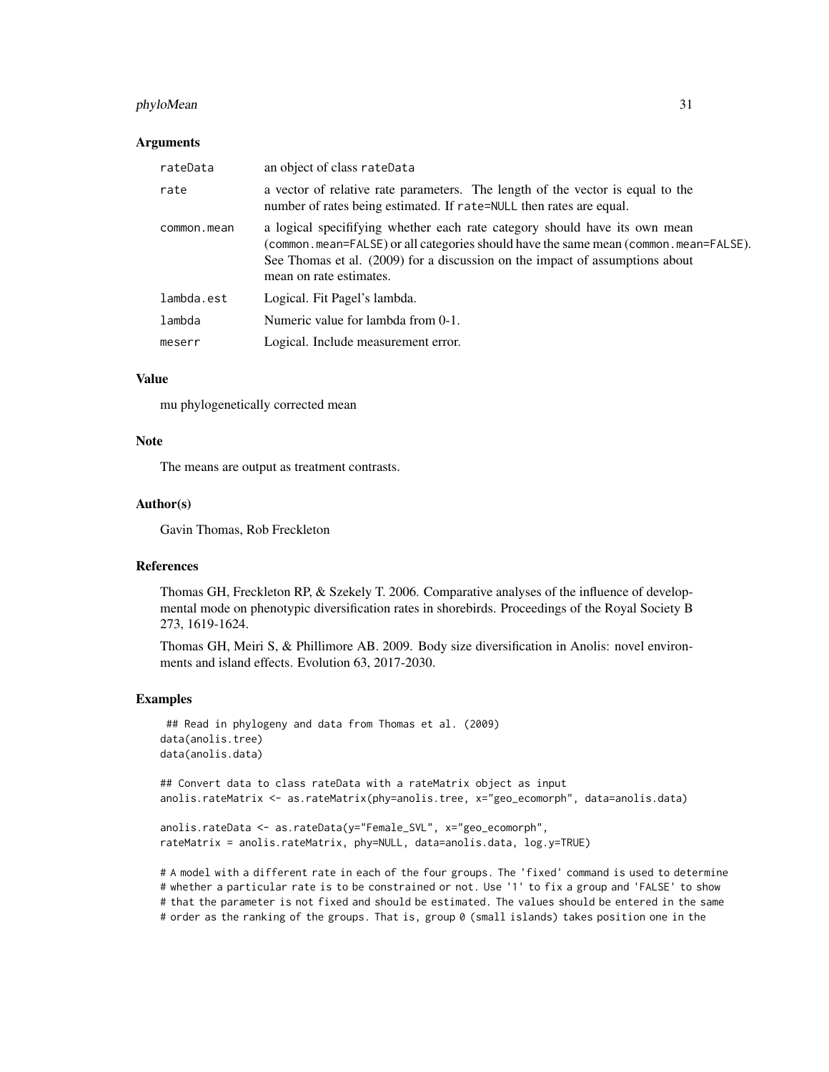## Arguments

| | |
|---|---|
| `rateData` | an object of class `rateData` |
| `rate` | a vector of relative rate parameters. The length of the vector is equal to the number of rates being estimated. If `rate=NULL` then rates are equal. |
| `common.mean` | a logical specififying whether each rate category should have its own mean (`common.mean=FALSE`) or all categories should have the same mean (`common.mean=FALSE`). See Thomas et al. (2009) for a discussion on the impact of assumptions about mean on rate estimates. |
| `lambda.est` | Logical. Fit Pagel's lambda. |
| `lambda` | Numeric value for lambda from 0-1. |
| `meserr` | Logical. Include measurement error. |

## Value

mu phylogenetically corrected mean

## Note

The means are output as treatment contrasts.

## Author(s)

Gavin Thomas, Rob Freckleton

## References

Thomas GH, Freckleton RP, & Szekely T. 2006. Comparative analyses of the influence of developmental mode on phenotypic diversification rates in shorebirds. Proceedings of the Royal Society B 273, 1619-1624.

Thomas GH, Meiri S, & Phillimore AB. 2009. Body size diversification in Anolis: novel environments and island effects. Evolution 63, 2017-2030.

## Examples

```
 ## Read in phylogeny and data from Thomas et al. (2009)
data(anolis.tree)
data(anolis.data)

## Convert data to class rateData with a rateMatrix object as input
anolis.rateMatrix <- as.rateMatrix(phy=anolis.tree, x="geo_ecomorph", data=anolis.data)

anolis.rateData <- as.rateData(y="Female_SVL", x="geo_ecomorph",
rateMatrix = anolis.rateMatrix, phy=NULL, data=anolis.data, log.y=TRUE)

# A model with a different rate in each of the four groups. The 'fixed' command is used to determine
# whether a particular rate is to be constrained or not. Use '1' to fix a group and 'FALSE' to show
# that the parameter is not fixed and should be estimated. The values should be entered in the same
# order as the ranking of the groups. That is, group 0 (small islands) takes position one in the
```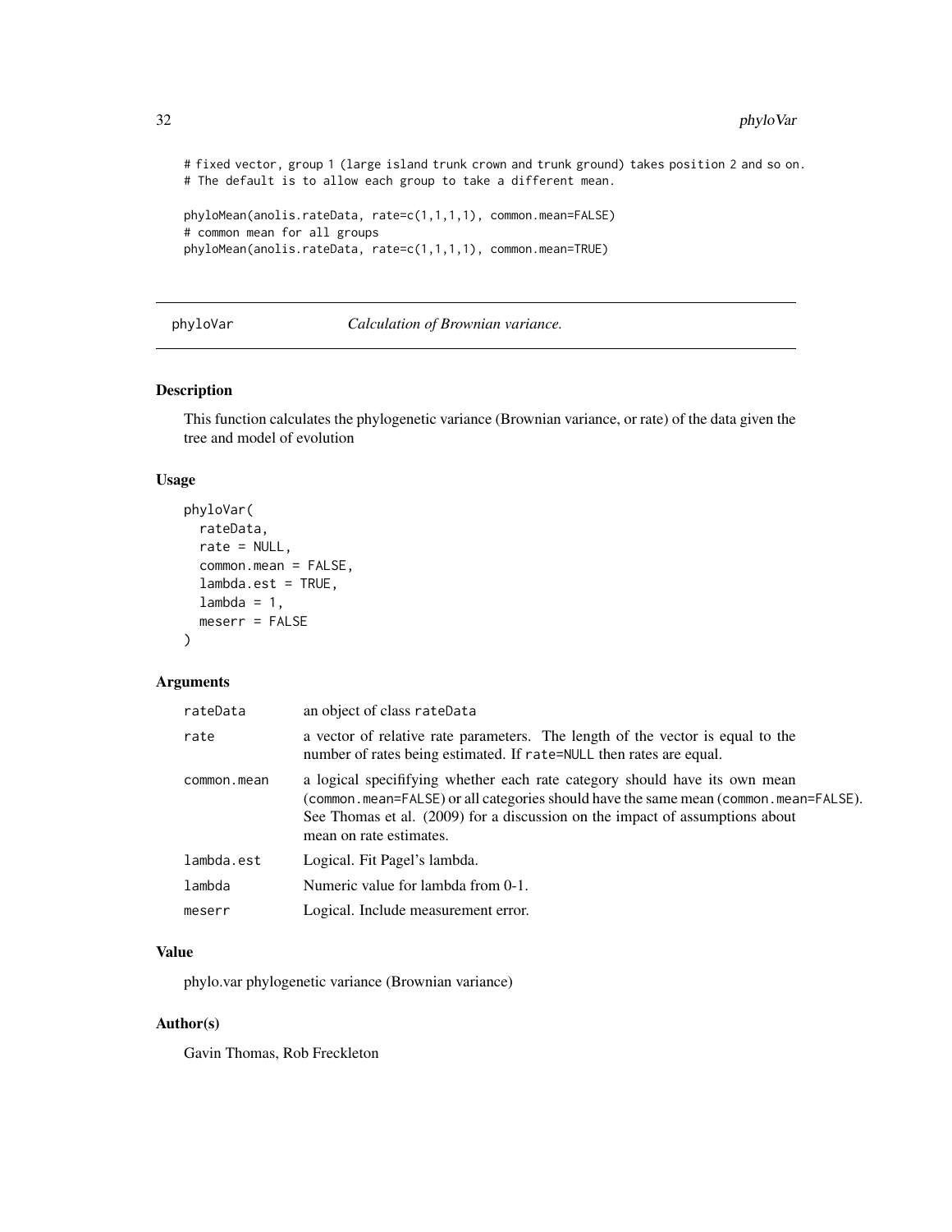```
# fixed vector, group 1 (large island trunk crown and trunk ground) takes position 2 and so on.
# The default is to allow each group to take a different mean.

phyloMean(anolis.rateData, rate=c(1,1,1,1), common.mean=FALSE)
# common mean for all groups
phyloMean(anolis.rateData, rate=c(1,1,1,1), common.mean=TRUE)
```

---

## phyloVar — *Calculation of Brownian variance.*

### Description

This function calculates the phylogenetic variance (Brownian variance, or rate) of the data given the tree and model of evolution

### Usage

```
phyloVar(
  rateData,
  rate = NULL,
  common.mean = FALSE,
  lambda.est = TRUE,
  lambda = 1,
  meserr = FALSE
)
```

### Arguments

| | |
|---|---|
| `rateData` | an object of class `rateData` |
| `rate` | a vector of relative rate parameters. The length of the vector is equal to the number of rates being estimated. If `rate=NULL` then rates are equal. |
| `common.mean` | a logical specififying whether each rate category should have its own mean (`common.mean=FALSE`) or all categories should have the same mean (`common.mean=FALSE`). See Thomas et al. (2009) for a discussion on the impact of assumptions about mean on rate estimates. |
| `lambda.est` | Logical. Fit Pagel's lambda. |
| `lambda` | Numeric value for lambda from 0-1. |
| `meserr` | Logical. Include measurement error. |

### Value

phylo.var phylogenetic variance (Brownian variance)

### Author(s)

Gavin Thomas, Rob Freckleton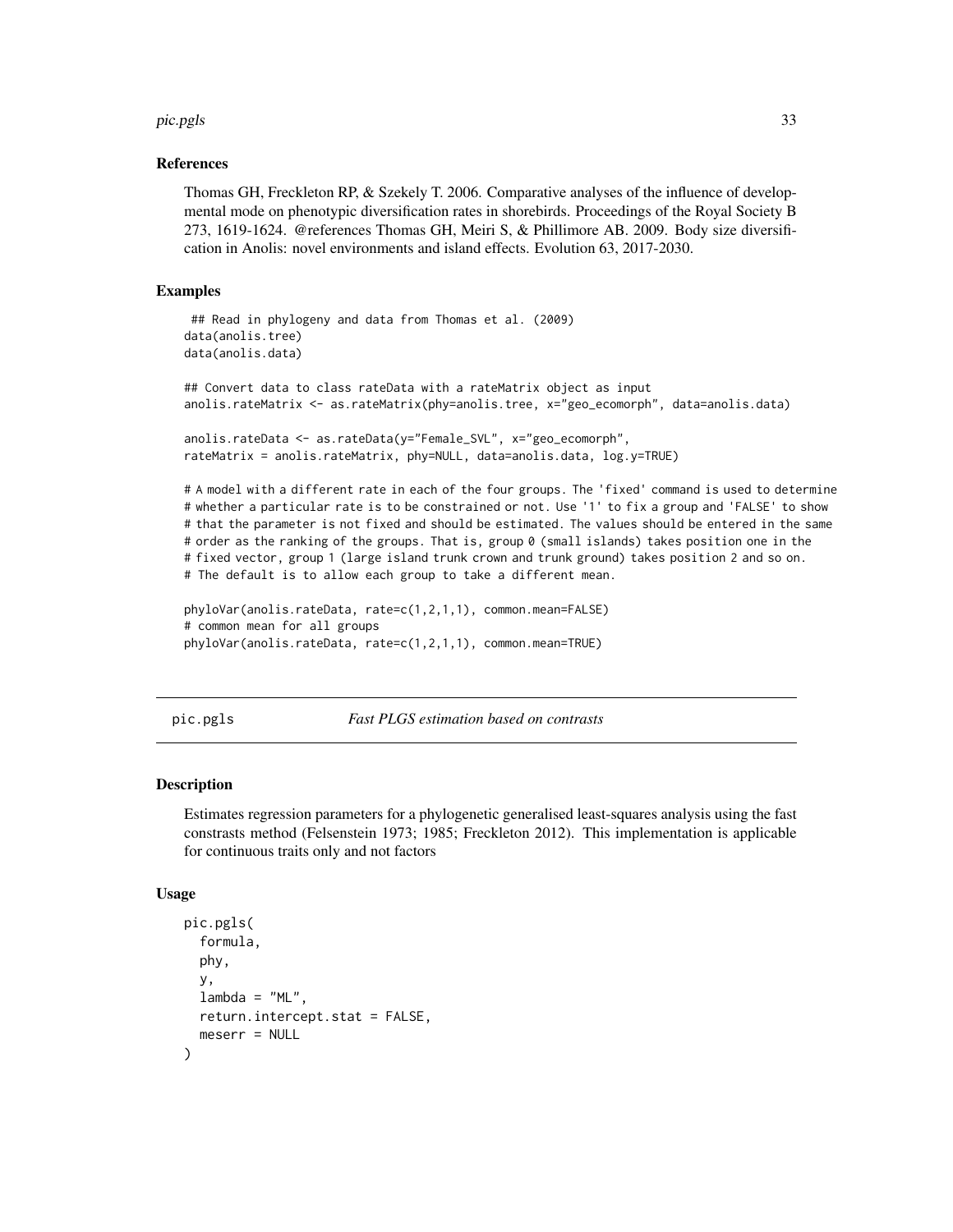### References

Thomas GH, Freckleton RP, & Szekely T. 2006. Comparative analyses of the influence of developmental mode on phenotypic diversification rates in shorebirds. Proceedings of the Royal Society B 273, 1619-1624. @references Thomas GH, Meiri S, & Phillimore AB. 2009. Body size diversification in Anolis: novel environments and island effects. Evolution 63, 2017-2030.

### Examples

```
 ## Read in phylogeny and data from Thomas et al. (2009)
data(anolis.tree)
data(anolis.data)

## Convert data to class rateData with a rateMatrix object as input
anolis.rateMatrix <- as.rateMatrix(phy=anolis.tree, x="geo_ecomorph", data=anolis.data)

anolis.rateData <- as.rateData(y="Female_SVL", x="geo_ecomorph",
rateMatrix = anolis.rateMatrix, phy=NULL, data=anolis.data, log.y=TRUE)

# A model with a different rate in each of the four groups. The 'fixed' command is used to determine
# whether a particular rate is to be constrained or not. Use '1' to fix a group and 'FALSE' to show
# that the parameter is not fixed and should be estimated. The values should be entered in the same
# order as the ranking of the groups. That is, group 0 (small islands) takes position one in the
# fixed vector, group 1 (large island trunk crown and trunk ground) takes position 2 and so on.
# The default is to allow each group to take a different mean.

phyloVar(anolis.rateData, rate=c(1,2,1,1), common.mean=FALSE)
# common mean for all groups
phyloVar(anolis.rateData, rate=c(1,2,1,1), common.mean=TRUE)
```

---

## pic.pgls — *Fast PLGS estimation based on contrasts*

### Description

Estimates regression parameters for a phylogenetic generalised least-squares analysis using the fast constrasts method (Felsenstein 1973; 1985; Freckleton 2012). This implementation is applicable for continuous traits only and not factors

### Usage

```
pic.pgls(
  formula,
  phy,
  y,
  lambda = "ML",
  return.intercept.stat = FALSE,
  meserr = NULL
)
```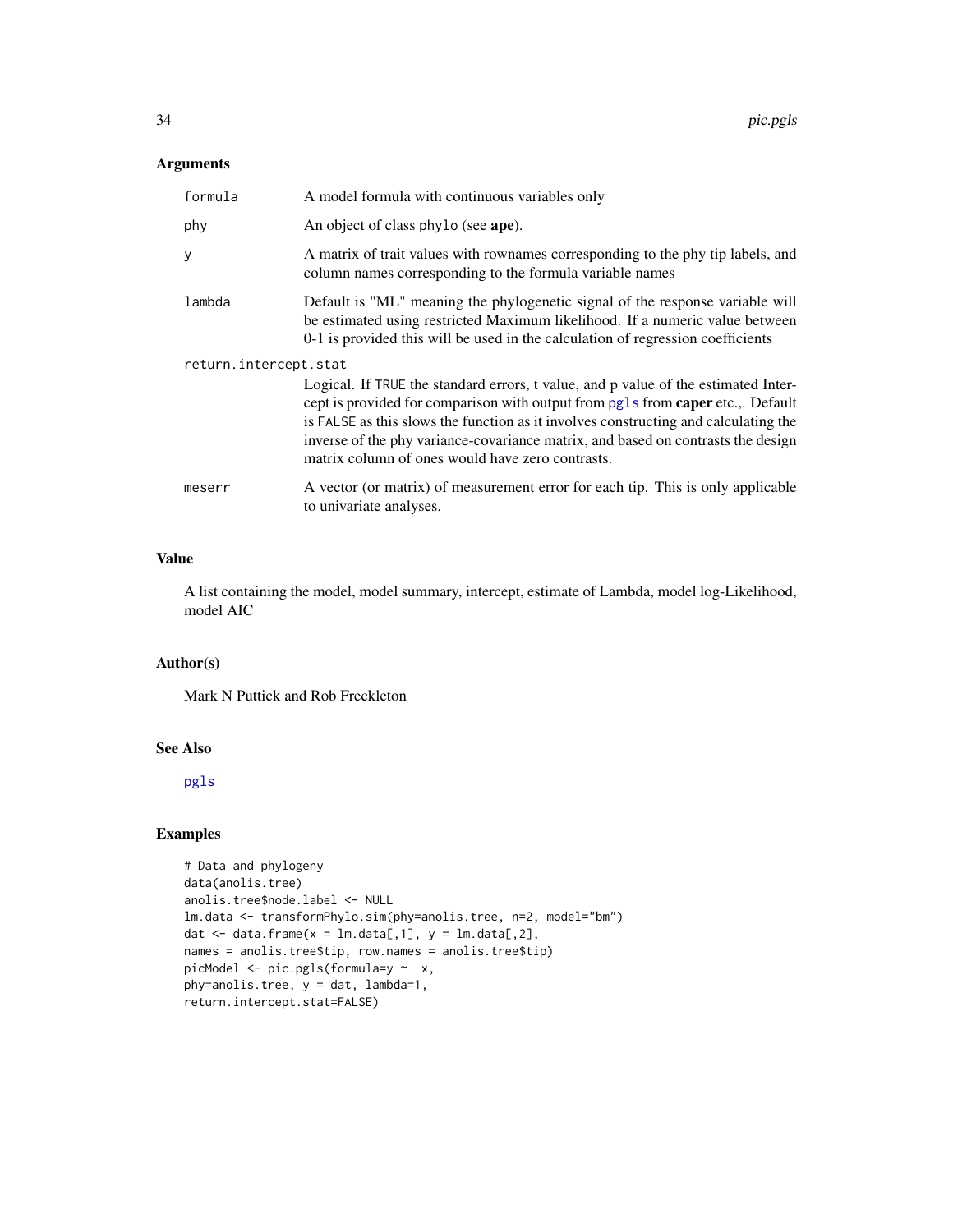### Arguments

- `formula` — A model formula with continuous variables only
- `phy` — An object of class `phylo` (see **ape**).
- `y` — A matrix of trait values with rownames corresponding to the phy tip labels, and column names corresponding to the formula variable names
- `lambda` — Default is "ML" meaning the phylogenetic signal of the response variable will be estimated using restricted Maximum likelihood. If a numeric value between 0-1 is provided this will be used in the calculation of regression coefficients
- `return.intercept.stat` — Logical. If `TRUE` the standard errors, t value, and p value of the estimated Intercept is provided for comparison with output from `pgls` from **caper** etc.,. Default is `FALSE` as this slows the function as it involves constructing and calculating the inverse of the phy variance-covariance matrix, and based on contrasts the design matrix column of ones would have zero contrasts.
- `meserr` — A vector (or matrix) of measurement error for each tip. This is only applicable to univariate analyses.

### Value

A list containing the model, model summary, intercept, estimate of Lambda, model log-Likelihood, model AIC

### Author(s)

Mark N Puttick and Rob Freckleton

### See Also

`pgls`

### Examples

```
# Data and phylogeny
data(anolis.tree)
anolis.tree$node.label <- NULL
lm.data <- transformPhylo.sim(phy=anolis.tree, n=2, model="bm")
dat <- data.frame(x = lm.data[,1], y = lm.data[,2],
names = anolis.tree$tip, row.names = anolis.tree$tip)
picModel <- pic.pgls(formula=y ~  x,
phy=anolis.tree, y = dat, lambda=1,
return.intercept.stat=FALSE)
```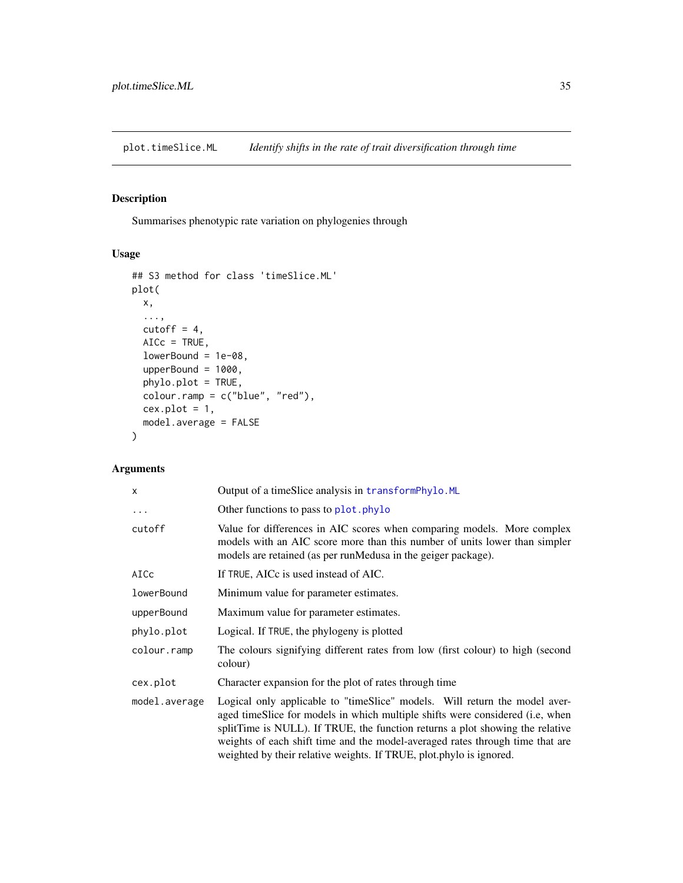plot.timeSlice.ML *Identify shifts in the rate of trait diversification through time*

## Description

Summarises phenotypic rate variation on phylogenies through

## Usage

```
## S3 method for class 'timeSlice.ML'
plot(
  x,
  ...,
  cutoff = 4,
  AICc = TRUE,
  lowerBound = 1e-08,
  upperBound = 1000,
  phylo.plot = TRUE,
  colour.ramp = c("blue", "red"),
  cex.plot = 1,
  model.average = FALSE
)
```

## Arguments

| | |
|---|---|
| `x` | Output of a timeSlice analysis in `transformPhylo.ML` |
| `...` | Other functions to pass to `plot.phylo` |
| `cutoff` | Value for differences in AIC scores when comparing models. More complex models with an AIC score more than this number of units lower than simpler models are retained (as per runMedusa in the geiger package). |
| `AICc` | If `TRUE`, AICc is used instead of AIC. |
| `lowerBound` | Minimum value for parameter estimates. |
| `upperBound` | Maximum value for parameter estimates. |
| `phylo.plot` | Logical. If `TRUE`, the phylogeny is plotted |
| `colour.ramp` | The colours signifying different rates from low (first colour) to high (second colour) |
| `cex.plot` | Character expansion for the plot of rates through time |
| `model.average` | Logical only applicable to "timeSlice" models. Will return the model averaged timeSlice for models in which multiple shifts were considered (i.e, when splitTime is NULL). If TRUE, the function returns a plot showing the relative weights of each shift time and the model-averaged rates through time that are weighted by their relative weights. If TRUE, plot.phylo is ignored. |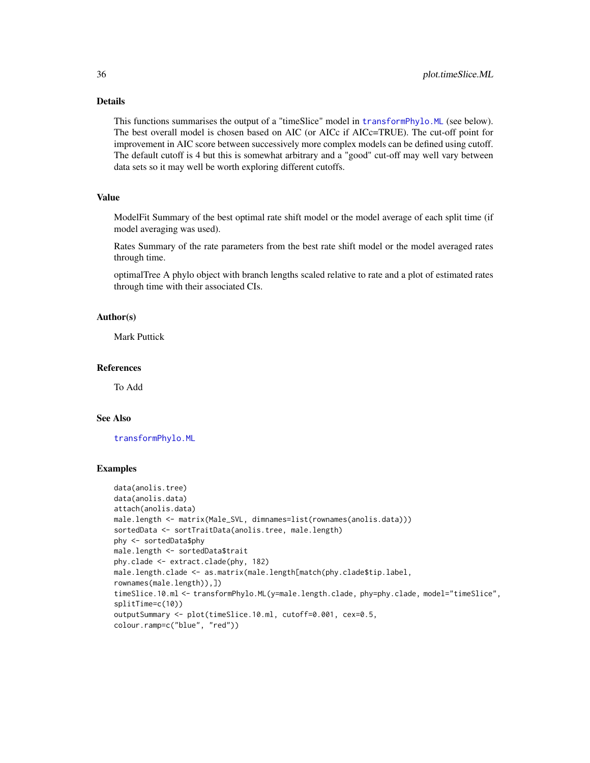## Details

This functions summarises the output of a "timeSlice" model in transformPhylo.ML (see below). The best overall model is chosen based on AIC (or AICc if AICc=TRUE). The cut-off point for improvement in AIC score between successively more complex models can be defined using cutoff. The default cutoff is 4 but this is somewhat arbitrary and a "good" cut-off may well vary between data sets so it may well be worth exploring different cutoffs.

## Value

ModelFit Summary of the best optimal rate shift model or the model average of each split time (if model averaging was used).

Rates Summary of the rate parameters from the best rate shift model or the model averaged rates through time.

optimalTree A phylo object with branch lengths scaled relative to rate and a plot of estimated rates through time with their associated CIs.

## Author(s)

Mark Puttick

## References

To Add

## See Also

transformPhylo.ML

## Examples

```
data(anolis.tree)
data(anolis.data)
attach(anolis.data)
male.length <- matrix(Male_SVL, dimnames=list(rownames(anolis.data)))
sortedData <- sortTraitData(anolis.tree, male.length)
phy <- sortedData$phy
male.length <- sortedData$trait
phy.clade <- extract.clade(phy, 182)
male.length.clade <- as.matrix(male.length[match(phy.clade$tip.label,
rownames(male.length)),])
timeSlice.10.ml <- transformPhylo.ML(y=male.length.clade, phy=phy.clade, model="timeSlice",
splitTime=c(10))
outputSummary <- plot(timeSlice.10.ml, cutoff=0.001, cex=0.5,
colour.ramp=c("blue", "red"))
```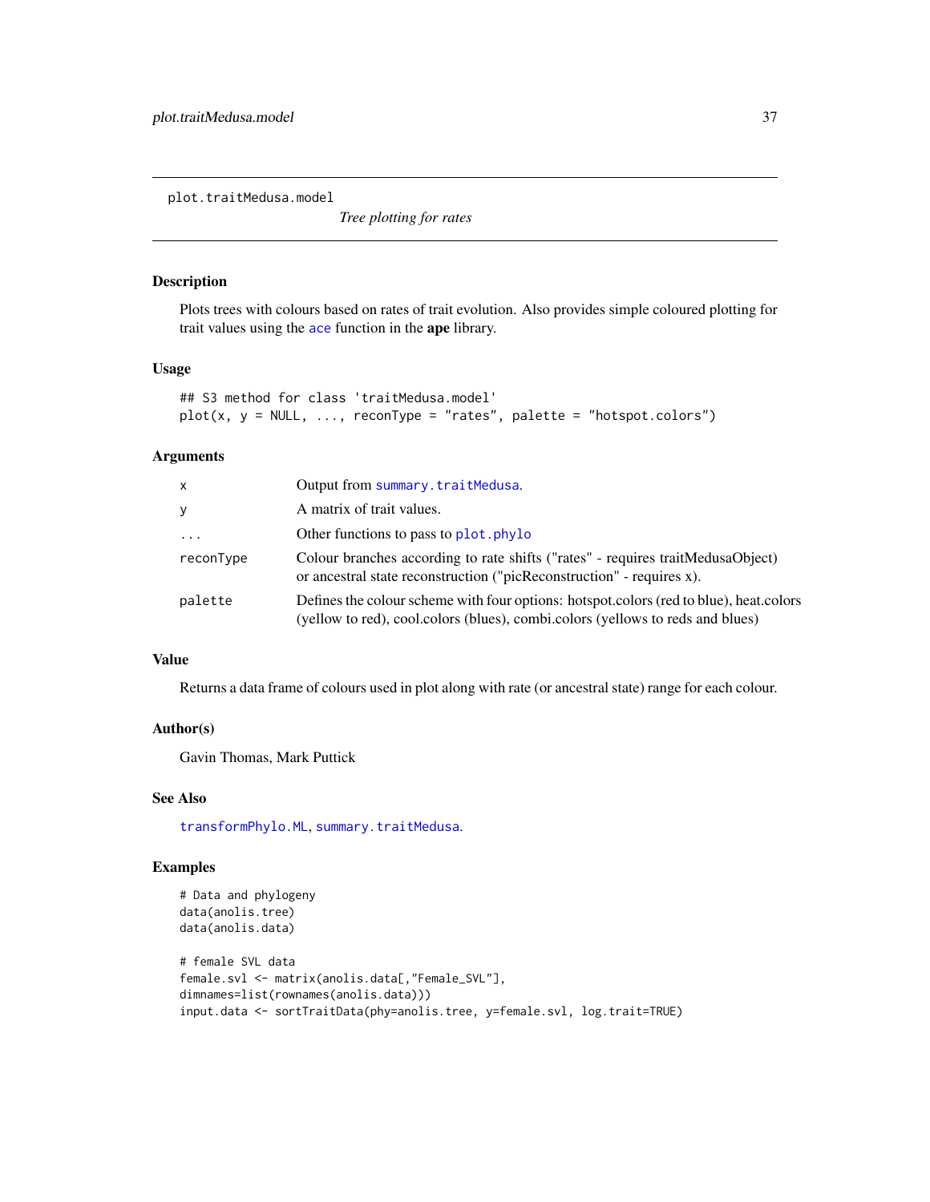plot.traitMedusa.model

*Tree plotting for rates*

## Description

Plots trees with colours based on rates of trait evolution. Also provides simple coloured plotting for trait values using the ace function in the **ape** library.

## Usage

```
## S3 method for class 'traitMedusa.model'
plot(x, y = NULL, ..., reconType = "rates", palette = "hotspot.colors")
```

## Arguments

| | |
|---|---|
| x | Output from summary.traitMedusa. |
| y | A matrix of trait values. |
| ... | Other functions to pass to plot.phylo |
| reconType | Colour branches according to rate shifts ("rates" - requires traitMedusaObject) or ancestral state reconstruction ("picReconstruction" - requires x). |
| palette | Defines the colour scheme with four options: hotspot.colors (red to blue), heat.colors (yellow to red), cool.colors (blues), combi.colors (yellows to reds and blues) |

## Value

Returns a data frame of colours used in plot along with rate (or ancestral state) range for each colour.

## Author(s)

Gavin Thomas, Mark Puttick

## See Also

transformPhylo.ML, summary.traitMedusa.

## Examples

```
# Data and phylogeny
data(anolis.tree)
data(anolis.data)

# female SVL data
female.svl <- matrix(anolis.data[,"Female_SVL"],
dimnames=list(rownames(anolis.data)))
input.data <- sortTraitData(phy=anolis.tree, y=female.svl, log.trait=TRUE)
```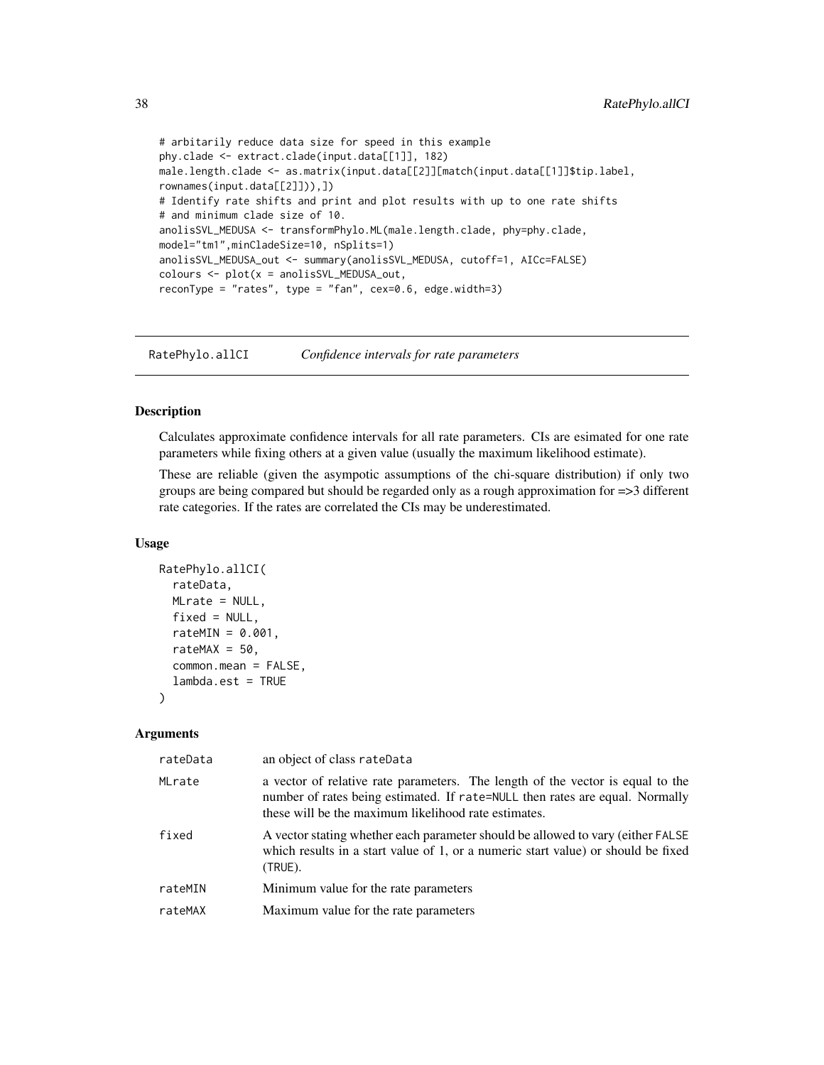```
# arbitarily reduce data size for speed in this example
phy.clade <- extract.clade(input.data[[1]], 182)
male.length.clade <- as.matrix(input.data[[2]][match(input.data[[1]]$tip.label,
rownames(input.data[[2]])),])
# Identify rate shifts and print and plot results with up to one rate shifts
# and minimum clade size of 10.
anolisSVL_MEDUSA <- transformPhylo.ML(male.length.clade, phy=phy.clade,
model="tm1",minCladeSize=10, nSplits=1)
anolisSVL_MEDUSA_out <- summary(anolisSVL_MEDUSA, cutoff=1, AICc=FALSE)
colours <- plot(x = anolisSVL_MEDUSA_out,
reconType = "rates", type = "fan", cex=0.6, edge.width=3)
```

---

## RatePhylo.allCI *Confidence intervals for rate parameters*

---

### Description

Calculates approximate confidence intervals for all rate parameters. CIs are esimated for one rate parameters while fixing others at a given value (usually the maximum likelihood estimate).

These are reliable (given the asympotic assumptions of the chi-square distribution) if only two groups are being compared but should be regarded only as a rough approximation for =>3 different rate categories. If the rates are correlated the CIs may be underestimated.

### Usage

```
RatePhylo.allCI(
  rateData,
  MLrate = NULL,
  fixed = NULL,
  rateMIN = 0.001,
  rateMAX = 50,
  common.mean = FALSE,
  lambda.est = TRUE
)
```

### Arguments

| | |
|---|---|
| rateData | an object of class rateData |
| MLrate | a vector of relative rate parameters. The length of the vector is equal to the number of rates being estimated. If rate=NULL then rates are equal. Normally these will be the maximum likelihood rate estimates. |
| fixed | A vector stating whether each parameter should be allowed to vary (either FALSE which results in a start value of 1, or a numeric start value) or should be fixed (TRUE). |
| rateMIN | Minimum value for the rate parameters |
| rateMAX | Maximum value for the rate parameters |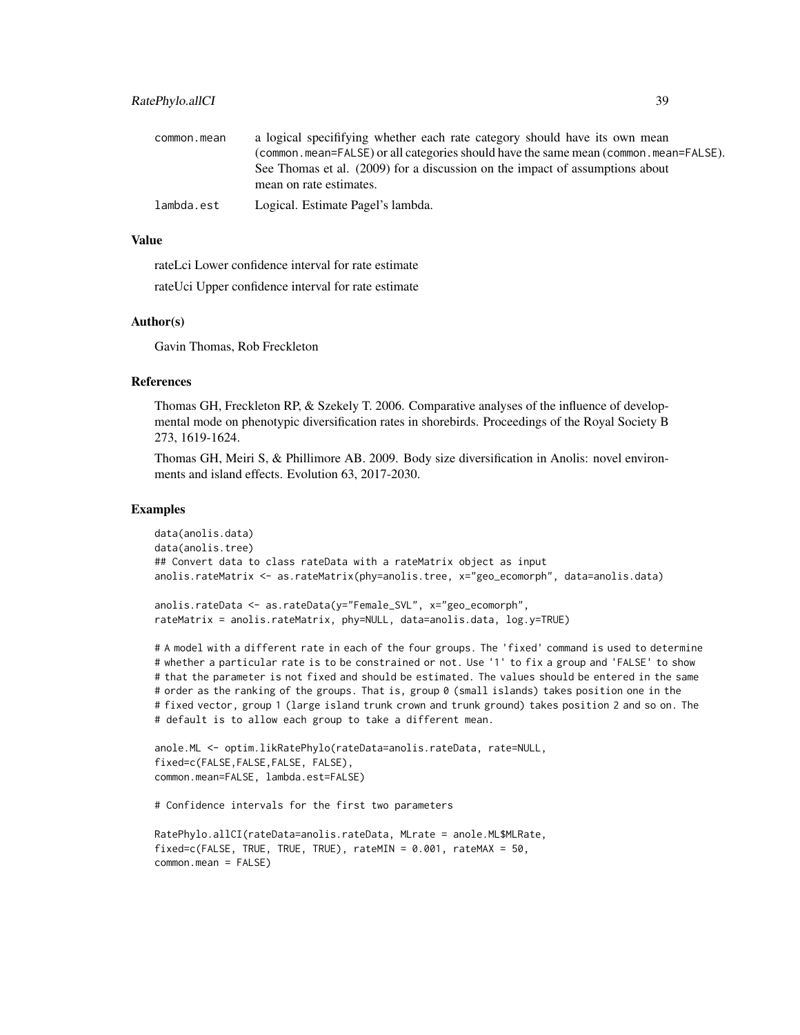| | |
|---|---|
| common.mean | a logical specififying whether each rate category should have its own mean (common.mean=FALSE) or all categories should have the same mean (common.mean=FALSE). See Thomas et al. (2009) for a discussion on the impact of assumptions about mean on rate estimates. |
| lambda.est | Logical. Estimate Pagel's lambda. |

## Value

rateLci Lower confidence interval for rate estimate

rateUci Upper confidence interval for rate estimate

## Author(s)

Gavin Thomas, Rob Freckleton

## References

Thomas GH, Freckleton RP, & Szekely T. 2006. Comparative analyses of the influence of developmental mode on phenotypic diversification rates in shorebirds. Proceedings of the Royal Society B 273, 1619-1624.

Thomas GH, Meiri S, & Phillimore AB. 2009. Body size diversification in Anolis: novel environments and island effects. Evolution 63, 2017-2030.

## Examples

```
data(anolis.data)
data(anolis.tree)
## Convert data to class rateData with a rateMatrix object as input
anolis.rateMatrix <- as.rateMatrix(phy=anolis.tree, x="geo_ecomorph", data=anolis.data)

anolis.rateData <- as.rateData(y="Female_SVL", x="geo_ecomorph",
rateMatrix = anolis.rateMatrix, phy=NULL, data=anolis.data, log.y=TRUE)

# A model with a different rate in each of the four groups. The 'fixed' command is used to determine
# whether a particular rate is to be constrained or not. Use '1' to fix a group and 'FALSE' to show
# that the parameter is not fixed and should be estimated. The values should be entered in the same
# order as the ranking of the groups. That is, group 0 (small islands) takes position one in the
# fixed vector, group 1 (large island trunk crown and trunk ground) takes position 2 and so on. The
# default is to allow each group to take a different mean.

anole.ML <- optim.likRatePhylo(rateData=anolis.rateData, rate=NULL,
fixed=c(FALSE,FALSE,FALSE, FALSE),
common.mean=FALSE, lambda.est=FALSE)

# Confidence intervals for the first two parameters

RatePhylo.allCI(rateData=anolis.rateData, MLrate = anole.ML$MLRate,
fixed=c(FALSE, TRUE, TRUE, TRUE), rateMIN = 0.001, rateMAX = 50,
common.mean = FALSE)
```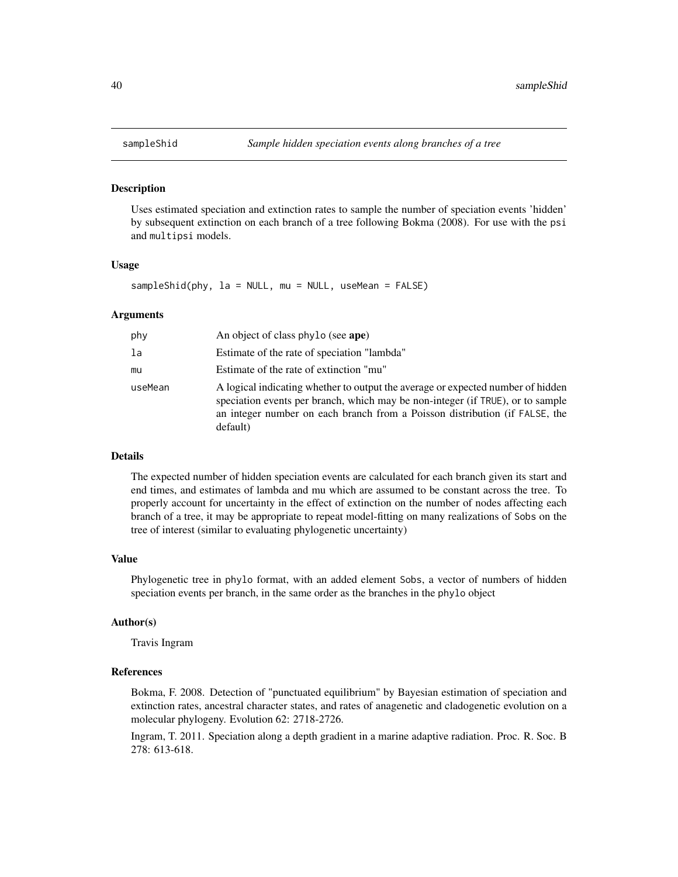## sampleShid    *Sample hidden speciation events along branches of a tree*

### Description

Uses estimated speciation and extinction rates to sample the number of speciation events 'hidden' by subsequent extinction on each branch of a tree following Bokma (2008). For use with the `psi` and `multipsi` models.

### Usage

```
sampleShid(phy, la = NULL, mu = NULL, useMean = FALSE)
```

### Arguments

| | |
|---|---|
| `phy` | An object of class `phylo` (see **ape**) |
| `la` | Estimate of the rate of speciation "lambda" |
| `mu` | Estimate of the rate of extinction "mu" |
| `useMean` | A logical indicating whether to output the average or expected number of hidden speciation events per branch, which may be non-integer (if `TRUE`), or to sample an integer number on each branch from a Poisson distribution (if `FALSE`, the default) |

### Details

The expected number of hidden speciation events are calculated for each branch given its start and end times, and estimates of lambda and mu which are assumed to be constant across the tree. To properly account for uncertainty in the effect of extinction on the number of nodes affecting each branch of a tree, it may be appropriate to repeat model-fitting on many realizations of `Sobs` on the tree of interest (similar to evaluating phylogenetic uncertainty)

### Value

Phylogenetic tree in `phylo` format, with an added element `Sobs`, a vector of numbers of hidden speciation events per branch, in the same order as the branches in the `phylo` object

### Author(s)

Travis Ingram

### References

Bokma, F. 2008. Detection of "punctuated equilibrium" by Bayesian estimation of speciation and extinction rates, ancestral character states, and rates of anagenetic and cladogenetic evolution on a molecular phylogeny. Evolution 62: 2718-2726.

Ingram, T. 2011. Speciation along a depth gradient in a marine adaptive radiation. Proc. R. Soc. B 278: 613-618.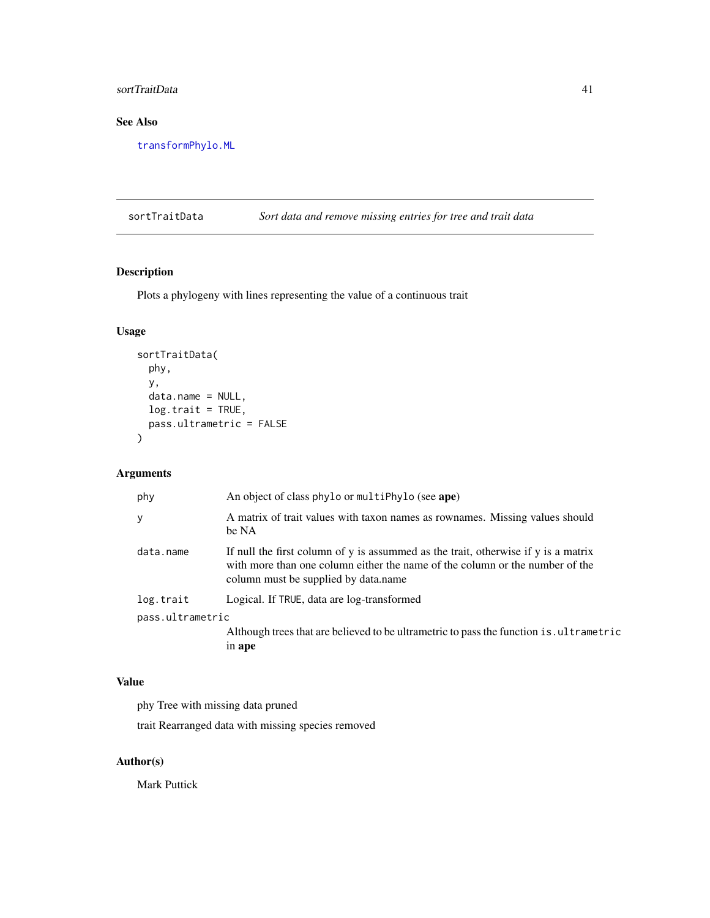## See Also

transformPhylo.ML

---

## sortTraitData &nbsp;&nbsp;&nbsp; *Sort data and remove missing entries for tree and trait data*

### Description

Plots a phylogeny with lines representing the value of a continuous trait

### Usage

```
sortTraitData(
  phy,
  y,
  data.name = NULL,
  log.trait = TRUE,
  pass.ultrametric = FALSE
)
```

### Arguments

| | |
|---|---|
| `phy` | An object of class `phylo` or `multiPhylo` (see **ape**) |
| `y` | A matrix of trait values with taxon names as rownames. Missing values should be NA |
| `data.name` | If null the first column of y is assummed as the trait, otherwise if y is a matrix with more than one column either the name of the column or the number of the column must be supplied by data.name |
| `log.trait` | Logical. If `TRUE`, data are log-transformed |
| `pass.ultrametric` | Although trees that are believed to be ultrametric to pass the function `is.ultrametric` in **ape** |

### Value

phy Tree with missing data pruned

trait Rearranged data with missing species removed

### Author(s)

Mark Puttick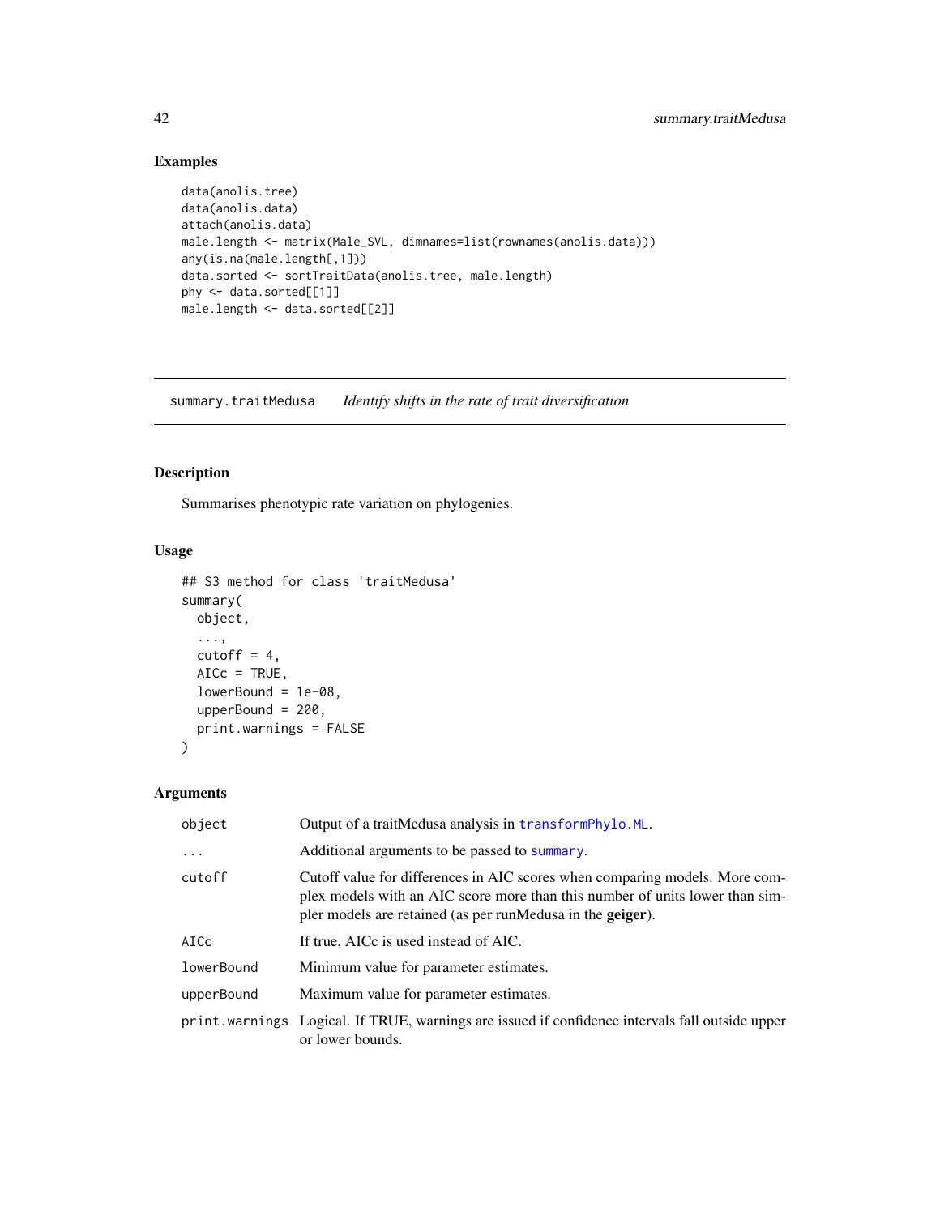## Examples

```
data(anolis.tree)
data(anolis.data)
attach(anolis.data)
male.length <- matrix(Male_SVL, dimnames=list(rownames(anolis.data)))
any(is.na(male.length[,1]))
data.sorted <- sortTraitData(anolis.tree, male.length)
phy <- data.sorted[[1]]
male.length <- data.sorted[[2]]
```

---

summary.traitMedusa    *Identify shifts in the rate of trait diversification*

---

## Description

Summarises phenotypic rate variation on phylogenies.

## Usage

```
## S3 method for class 'traitMedusa'
summary(
  object,
  ...,
  cutoff = 4,
  AICc = TRUE,
  lowerBound = 1e-08,
  upperBound = 200,
  print.warnings = FALSE
)
```

## Arguments

| | |
|---|---|
| object | Output of a traitMedusa analysis in transformPhylo.ML. |
| ... | Additional arguments to be passed to summary. |
| cutoff | Cutoff value for differences in AIC scores when comparing models. More complex models with an AIC score more than this number of units lower than simpler models are retained (as per runMedusa in the **geiger**). |
| AICc | If true, AICc is used instead of AIC. |
| lowerBound | Minimum value for parameter estimates. |
| upperBound | Maximum value for parameter estimates. |
| print.warnings | Logical. If TRUE, warnings are issued if confidence intervals fall outside upper or lower bounds. |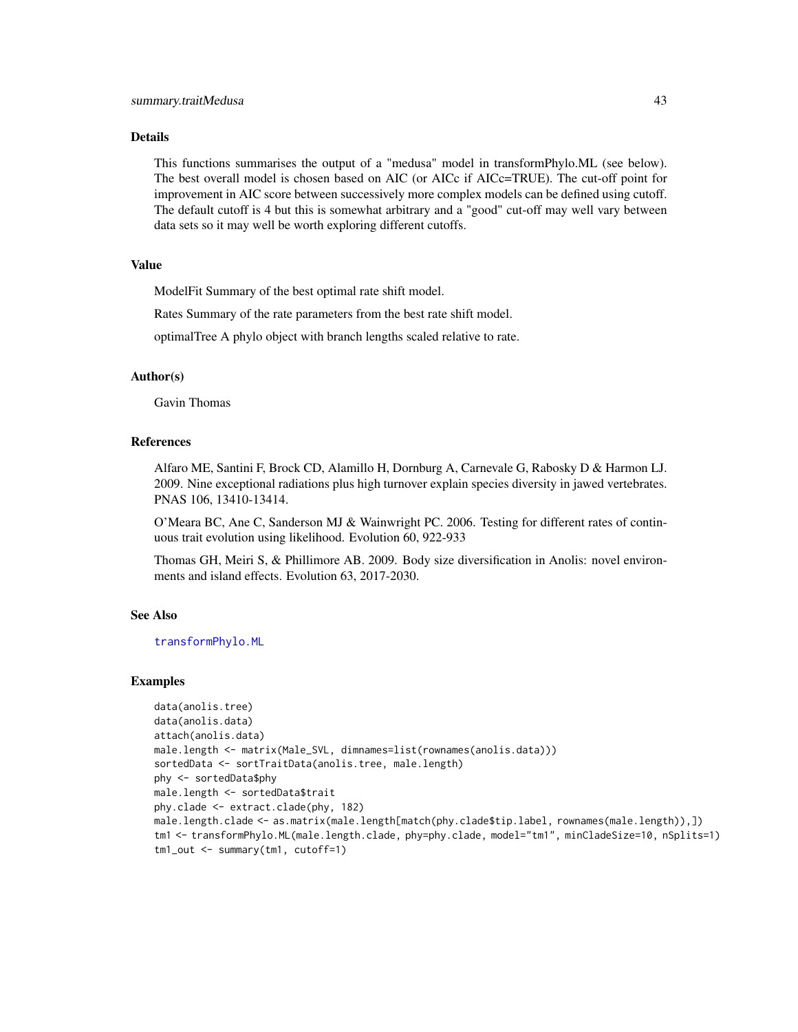## Details

This functions summarises the output of a "medusa" model in transformPhylo.ML (see below). The best overall model is chosen based on AIC (or AICc if AICc=TRUE). The cut-off point for improvement in AIC score between successively more complex models can be defined using cutoff. The default cutoff is 4 but this is somewhat arbitrary and a "good" cut-off may well vary between data sets so it may well be worth exploring different cutoffs.

## Value

ModelFit Summary of the best optimal rate shift model.

Rates Summary of the rate parameters from the best rate shift model.

optimalTree A phylo object with branch lengths scaled relative to rate.

## Author(s)

Gavin Thomas

## References

Alfaro ME, Santini F, Brock CD, Alamillo H, Dornburg A, Carnevale G, Rabosky D & Harmon LJ. 2009. Nine exceptional radiations plus high turnover explain species diversity in jawed vertebrates. PNAS 106, 13410-13414.

O'Meara BC, Ane C, Sanderson MJ & Wainwright PC. 2006. Testing for different rates of continuous trait evolution using likelihood. Evolution 60, 922-933

Thomas GH, Meiri S, & Phillimore AB. 2009. Body size diversification in Anolis: novel environments and island effects. Evolution 63, 2017-2030.

## See Also

transformPhylo.ML

## Examples

```
data(anolis.tree)
data(anolis.data)
attach(anolis.data)
male.length <- matrix(Male_SVL, dimnames=list(rownames(anolis.data)))
sortedData <- sortTraitData(anolis.tree, male.length)
phy <- sortedData$phy
male.length <- sortedData$trait
phy.clade <- extract.clade(phy, 182)
male.length.clade <- as.matrix(male.length[match(phy.clade$tip.label, rownames(male.length)),])
tm1 <- transformPhylo.ML(male.length.clade, phy=phy.clade, model="tm1", minCladeSize=10, nSplits=1)
tm1_out <- summary(tm1, cutoff=1)
```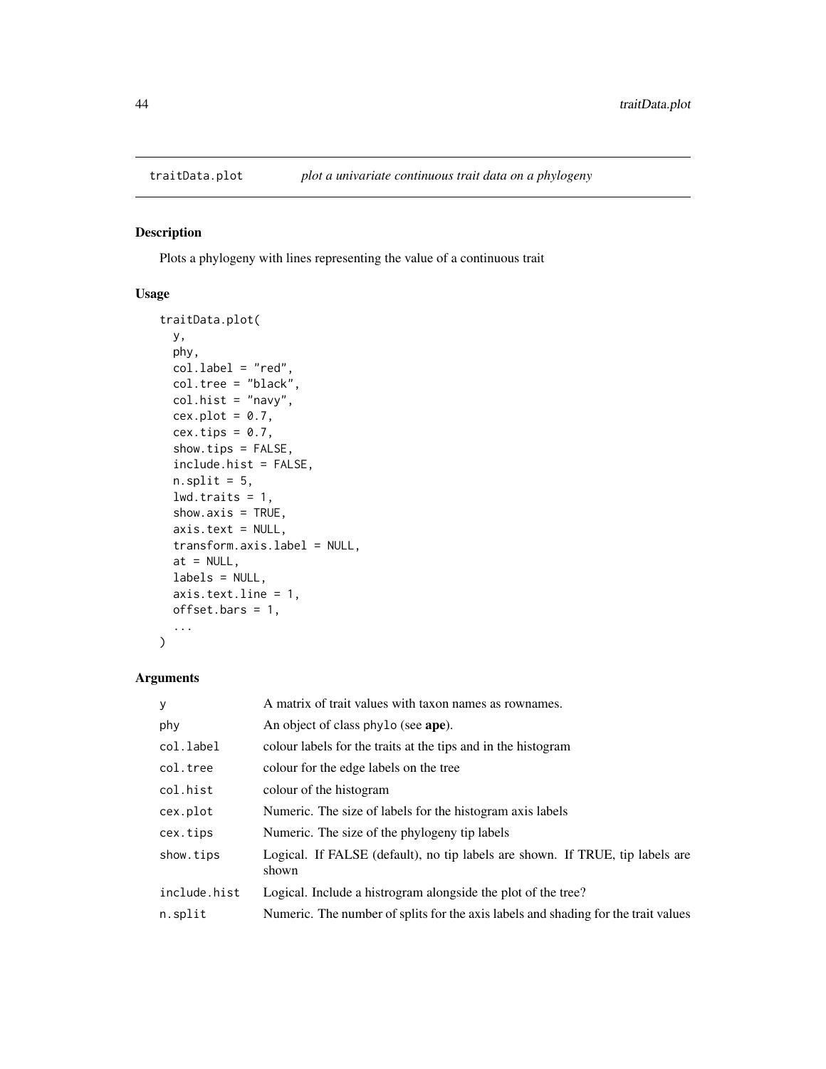# traitData.plot *plot a univariate continuous trait data on a phylogeny*

## Description

Plots a phylogeny with lines representing the value of a continuous trait

## Usage

```
traitData.plot(
  y,
  phy,
  col.label = "red",
  col.tree = "black",
  col.hist = "navy",
  cex.plot = 0.7,
  cex.tips = 0.7,
  show.tips = FALSE,
  include.hist = FALSE,
  n.split = 5,
  lwd.traits = 1,
  show.axis = TRUE,
  axis.text = NULL,
  transform.axis.label = NULL,
  at = NULL,
  labels = NULL,
  axis.text.line = 1,
  offset.bars = 1,
  ...
)
```

## Arguments

| | |
|---|---|
| `y` | A matrix of trait values with taxon names as rownames. |
| `phy` | An object of class `phylo` (see **ape**). |
| `col.label` | colour labels for the traits at the tips and in the histogram |
| `col.tree` | colour for the edge labels on the tree |
| `col.hist` | colour of the histogram |
| `cex.plot` | Numeric. The size of labels for the histogram axis labels |
| `cex.tips` | Numeric. The size of the phylogeny tip labels |
| `show.tips` | Logical. If FALSE (default), no tip labels are shown. If TRUE, tip labels are shown |
| `include.hist` | Logical. Include a histrogram alongside the plot of the tree? |
| `n.split` | Numeric. The number of splits for the axis labels and shading for the trait values |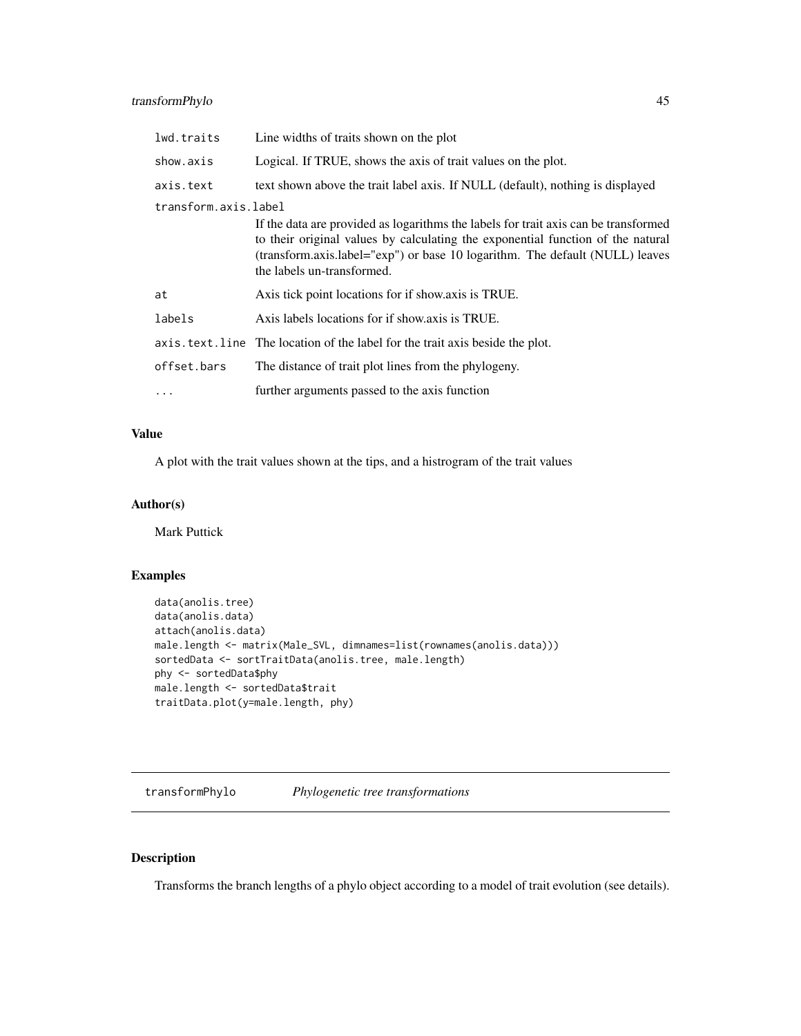| | |
|---|---|
| lwd.traits | Line widths of traits shown on the plot |
| show.axis | Logical. If TRUE, shows the axis of trait values on the plot. |
| axis.text | text shown above the trait label axis. If NULL (default), nothing is displayed |
| transform.axis.label | If the data are provided as logarithms the labels for trait axis can be transformed to their original values by calculating the exponential function of the natural (transform.axis.label="exp") or base 10 logarithm. The default (NULL) leaves the labels un-transformed. |
| at | Axis tick point locations for if show.axis is TRUE. |
| labels | Axis labels locations for if show.axis is TRUE. |
| axis.text.line | The location of the label for the trait axis beside the plot. |
| offset.bars | The distance of trait plot lines from the phylogeny. |
| ... | further arguments passed to the axis function |

### Value

A plot with the trait values shown at the tips, and a histrogram of the trait values

### Author(s)

Mark Puttick

### Examples

```
data(anolis.tree)
data(anolis.data)
attach(anolis.data)
male.length <- matrix(Male_SVL, dimnames=list(rownames(anolis.data)))
sortedData <- sortTraitData(anolis.tree, male.length)
phy <- sortedData$phy
male.length <- sortedData$trait
traitData.plot(y=male.length, phy)
```

---

## transformPhylo *Phylogenetic tree transformations*

### Description

Transforms the branch lengths of a phylo object according to a model of trait evolution (see details).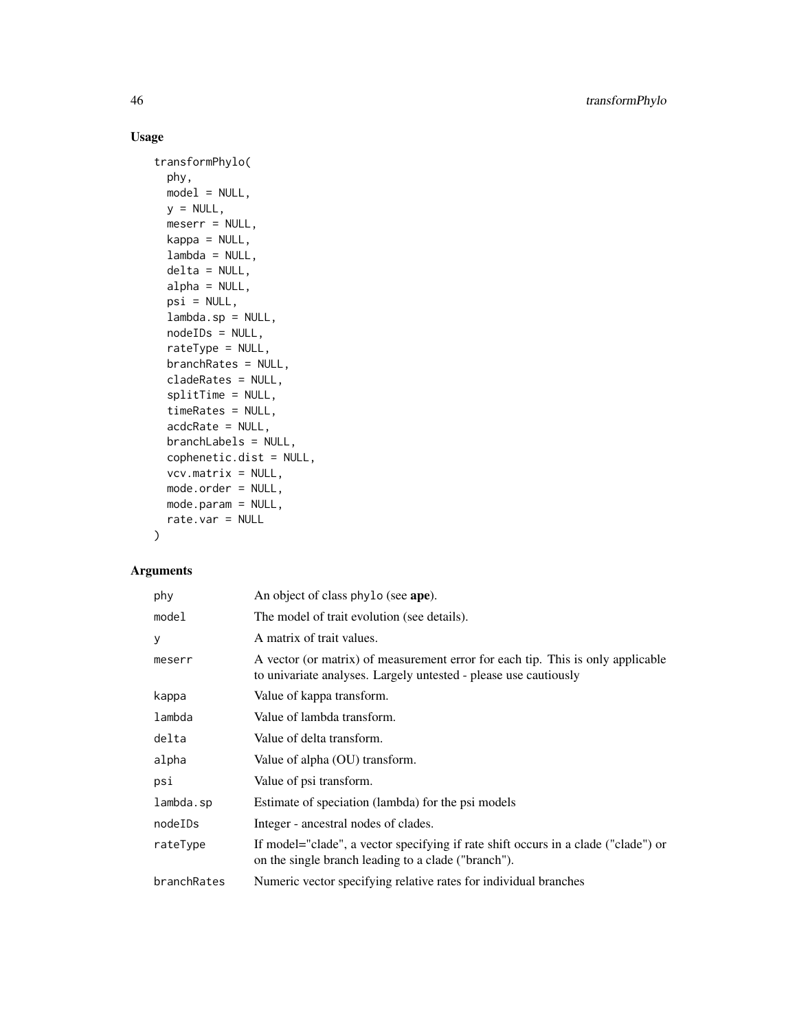## Usage

```
transformPhylo(
  phy,
  model = NULL,
  y = NULL,
  meserr = NULL,
  kappa = NULL,
  lambda = NULL,
  delta = NULL,
  alpha = NULL,
  psi = NULL,
  lambda.sp = NULL,
  nodeIDs = NULL,
  rateType = NULL,
  branchRates = NULL,
  cladeRates = NULL,
  splitTime = NULL,
  timeRates = NULL,
  acdcRate = NULL,
  branchLabels = NULL,
  cophenetic.dist = NULL,
  vcv.matrix = NULL,
  mode.order = NULL,
  mode.param = NULL,
  rate.var = NULL
)
```

## Arguments

| | |
|---|---|
| `phy` | An object of class `phylo` (see **ape**). |
| `model` | The model of trait evolution (see details). |
| `y` | A matrix of trait values. |
| `meserr` | A vector (or matrix) of measurement error for each tip. This is only applicable to univariate analyses. Largely untested - please use cautiously |
| `kappa` | Value of kappa transform. |
| `lambda` | Value of lambda transform. |
| `delta` | Value of delta transform. |
| `alpha` | Value of alpha (OU) transform. |
| `psi` | Value of psi transform. |
| `lambda.sp` | Estimate of speciation (lambda) for the psi models |
| `nodeIDs` | Integer - ancestral nodes of clades. |
| `rateType` | If model="clade", a vector specifying if rate shift occurs in a clade ("clade") or on the single branch leading to a clade ("branch"). |
| `branchRates` | Numeric vector specifying relative rates for individual branches |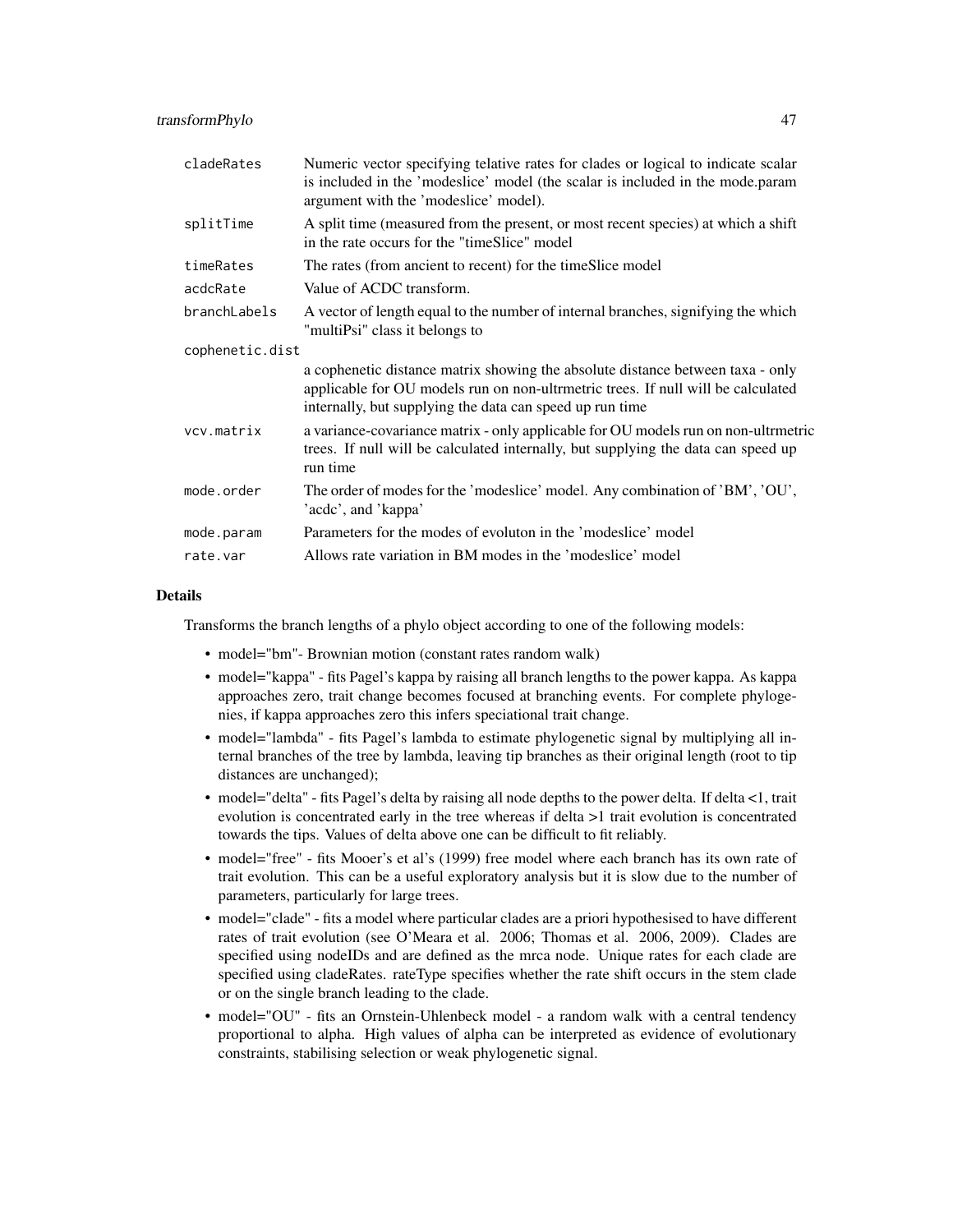| | |
|---|---|
| cladeRates | Numeric vector specifying telative rates for clades or logical to indicate scalar is included in the 'modeslice' model (the scalar is included in the mode.param argument with the 'modeslice' model). |
| splitTime | A split time (measured from the present, or most recent species) at which a shift in the rate occurs for the "timeSlice" model |
| timeRates | The rates (from ancient to recent) for the timeSlice model |
| acdcRate | Value of ACDC transform. |
| branchLabels | A vector of length equal to the number of internal branches, signifying the which "multiPsi" class it belongs to |
| cophenetic.dist | a cophenetic distance matrix showing the absolute distance between taxa - only applicable for OU models run on non-ultrmetric trees. If null will be calculated internally, but supplying the data can speed up run time |
| vcv.matrix | a variance-covariance matrix - only applicable for OU models run on non-ultrmetric trees. If null will be calculated internally, but supplying the data can speed up run time |
| mode.order | The order of modes for the 'modeslice' model. Any combination of 'BM', 'OU', 'acdc', and 'kappa' |
| mode.param | Parameters for the modes of evoluton in the 'modeslice' model |
| rate.var | Allows rate variation in BM modes in the 'modeslice' model |

## Details

Transforms the branch lengths of a phylo object according to one of the following models:

- model="bm"- Brownian motion (constant rates random walk)
- model="kappa" - fits Pagel's kappa by raising all branch lengths to the power kappa. As kappa approaches zero, trait change becomes focused at branching events. For complete phylogenies, if kappa approaches zero this infers speciational trait change.
- model="lambda" - fits Pagel's lambda to estimate phylogenetic signal by multiplying all internal branches of the tree by lambda, leaving tip branches as their original length (root to tip distances are unchanged);
- model="delta" - fits Pagel's delta by raising all node depths to the power delta. If delta <1, trait evolution is concentrated early in the tree whereas if delta >1 trait evolution is concentrated towards the tips. Values of delta above one can be difficult to fit reliably.
- model="free" - fits Mooer's et al's (1999) free model where each branch has its own rate of trait evolution. This can be a useful exploratory analysis but it is slow due to the number of parameters, particularly for large trees.
- model="clade" - fits a model where particular clades are a priori hypothesised to have different rates of trait evolution (see O'Meara et al. 2006; Thomas et al. 2006, 2009). Clades are specified using nodeIDs and are defined as the mrca node. Unique rates for each clade are specified using cladeRates. rateType specifies whether the rate shift occurs in the stem clade or on the single branch leading to the clade.
- model="OU" - fits an Ornstein-Uhlenbeck model - a random walk with a central tendency proportional to alpha. High values of alpha can be interpreted as evidence of evolutionary constraints, stabilising selection or weak phylogenetic signal.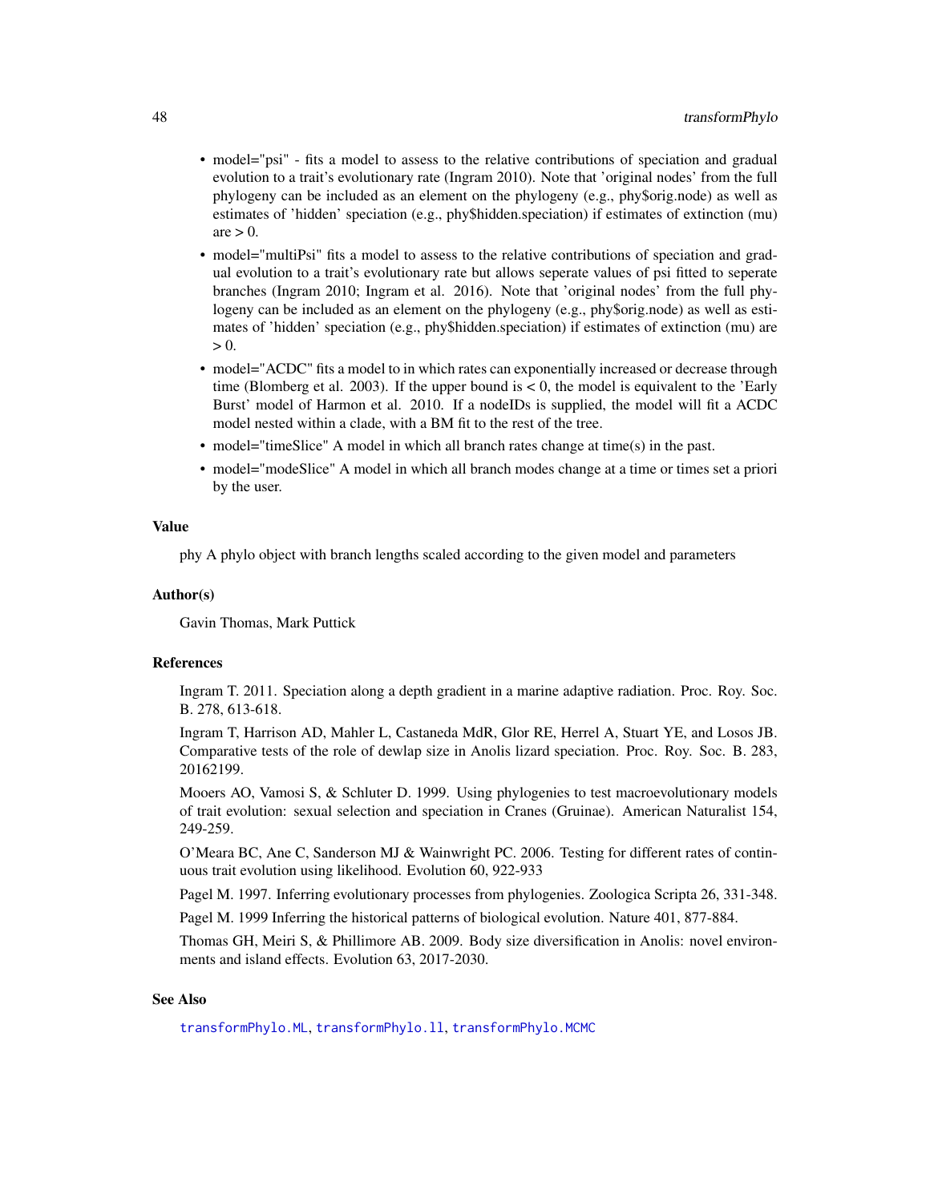- model="psi" - fits a model to assess to the relative contributions of speciation and gradual evolution to a trait's evolutionary rate (Ingram 2010). Note that 'original nodes' from the full phylogeny can be included as an element on the phylogeny (e.g., phy$orig.node) as well as estimates of 'hidden' speciation (e.g., phy$hidden.speciation) if estimates of extinction (mu) are > 0.
- model="multiPsi" fits a model to assess to the relative contributions of speciation and gradual evolution to a trait's evolutionary rate but allows seperate values of psi fitted to seperate branches (Ingram 2010; Ingram et al. 2016). Note that 'original nodes' from the full phylogeny can be included as an element on the phylogeny (e.g., phy$orig.node) as well as estimates of 'hidden' speciation (e.g., phy$hidden.speciation) if estimates of extinction (mu) are > 0.
- model="ACDC" fits a model to in which rates can exponentially increased or decrease through time (Blomberg et al. 2003). If the upper bound is < 0, the model is equivalent to the 'Early Burst' model of Harmon et al. 2010. If a nodeIDs is supplied, the model will fit a ACDC model nested within a clade, with a BM fit to the rest of the tree.
- model="timeSlice" A model in which all branch rates change at time(s) in the past.
- model="modeSlice" A model in which all branch modes change at a time or times set a priori by the user.

## Value

phy A phylo object with branch lengths scaled according to the given model and parameters

## Author(s)

Gavin Thomas, Mark Puttick

## References

Ingram T. 2011. Speciation along a depth gradient in a marine adaptive radiation. Proc. Roy. Soc. B. 278, 613-618.

Ingram T, Harrison AD, Mahler L, Castaneda MdR, Glor RE, Herrel A, Stuart YE, and Losos JB. Comparative tests of the role of dewlap size in Anolis lizard speciation. Proc. Roy. Soc. B. 283, 20162199.

Mooers AO, Vamosi S, & Schluter D. 1999. Using phylogenies to test macroevolutionary models of trait evolution: sexual selection and speciation in Cranes (Gruinae). American Naturalist 154, 249-259.

O'Meara BC, Ane C, Sanderson MJ & Wainwright PC. 2006. Testing for different rates of continuous trait evolution using likelihood. Evolution 60, 922-933

Pagel M. 1997. Inferring evolutionary processes from phylogenies. Zoologica Scripta 26, 331-348.

Pagel M. 1999 Inferring the historical patterns of biological evolution. Nature 401, 877-884.

Thomas GH, Meiri S, & Phillimore AB. 2009. Body size diversification in Anolis: novel environments and island effects. Evolution 63, 2017-2030.

## See Also

transformPhylo.ML, transformPhylo.ll, transformPhylo.MCMC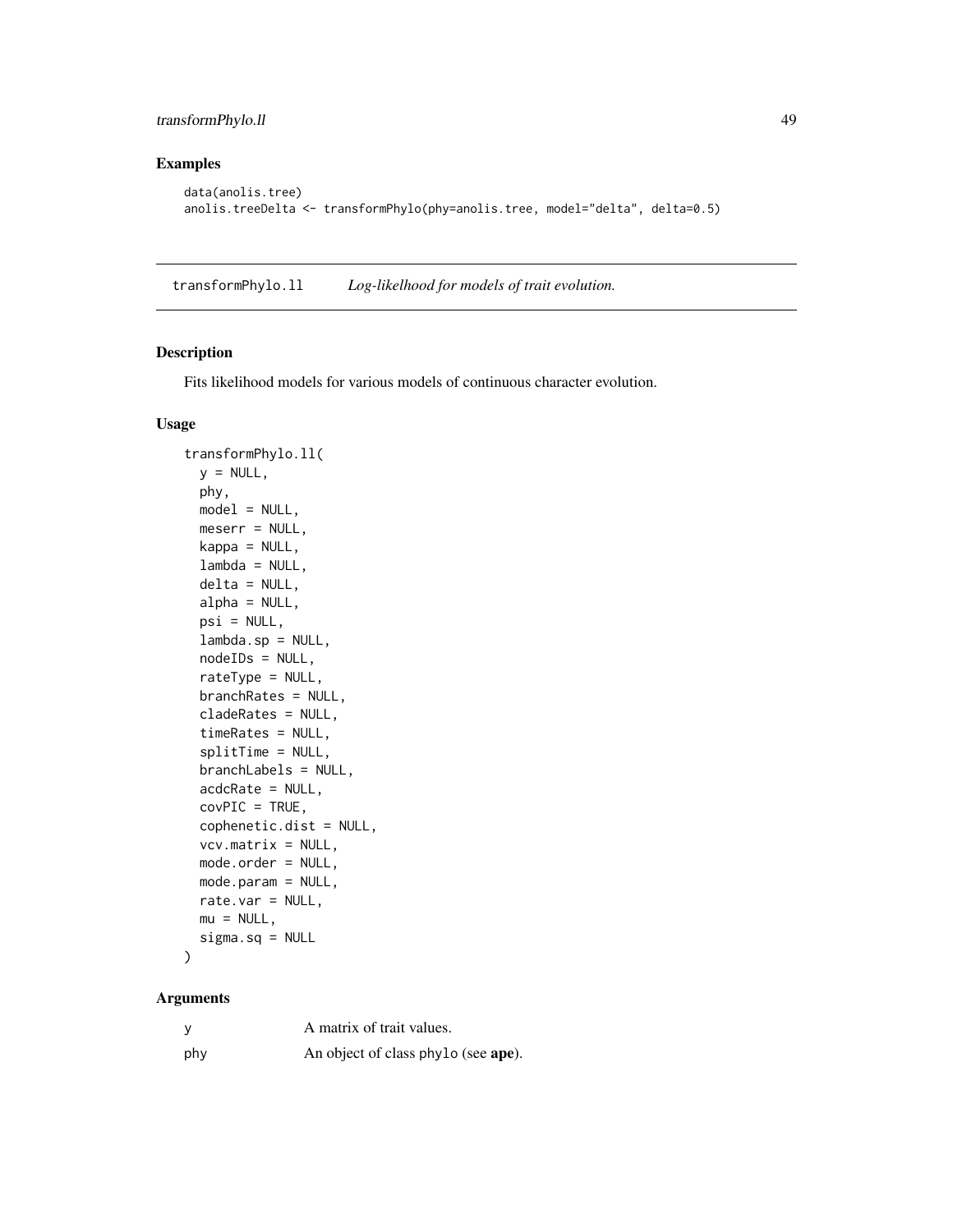## Examples

```
data(anolis.tree)
anolis.treeDelta <- transformPhylo(phy=anolis.tree, model="delta", delta=0.5)
```

---

## transformPhylo.ll *Log-likelihood for models of trait evolution.*

---

### Description

Fits likelihood models for various models of continuous character evolution.

### Usage

```
transformPhylo.ll(
  y = NULL,
  phy,
  model = NULL,
  meserr = NULL,
  kappa = NULL,
  lambda = NULL,
  delta = NULL,
  alpha = NULL,
  psi = NULL,
  lambda.sp = NULL,
  nodeIDs = NULL,
  rateType = NULL,
  branchRates = NULL,
  cladeRates = NULL,
  timeRates = NULL,
  splitTime = NULL,
  branchLabels = NULL,
  acdcRate = NULL,
  covPIC = TRUE,
  cophenetic.dist = NULL,
  vcv.matrix = NULL,
  mode.order = NULL,
  mode.param = NULL,
  rate.var = NULL,
  mu = NULL,
  sigma.sq = NULL
)
```

### Arguments

| | |
|---|---|
| y | A matrix of trait values. |
| phy | An object of class `phylo` (see **ape**). |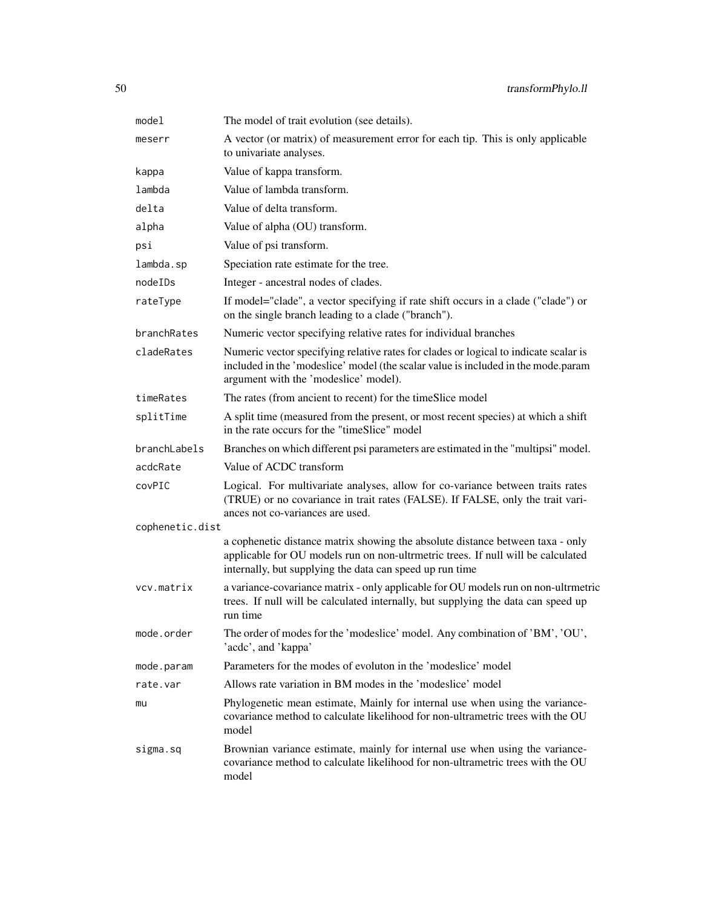| | |
|---|---|
| `model` | The model of trait evolution (see details). |
| `meserr` | A vector (or matrix) of measurement error for each tip. This is only applicable to univariate analyses. |
| `kappa` | Value of kappa transform. |
| `lambda` | Value of lambda transform. |
| `delta` | Value of delta transform. |
| `alpha` | Value of alpha (OU) transform. |
| `psi` | Value of psi transform. |
| `lambda.sp` | Speciation rate estimate for the tree. |
| `nodeIDs` | Integer - ancestral nodes of clades. |
| `rateType` | If model="clade", a vector specifying if rate shift occurs in a clade ("clade") or on the single branch leading to a clade ("branch"). |
| `branchRates` | Numeric vector specifying relative rates for individual branches |
| `cladeRates` | Numeric vector specifying relative rates for clades or logical to indicate scalar is included in the 'modeslice' model (the scalar value is included in the mode.param argument with the 'modeslice' model). |
| `timeRates` | The rates (from ancient to recent) for the timeSlice model |
| `splitTime` | A split time (measured from the present, or most recent species) at which a shift in the rate occurs for the "timeSlice" model |
| `branchLabels` | Branches on which different psi parameters are estimated in the "multipsi" model. |
| `acdcRate` | Value of ACDC transform |
| `covPIC` | Logical. For multivariate analyses, allow for co-variance between traits rates (TRUE) or no covariance in trait rates (FALSE). If FALSE, only the trait variances not co-variances are used. |
| `cophenetic.dist` | a cophenetic distance matrix showing the absolute distance between taxa - only applicable for OU models run on non-ultrmetric trees. If null will be calculated internally, but supplying the data can speed up run time |
| `vcv.matrix` | a variance-covariance matrix - only applicable for OU models run on non-ultrmetric trees. If null will be calculated internally, but supplying the data can speed up run time |
| `mode.order` | The order of modes for the 'modeslice' model. Any combination of 'BM', 'OU', 'acdc', and 'kappa' |
| `mode.param` | Parameters for the modes of evoluton in the 'modeslice' model |
| `rate.var` | Allows rate variation in BM modes in the 'modeslice' model |
| `mu` | Phylogenetic mean estimate, Mainly for internal use when using the variance-covariance method to calculate likelihood for non-ultrametric trees with the OU model |
| `sigma.sq` | Brownian variance estimate, mainly for internal use when using the variance-covariance method to calculate likelihood for non-ultrametric trees with the OU model |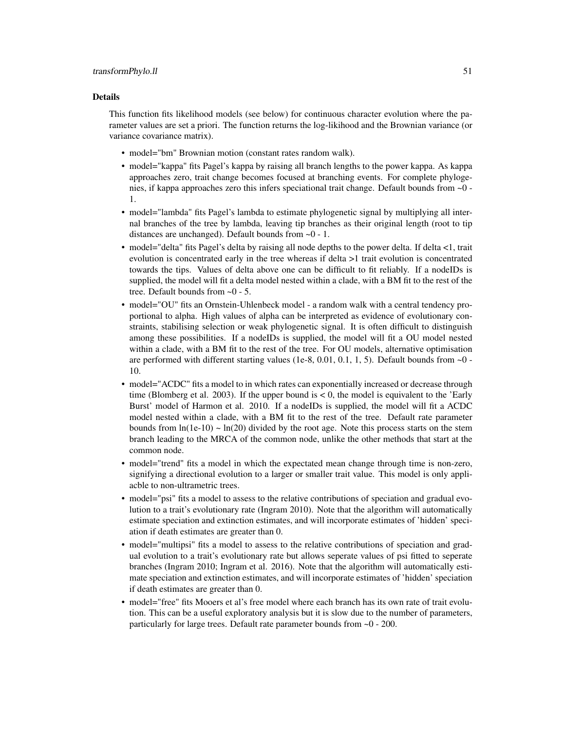### Details

This function fits likelihood models (see below) for continuous character evolution where the parameter values are set a priori. The function returns the log-likihood and the Brownian variance (or variance covariance matrix).

- model="bm" Brownian motion (constant rates random walk).
- model="kappa" fits Pagel's kappa by raising all branch lengths to the power kappa. As kappa approaches zero, trait change becomes focused at branching events. For complete phylogenies, if kappa approaches zero this infers speciational trait change. Default bounds from ~0 - 1.
- model="lambda" fits Pagel's lambda to estimate phylogenetic signal by multiplying all internal branches of the tree by lambda, leaving tip branches as their original length (root to tip distances are unchanged). Default bounds from ~0 - 1.
- model="delta" fits Pagel's delta by raising all node depths to the power delta. If delta <1, trait evolution is concentrated early in the tree whereas if delta >1 trait evolution is concentrated towards the tips. Values of delta above one can be difficult to fit reliably. If a nodeIDs is supplied, the model will fit a delta model nested within a clade, with a BM fit to the rest of the tree. Default bounds from ~0 - 5.
- model="OU" fits an Ornstein-Uhlenbeck model - a random walk with a central tendency proportional to alpha. High values of alpha can be interpreted as evidence of evolutionary constraints, stabilising selection or weak phylogenetic signal. It is often difficult to distinguish among these possibilities. If a nodeIDs is supplied, the model will fit a OU model nested within a clade, with a BM fit to the rest of the tree. For OU models, alternative optimisation are performed with different starting values (1e-8, 0.01, 0.1, 1, 5). Default bounds from ~0 - 10.
- model="ACDC" fits a model to in which rates can exponentially increased or decrease through time (Blomberg et al. 2003). If the upper bound is < 0, the model is equivalent to the 'Early Burst' model of Harmon et al. 2010. If a nodeIDs is supplied, the model will fit a ACDC model nested within a clade, with a BM fit to the rest of the tree. Default rate parameter bounds from ln(1e-10) ~ ln(20) divided by the root age. Note this process starts on the stem branch leading to the MRCA of the common node, unlike the other methods that start at the common node.
- model="trend" fits a model in which the expectated mean change through time is non-zero, signifying a directional evolution to a larger or smaller trait value. This model is only appliacble to non-ultrametric trees.
- model="psi" fits a model to assess to the relative contributions of speciation and gradual evolution to a trait's evolutionary rate (Ingram 2010). Note that the algorithm will automatically estimate speciation and extinction estimates, and will incorporate estimates of 'hidden' speciation if death estimates are greater than 0.
- model="multipsi" fits a model to assess to the relative contributions of speciation and gradual evolution to a trait's evolutionary rate but allows seperate values of psi fitted to seperate branches (Ingram 2010; Ingram et al. 2016). Note that the algorithm will automatically estimate speciation and extinction estimates, and will incorporate estimates of 'hidden' speciation if death estimates are greater than 0.
- model="free" fits Mooers et al's free model where each branch has its own rate of trait evolution. This can be a useful exploratory analysis but it is slow due to the number of parameters, particularly for large trees. Default rate parameter bounds from ~0 - 200.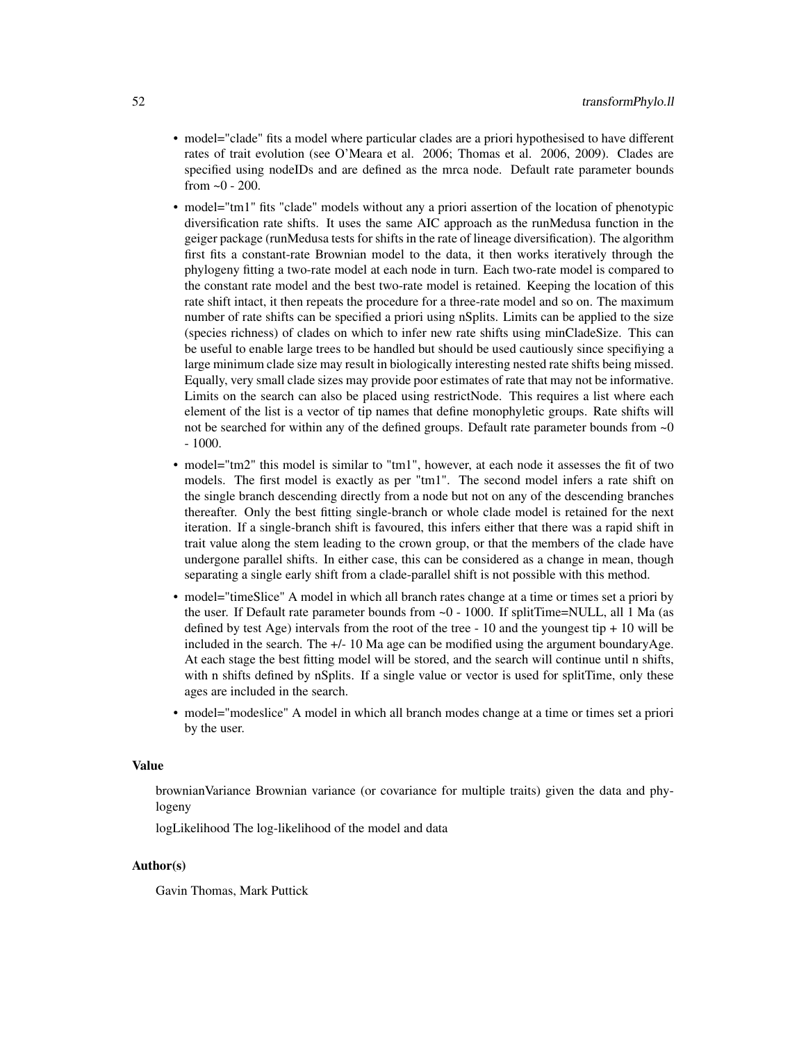- model="clade" fits a model where particular clades are a priori hypothesised to have different rates of trait evolution (see O'Meara et al. 2006; Thomas et al. 2006, 2009). Clades are specified using nodeIDs and are defined as the mrca node. Default rate parameter bounds from ~0 - 200.
- model="tm1" fits "clade" models without any a priori assertion of the location of phenotypic diversification rate shifts. It uses the same AIC approach as the runMedusa function in the geiger package (runMedusa tests for shifts in the rate of lineage diversification). The algorithm first fits a constant-rate Brownian model to the data, it then works iteratively through the phylogeny fitting a two-rate model at each node in turn. Each two-rate model is compared to the constant rate model and the best two-rate model is retained. Keeping the location of this rate shift intact, it then repeats the procedure for a three-rate model and so on. The maximum number of rate shifts can be specified a priori using nSplits. Limits can be applied to the size (species richness) of clades on which to infer new rate shifts using minCladeSize. This can be useful to enable large trees to be handled but should be used cautiously since specifiying a large minimum clade size may result in biologically interesting nested rate shifts being missed. Equally, very small clade sizes may provide poor estimates of rate that may not be informative. Limits on the search can also be placed using restrictNode. This requires a list where each element of the list is a vector of tip names that define monophyletic groups. Rate shifts will not be searched for within any of the defined groups. Default rate parameter bounds from ~0 - 1000.
- model="tm2" this model is similar to "tm1", however, at each node it assesses the fit of two models. The first model is exactly as per "tm1". The second model infers a rate shift on the single branch descending directly from a node but not on any of the descending branches thereafter. Only the best fitting single-branch or whole clade model is retained for the next iteration. If a single-branch shift is favoured, this infers either that there was a rapid shift in trait value along the stem leading to the crown group, or that the members of the clade have undergone parallel shifts. In either case, this can be considered as a change in mean, though separating a single early shift from a clade-parallel shift is not possible with this method.
- model="timeSlice" A model in which all branch rates change at a time or times set a priori by the user. If Default rate parameter bounds from ~0 - 1000. If splitTime=NULL, all 1 Ma (as defined by test Age) intervals from the root of the tree - 10 and the youngest tip + 10 will be included in the search. The +/- 10 Ma age can be modified using the argument boundaryAge. At each stage the best fitting model will be stored, and the search will continue until n shifts, with n shifts defined by nSplits. If a single value or vector is used for splitTime, only these ages are included in the search.
- model="modeslice" A model in which all branch modes change at a time or times set a priori by the user.

### Value

brownianVariance Brownian variance (or covariance for multiple traits) given the data and phylogeny

logLikelihood The log-likelihood of the model and data

### Author(s)

Gavin Thomas, Mark Puttick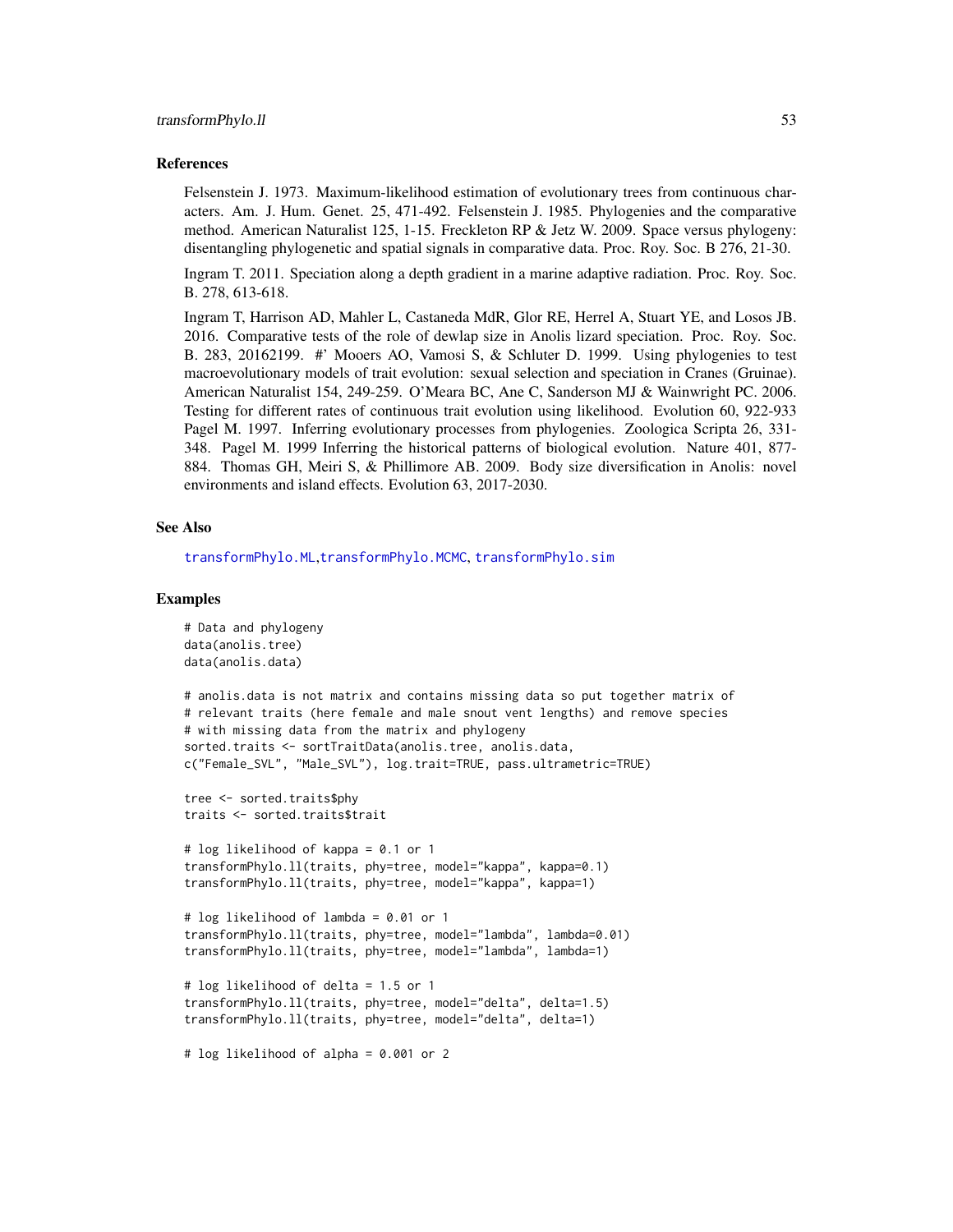### References

Felsenstein J. 1973. Maximum-likelihood estimation of evolutionary trees from continuous characters. Am. J. Hum. Genet. 25, 471-492. Felsenstein J. 1985. Phylogenies and the comparative method. American Naturalist 125, 1-15. Freckleton RP & Jetz W. 2009. Space versus phylogeny: disentangling phylogenetic and spatial signals in comparative data. Proc. Roy. Soc. B 276, 21-30.

Ingram T. 2011. Speciation along a depth gradient in a marine adaptive radiation. Proc. Roy. Soc. B. 278, 613-618.

Ingram T, Harrison AD, Mahler L, Castaneda MdR, Glor RE, Herrel A, Stuart YE, and Losos JB. 2016. Comparative tests of the role of dewlap size in Anolis lizard speciation. Proc. Roy. Soc. B. 283, 20162199. #' Mooers AO, Vamosi S, & Schluter D. 1999. Using phylogenies to test macroevolutionary models of trait evolution: sexual selection and speciation in Cranes (Gruinae). American Naturalist 154, 249-259. O'Meara BC, Ane C, Sanderson MJ & Wainwright PC. 2006. Testing for different rates of continuous trait evolution using likelihood. Evolution 60, 922-933 Pagel M. 1997. Inferring evolutionary processes from phylogenies. Zoologica Scripta 26, 331-348. Pagel M. 1999 Inferring the historical patterns of biological evolution. Nature 401, 877-884. Thomas GH, Meiri S, & Phillimore AB. 2009. Body size diversification in Anolis: novel environments and island effects. Evolution 63, 2017-2030.

### See Also

transformPhylo.ML, transformPhylo.MCMC, transformPhylo.sim

### Examples

```
# Data and phylogeny
data(anolis.tree)
data(anolis.data)

# anolis.data is not matrix and contains missing data so put together matrix of
# relevant traits (here female and male snout vent lengths) and remove species
# with missing data from the matrix and phylogeny
sorted.traits <- sortTraitData(anolis.tree, anolis.data,
c("Female_SVL", "Male_SVL"), log.trait=TRUE, pass.ultrametric=TRUE)

tree <- sorted.traits$phy
traits <- sorted.traits$trait

# log likelihood of kappa = 0.1 or 1
transformPhylo.ll(traits, phy=tree, model="kappa", kappa=0.1)
transformPhylo.ll(traits, phy=tree, model="kappa", kappa=1)

# log likelihood of lambda = 0.01 or 1
transformPhylo.ll(traits, phy=tree, model="lambda", lambda=0.01)
transformPhylo.ll(traits, phy=tree, model="lambda", lambda=1)

# log likelihood of delta = 1.5 or 1
transformPhylo.ll(traits, phy=tree, model="delta", delta=1.5)
transformPhylo.ll(traits, phy=tree, model="delta", delta=1)

# log likelihood of alpha = 0.001 or 2
```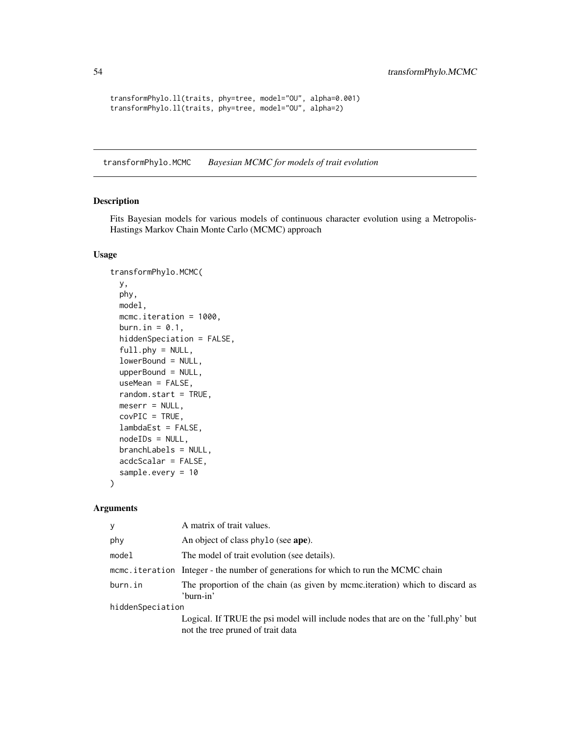```
transformPhylo.ll(traits, phy=tree, model="OU", alpha=0.001)
transformPhylo.ll(traits, phy=tree, model="OU", alpha=2)
```

## transformPhylo.MCMC *Bayesian MCMC for models of trait evolution*

### Description

Fits Bayesian models for various models of continuous character evolution using a Metropolis-Hastings Markov Chain Monte Carlo (MCMC) approach

### Usage

```
transformPhylo.MCMC(
  y,
  phy,
  model,
  mcmc.iteration = 1000,
  burn.in = 0.1,
  hiddenSpeciation = FALSE,
  full.phy = NULL,
  lowerBound = NULL,
  upperBound = NULL,
  useMean = FALSE,
  random.start = TRUE,
  meserr = NULL,
  covPIC = TRUE,
  lambdaEst = FALSE,
  nodeIDs = NULL,
  branchLabels = NULL,
  acdcScalar = FALSE,
  sample.every = 10
)
```

### Arguments

| | |
|---|---|
| y | A matrix of trait values. |
| phy | An object of class phylo (see **ape**). |
| model | The model of trait evolution (see details). |
| mcmc.iteration | Integer - the number of generations for which to run the MCMC chain |
| burn.in | The proportion of the chain (as given by mcmc.iteration) which to discard as 'burn-in' |
| hiddenSpeciation | Logical. If TRUE the psi model will include nodes that are on the 'full.phy' but not the tree pruned of trait data |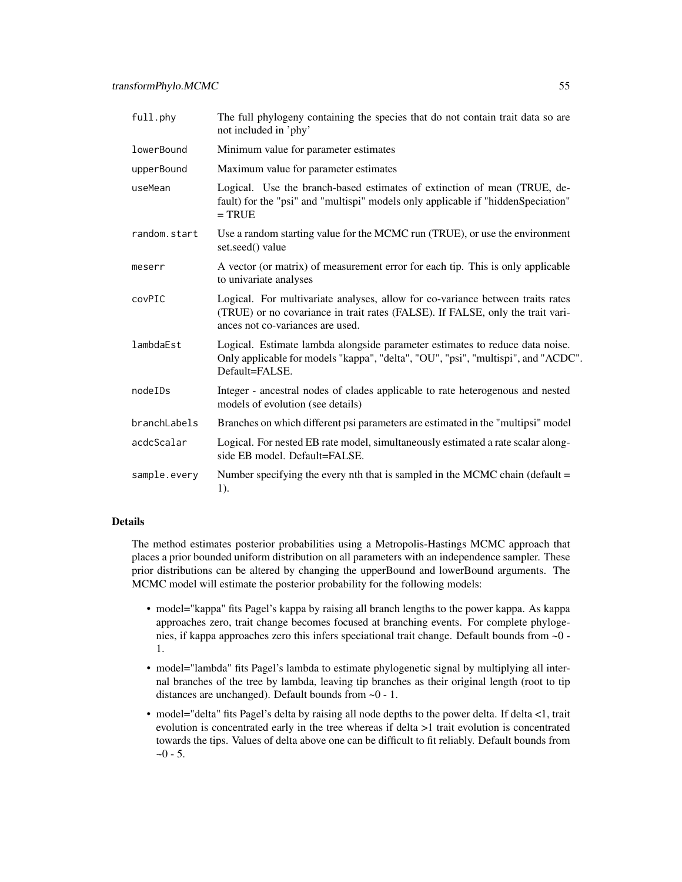| | |
|---|---|
| `full.phy` | The full phylogeny containing the species that do not contain trait data so are not included in 'phy' |
| `lowerBound` | Minimum value for parameter estimates |
| `upperBound` | Maximum value for parameter estimates |
| `useMean` | Logical. Use the branch-based estimates of extinction of mean (TRUE, default) for the "psi" and "multispi" models only applicable if "hiddenSpeciation" = TRUE |
| `random.start` | Use a random starting value for the MCMC run (TRUE), or use the environment set.seed() value |
| `meserr` | A vector (or matrix) of measurement error for each tip. This is only applicable to univariate analyses |
| `covPIC` | Logical. For multivariate analyses, allow for co-variance between traits rates (TRUE) or no covariance in trait rates (FALSE). If FALSE, only the trait variances not co-variances are used. |
| `lambdaEst` | Logical. Estimate lambda alongside parameter estimates to reduce data noise. Only applicable for models "kappa", "delta", "OU", "psi", "multispi", and "ACDC". Default=FALSE. |
| `nodeIDs` | Integer - ancestral nodes of clades applicable to rate heterogenous and nested models of evolution (see details) |
| `branchLabels` | Branches on which different psi parameters are estimated in the "multipsi" model |
| `acdcScalar` | Logical. For nested EB rate model, simultaneously estimated a rate scalar alongside EB model. Default=FALSE. |
| `sample.every` | Number specifying the every nth that is sampled in the MCMC chain (default = 1). |

## Details

The method estimates posterior probabilities using a Metropolis-Hastings MCMC approach that places a prior bounded uniform distribution on all parameters with an independence sampler. These prior distributions can be altered by changing the upperBound and lowerBound arguments. The MCMC model will estimate the posterior probability for the following models:

- model="kappa" fits Pagel's kappa by raising all branch lengths to the power kappa. As kappa approaches zero, trait change becomes focused at branching events. For complete phylogenies, if kappa approaches zero this infers speciational trait change. Default bounds from ~0 - 1.
- model="lambda" fits Pagel's lambda to estimate phylogenetic signal by multiplying all internal branches of the tree by lambda, leaving tip branches as their original length (root to tip distances are unchanged). Default bounds from ~0 - 1.
- model="delta" fits Pagel's delta by raising all node depths to the power delta. If delta <1, trait evolution is concentrated early in the tree whereas if delta >1 trait evolution is concentrated towards the tips. Values of delta above one can be difficult to fit reliably. Default bounds from ~0 - 5.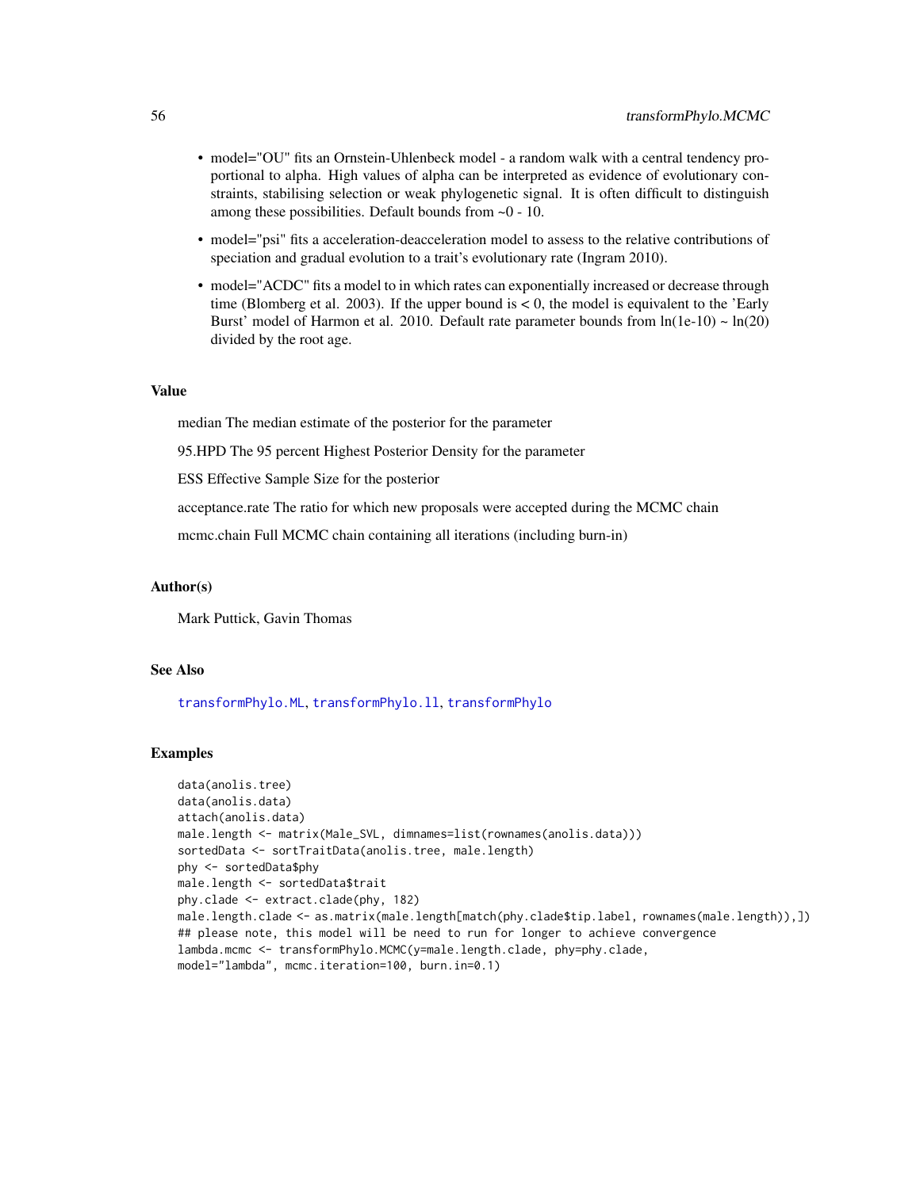- model="OU" fits an Ornstein-Uhlenbeck model - a random walk with a central tendency proportional to alpha. High values of alpha can be interpreted as evidence of evolutionary constraints, stabilising selection or weak phylogenetic signal. It is often difficult to distinguish among these possibilities. Default bounds from ~0 - 10.
- model="psi" fits a acceleration-deacceleration model to assess to the relative contributions of speciation and gradual evolution to a trait's evolutionary rate (Ingram 2010).
- model="ACDC" fits a model to in which rates can exponentially increased or decrease through time (Blomberg et al. 2003). If the upper bound is < 0, the model is equivalent to the 'Early Burst' model of Harmon et al. 2010. Default rate parameter bounds from ln(1e-10) ~ ln(20) divided by the root age.

## Value

median The median estimate of the posterior for the parameter

95.HPD The 95 percent Highest Posterior Density for the parameter

ESS Effective Sample Size for the posterior

acceptance.rate The ratio for which new proposals were accepted during the MCMC chain

mcmc.chain Full MCMC chain containing all iterations (including burn-in)

## Author(s)

Mark Puttick, Gavin Thomas

## See Also

transformPhylo.ML, transformPhylo.ll, transformPhylo

## Examples

```
data(anolis.tree)
data(anolis.data)
attach(anolis.data)
male.length <- matrix(Male_SVL, dimnames=list(rownames(anolis.data)))
sortedData <- sortTraitData(anolis.tree, male.length)
phy <- sortedData$phy
male.length <- sortedData$trait
phy.clade <- extract.clade(phy, 182)
male.length.clade <- as.matrix(male.length[match(phy.clade$tip.label, rownames(male.length)),])
## please note, this model will be need to run for longer to achieve convergence
lambda.mcmc <- transformPhylo.MCMC(y=male.length.clade, phy=phy.clade,
model="lambda", mcmc.iteration=100, burn.in=0.1)
```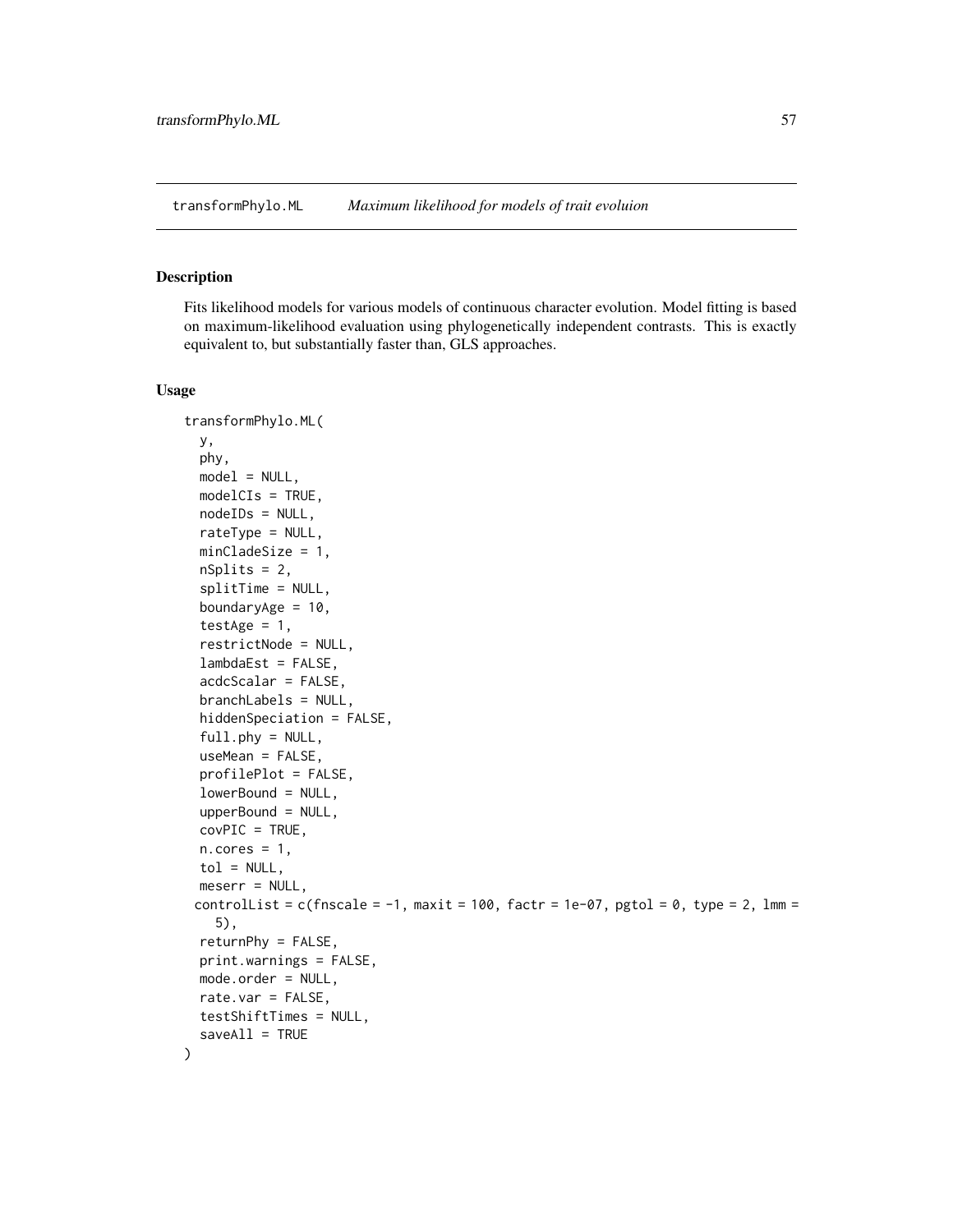transformPhylo.ML *Maximum likelihood for models of trait evoluion*

## Description

Fits likelihood models for various models of continuous character evolution. Model fitting is based on maximum-likelihood evaluation using phylogenetically independent contrasts. This is exactly equivalent to, but substantially faster than, GLS approaches.

## Usage

```
transformPhylo.ML(
  y,
  phy,
  model = NULL,
  modelCIs = TRUE,
  nodeIDs = NULL,
  rateType = NULL,
  minCladeSize = 1,
  nSplits = 2,
  splitTime = NULL,
  boundaryAge = 10,
  testAge = 1,
  restrictNode = NULL,
  lambdaEst = FALSE,
  acdcScalar = FALSE,
  branchLabels = NULL,
  hiddenSpeciation = FALSE,
  full.phy = NULL,
  useMean = FALSE,
  profilePlot = FALSE,
  lowerBound = NULL,
  upperBound = NULL,
  covPIC = TRUE,
  n.cores = 1,
  tol = NULL,
  meserr = NULL,
 controlList = c(fnscale = -1, maxit = 100, factr = 1e-07, pgtol = 0, type = 2, lmm =
    5),
  returnPhy = FALSE,
  print.warnings = FALSE,
  mode.order = NULL,
  rate.var = FALSE,
  testShiftTimes = NULL,
  saveAll = TRUE
)
```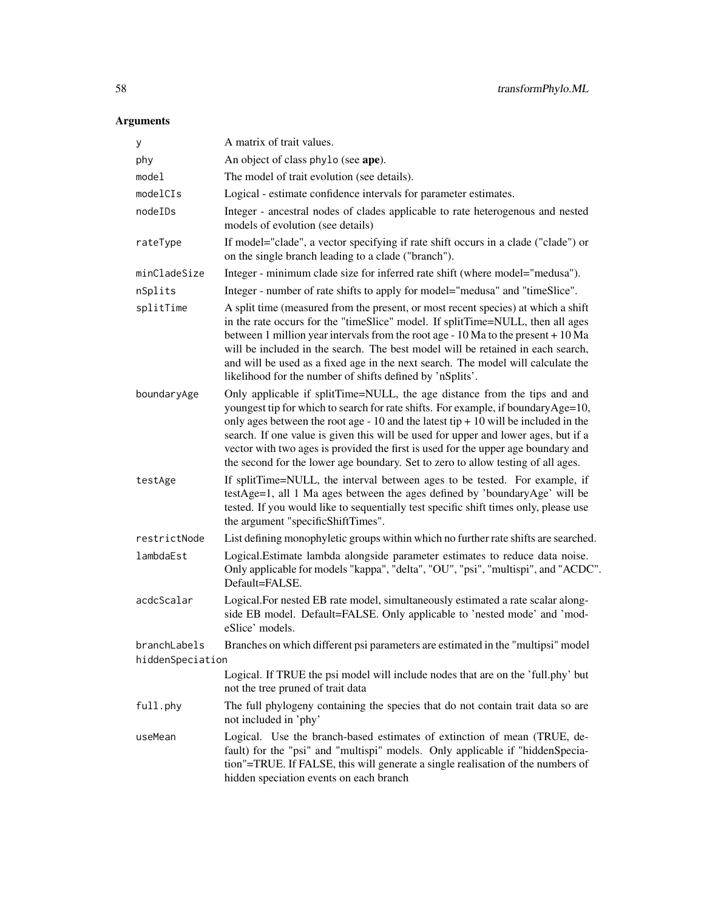## Arguments

| | |
|---|---|
| `y` | A matrix of trait values. |
| `phy` | An object of class `phylo` (see **ape**). |
| `model` | The model of trait evolution (see details). |
| `modelCIs` | Logical - estimate confidence intervals for parameter estimates. |
| `nodeIDs` | Integer - ancestral nodes of clades applicable to rate heterogenous and nested models of evolution (see details) |
| `rateType` | If model="clade", a vector specifying if rate shift occurs in a clade ("clade") or on the single branch leading to a clade ("branch"). |
| `minCladeSize` | Integer - minimum clade size for inferred rate shift (where model="medusa"). |
| `nSplits` | Integer - number of rate shifts to apply for model="medusa" and "timeSlice". |
| `splitTime` | A split time (measured from the present, or most recent species) at which a shift in the rate occurs for the "timeSlice" model. If splitTime=NULL, then all ages between 1 million year intervals from the root age - 10 Ma to the present + 10 Ma will be included in the search. The best model will be retained in each search, and will be used as a fixed age in the next search. The model will calculate the likelihood for the number of shifts defined by 'nSplits'. |
| `boundaryAge` | Only applicable if splitTime=NULL, the age distance from the tips and and youngest tip for which to search for rate shifts. For example, if boundaryAge=10, only ages between the root age - 10 and the latest tip + 10 will be included in the search. If one value is given this will be used for upper and lower ages, but if a vector with two ages is provided the first is used for the upper age boundary and the second for the lower age boundary. Set to zero to allow testing of all ages. |
| `testAge` | If splitTime=NULL, the interval between ages to be tested. For example, if testAge=1, all 1 Ma ages between the ages defined by 'boundaryAge' will be tested. If you would like to sequentially test specific shift times only, please use the argument "specificShiftTimes". |
| `restrictNode` | List defining monophyletic groups within which no further rate shifts are searched. |
| `lambdaEst` | Logical.Estimate lambda alongside parameter estimates to reduce data noise. Only applicable for models "kappa", "delta", "OU", "psi", "multispi", and "ACDC". Default=FALSE. |
| `acdcScalar` | Logical.For nested EB rate model, simultaneously estimated a rate scalar alongside EB model. Default=FALSE. Only applicable to 'nested mode' and 'modeSlice' models. |
| `branchLabels` | Branches on which different psi parameters are estimated in the "multipsi" model |
| `hiddenSpeciation` | Logical. If TRUE the psi model will include nodes that are on the 'full.phy' but not the tree pruned of trait data |
| `full.phy` | The full phylogeny containing the species that do not contain trait data so are not included in 'phy' |
| `useMean` | Logical. Use the branch-based estimates of extinction of mean (TRUE, default) for the "psi" and "multispi" models. Only applicable if "hiddenSpeciation"=TRUE. If FALSE, this will generate a single realisation of the numbers of hidden speciation events on each branch |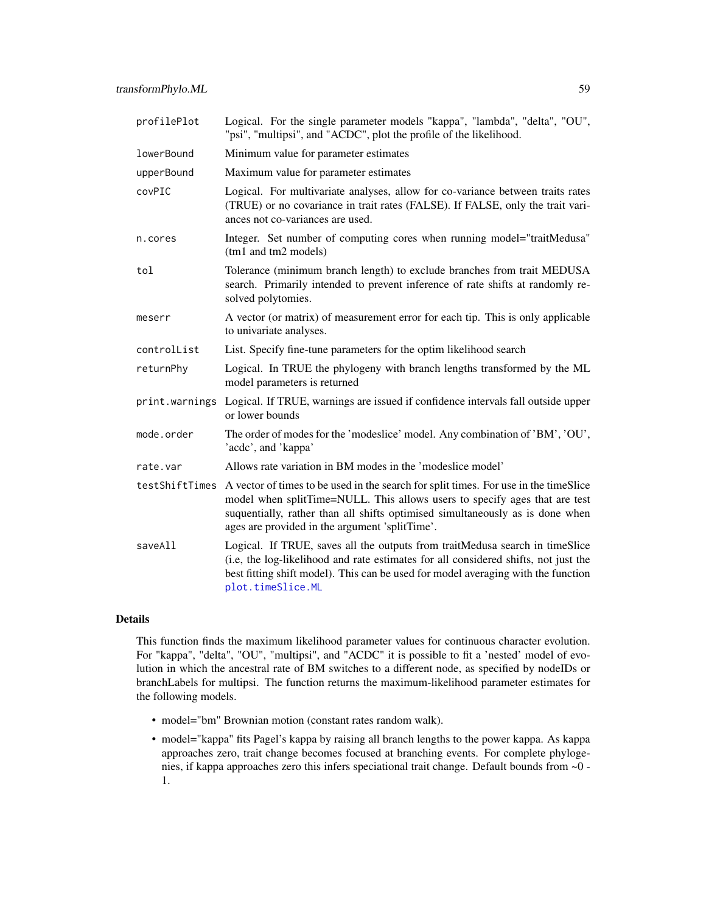| | |
|---|---|
| `profilePlot` | Logical. For the single parameter models "kappa", "lambda", "delta", "OU", "psi", "multipsi", and "ACDC", plot the profile of the likelihood. |
| `lowerBound` | Minimum value for parameter estimates |
| `upperBound` | Maximum value for parameter estimates |
| `covPIC` | Logical. For multivariate analyses, allow for co-variance between traits rates (TRUE) or no covariance in trait rates (FALSE). If FALSE, only the trait variances not co-variances are used. |
| `n.cores` | Integer. Set number of computing cores when running model="traitMedusa" (tm1 and tm2 models) |
| `tol` | Tolerance (minimum branch length) to exclude branches from trait MEDUSA search. Primarily intended to prevent inference of rate shifts at randomly resolved polytomies. |
| `meserr` | A vector (or matrix) of measurement error for each tip. This is only applicable to univariate analyses. |
| `controlList` | List. Specify fine-tune parameters for the optim likelihood search |
| `returnPhy` | Logical. In TRUE the phylogeny with branch lengths transformed by the ML model parameters is returned |
| `print.warnings` | Logical. If TRUE, warnings are issued if confidence intervals fall outside upper or lower bounds |
| `mode.order` | The order of modes for the 'modeslice' model. Any combination of 'BM', 'OU', 'acdc', and 'kappa' |
| `rate.var` | Allows rate variation in BM modes in the 'modeslice model' |
| `testShiftTimes` | A vector of times to be used in the search for split times. For use in the timeSlice model when splitTime=NULL. This allows users to specify ages that are test suquentially, rather than all shifts optimised simultaneously as is done when ages are provided in the argument 'splitTime'. |
| `saveAll` | Logical. If TRUE, saves all the outputs from traitMedusa search in timeSlice (i.e, the log-likelihood and rate estimates for all considered shifts, not just the best fitting shift model). This can be used for model averaging with the function `plot.timeSlice.ML` |

## Details

This function finds the maximum likelihood parameter values for continuous character evolution. For "kappa", "delta", "OU", "multipsi", and "ACDC" it is possible to fit a 'nested' model of evolution in which the ancestral rate of BM switches to a different node, as specified by nodeIDs or branchLabels for multipsi. The function returns the maximum-likelihood parameter estimates for the following models.

- model="bm" Brownian motion (constant rates random walk).
- model="kappa" fits Pagel's kappa by raising all branch lengths to the power kappa. As kappa approaches zero, trait change becomes focused at branching events. For complete phylogenies, if kappa approaches zero this infers speciational trait change. Default bounds from ~0 - 1.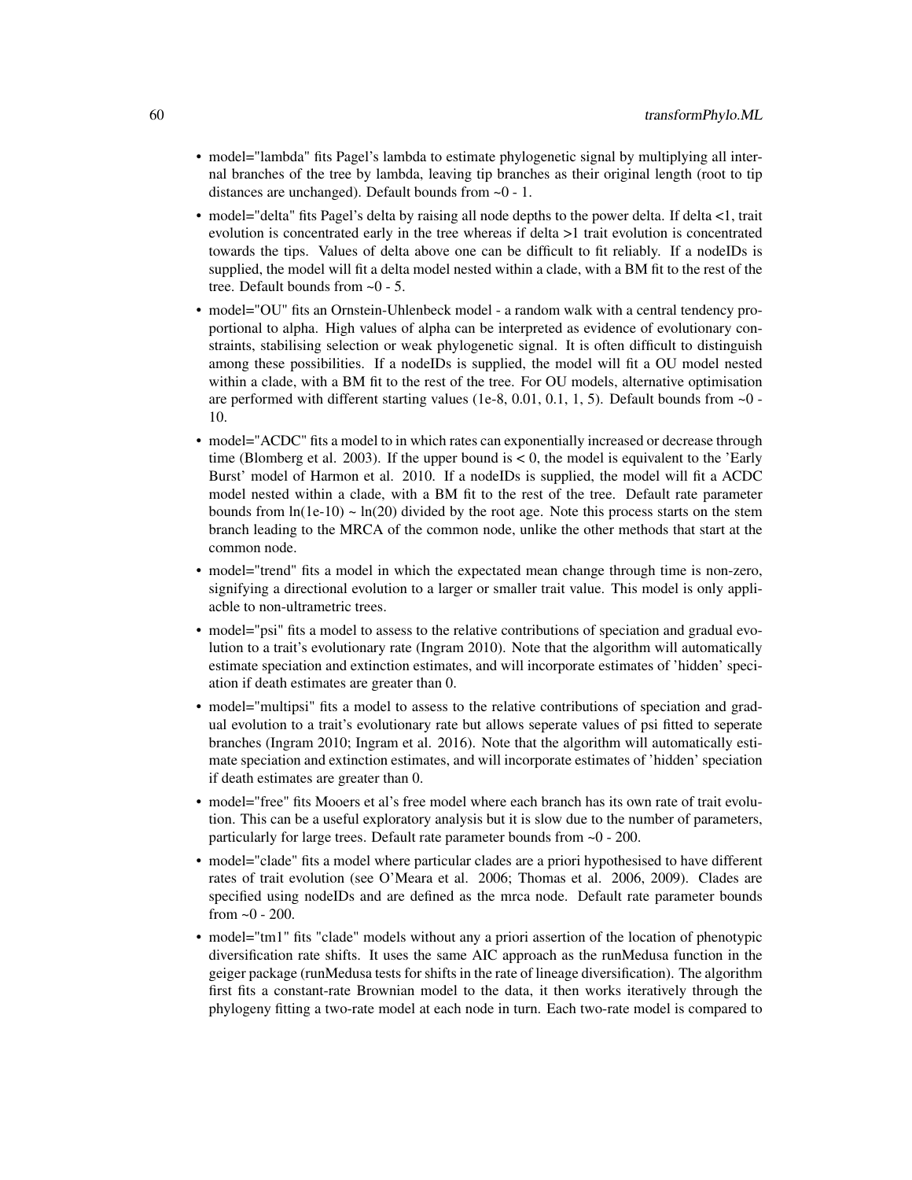- model="lambda" fits Pagel's lambda to estimate phylogenetic signal by multiplying all internal branches of the tree by lambda, leaving tip branches as their original length (root to tip distances are unchanged). Default bounds from ~0 - 1.
- model="delta" fits Pagel's delta by raising all node depths to the power delta. If delta <1, trait evolution is concentrated early in the tree whereas if delta >1 trait evolution is concentrated towards the tips. Values of delta above one can be difficult to fit reliably. If a nodeIDs is supplied, the model will fit a delta model nested within a clade, with a BM fit to the rest of the tree. Default bounds from ~0 - 5.
- model="OU" fits an Ornstein-Uhlenbeck model - a random walk with a central tendency proportional to alpha. High values of alpha can be interpreted as evidence of evolutionary constraints, stabilising selection or weak phylogenetic signal. It is often difficult to distinguish among these possibilities. If a nodeIDs is supplied, the model will fit a OU model nested within a clade, with a BM fit to the rest of the tree. For OU models, alternative optimisation are performed with different starting values (1e-8, 0.01, 0.1, 1, 5). Default bounds from ~0 - 10.
- model="ACDC" fits a model to in which rates can exponentially increased or decrease through time (Blomberg et al. 2003). If the upper bound is < 0, the model is equivalent to the 'Early Burst' model of Harmon et al. 2010. If a nodeIDs is supplied, the model will fit a ACDC model nested within a clade, with a BM fit to the rest of the tree. Default rate parameter bounds from ln(1e-10) ~ ln(20) divided by the root age. Note this process starts on the stem branch leading to the MRCA of the common node, unlike the other methods that start at the common node.
- model="trend" fits a model in which the expectated mean change through time is non-zero, signifying a directional evolution to a larger or smaller trait value. This model is only appliacble to non-ultrametric trees.
- model="psi" fits a model to assess to the relative contributions of speciation and gradual evolution to a trait's evolutionary rate (Ingram 2010). Note that the algorithm will automatically estimate speciation and extinction estimates, and will incorporate estimates of 'hidden' speciation if death estimates are greater than 0.
- model="multipsi" fits a model to assess to the relative contributions of speciation and gradual evolution to a trait's evolutionary rate but allows seperate values of psi fitted to seperate branches (Ingram 2010; Ingram et al. 2016). Note that the algorithm will automatically estimate speciation and extinction estimates, and will incorporate estimates of 'hidden' speciation if death estimates are greater than 0.
- model="free" fits Mooers et al's free model where each branch has its own rate of trait evolution. This can be a useful exploratory analysis but it is slow due to the number of parameters, particularly for large trees. Default rate parameter bounds from ~0 - 200.
- model="clade" fits a model where particular clades are a priori hypothesised to have different rates of trait evolution (see O'Meara et al. 2006; Thomas et al. 2006, 2009). Clades are specified using nodeIDs and are defined as the mrca node. Default rate parameter bounds from ~0 - 200.
- model="tm1" fits "clade" models without any a priori assertion of the location of phenotypic diversification rate shifts. It uses the same AIC approach as the runMedusa function in the geiger package (runMedusa tests for shifts in the rate of lineage diversification). The algorithm first fits a constant-rate Brownian model to the data, it then works iteratively through the phylogeny fitting a two-rate model at each node in turn. Each two-rate model is compared to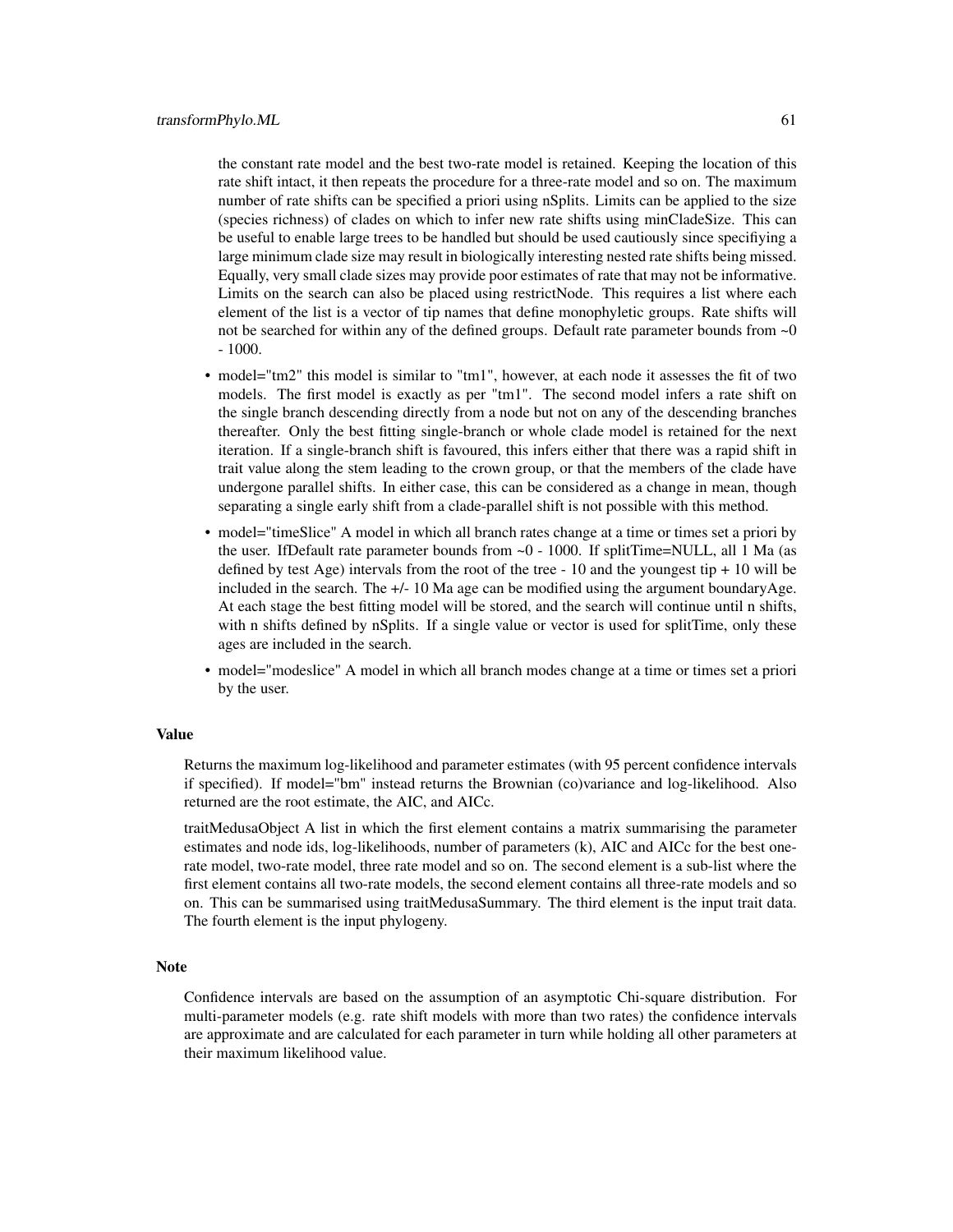the constant rate model and the best two-rate model is retained. Keeping the location of this rate shift intact, it then repeats the procedure for a three-rate model and so on. The maximum number of rate shifts can be specified a priori using nSplits. Limits can be applied to the size (species richness) of clades on which to infer new rate shifts using minCladeSize. This can be useful to enable large trees to be handled but should be used cautiously since specifiying a large minimum clade size may result in biologically interesting nested rate shifts being missed. Equally, very small clade sizes may provide poor estimates of rate that may not be informative. Limits on the search can also be placed using restrictNode. This requires a list where each element of the list is a vector of tip names that define monophyletic groups. Rate shifts will not be searched for within any of the defined groups. Default rate parameter bounds from ~0 - 1000.

- model="tm2" this model is similar to "tm1", however, at each node it assesses the fit of two models. The first model is exactly as per "tm1". The second model infers a rate shift on the single branch descending directly from a node but not on any of the descending branches thereafter. Only the best fitting single-branch or whole clade model is retained for the next iteration. If a single-branch shift is favoured, this infers either that there was a rapid shift in trait value along the stem leading to the crown group, or that the members of the clade have undergone parallel shifts. In either case, this can be considered as a change in mean, though separating a single early shift from a clade-parallel shift is not possible with this method.
- model="timeSlice" A model in which all branch rates change at a time or times set a priori by the user. IfDefault rate parameter bounds from ~0 - 1000. If splitTime=NULL, all 1 Ma (as defined by test Age) intervals from the root of the tree - 10 and the youngest tip + 10 will be included in the search. The +/- 10 Ma age can be modified using the argument boundaryAge. At each stage the best fitting model will be stored, and the search will continue until n shifts, with n shifts defined by nSplits. If a single value or vector is used for splitTime, only these ages are included in the search.
- model="modeslice" A model in which all branch modes change at a time or times set a priori by the user.

### Value

Returns the maximum log-likelihood and parameter estimates (with 95 percent confidence intervals if specified). If model="bm" instead returns the Brownian (co)variance and log-likelihood. Also returned are the root estimate, the AIC, and AICc.

traitMedusaObject A list in which the first element contains a matrix summarising the parameter estimates and node ids, log-likelihoods, number of parameters (k), AIC and AICc for the best one-rate model, two-rate model, three rate model and so on. The second element is a sub-list where the first element contains all two-rate models, the second element contains all three-rate models and so on. This can be summarised using traitMedusaSummary. The third element is the input trait data. The fourth element is the input phylogeny.

### Note

Confidence intervals are based on the assumption of an asymptotic Chi-square distribution. For multi-parameter models (e.g. rate shift models with more than two rates) the confidence intervals are approximate and are calculated for each parameter in turn while holding all other parameters at their maximum likelihood value.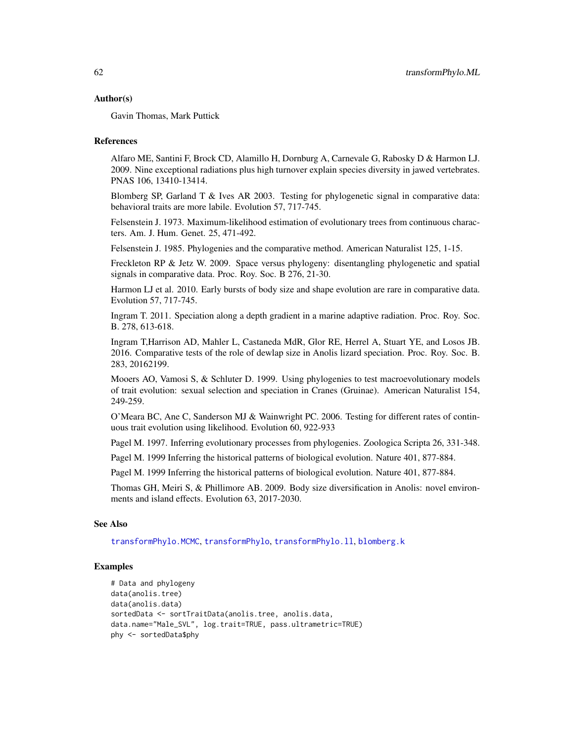## Author(s)

Gavin Thomas, Mark Puttick

## References

Alfaro ME, Santini F, Brock CD, Alamillo H, Dornburg A, Carnevale G, Rabosky D & Harmon LJ. 2009. Nine exceptional radiations plus high turnover explain species diversity in jawed vertebrates. PNAS 106, 13410-13414.

Blomberg SP, Garland T & Ives AR 2003. Testing for phylogenetic signal in comparative data: behavioral traits are more labile. Evolution 57, 717-745.

Felsenstein J. 1973. Maximum-likelihood estimation of evolutionary trees from continuous characters. Am. J. Hum. Genet. 25, 471-492.

Felsenstein J. 1985. Phylogenies and the comparative method. American Naturalist 125, 1-15.

Freckleton RP & Jetz W. 2009. Space versus phylogeny: disentangling phylogenetic and spatial signals in comparative data. Proc. Roy. Soc. B 276, 21-30.

Harmon LJ et al. 2010. Early bursts of body size and shape evolution are rare in comparative data. Evolution 57, 717-745.

Ingram T. 2011. Speciation along a depth gradient in a marine adaptive radiation. Proc. Roy. Soc. B. 278, 613-618.

Ingram T,Harrison AD, Mahler L, Castaneda MdR, Glor RE, Herrel A, Stuart YE, and Losos JB. 2016. Comparative tests of the role of dewlap size in Anolis lizard speciation. Proc. Roy. Soc. B. 283, 20162199.

Mooers AO, Vamosi S, & Schluter D. 1999. Using phylogenies to test macroevolutionary models of trait evolution: sexual selection and speciation in Cranes (Gruinae). American Naturalist 154, 249-259.

O'Meara BC, Ane C, Sanderson MJ & Wainwright PC. 2006. Testing for different rates of continuous trait evolution using likelihood. Evolution 60, 922-933

Pagel M. 1997. Inferring evolutionary processes from phylogenies. Zoologica Scripta 26, 331-348.

Pagel M. 1999 Inferring the historical patterns of biological evolution. Nature 401, 877-884.

Pagel M. 1999 Inferring the historical patterns of biological evolution. Nature 401, 877-884.

Thomas GH, Meiri S, & Phillimore AB. 2009. Body size diversification in Anolis: novel environments and island effects. Evolution 63, 2017-2030.

## See Also

transformPhylo.MCMC, transformPhylo, transformPhylo.ll, blomberg.k

## Examples

```
# Data and phylogeny
data(anolis.tree)
data(anolis.data)
sortedData <- sortTraitData(anolis.tree, anolis.data,
data.name="Male_SVL", log.trait=TRUE, pass.ultrametric=TRUE)
phy <- sortedData$phy
```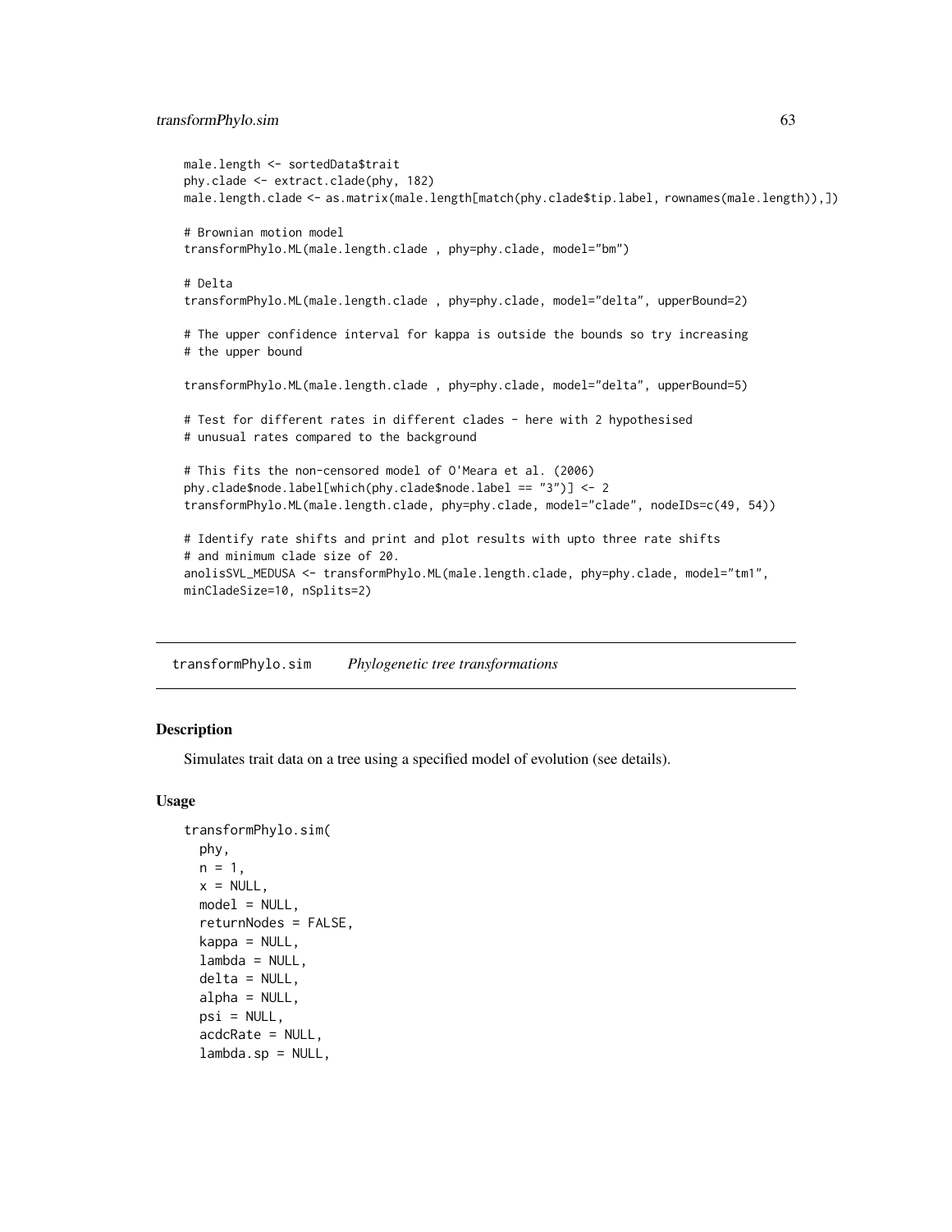```
male.length <- sortedData$trait
phy.clade <- extract.clade(phy, 182)
male.length.clade <- as.matrix(male.length[match(phy.clade$tip.label, rownames(male.length)),])

# Brownian motion model
transformPhylo.ML(male.length.clade , phy=phy.clade, model="bm")

# Delta
transformPhylo.ML(male.length.clade , phy=phy.clade, model="delta", upperBound=2)

# The upper confidence interval for kappa is outside the bounds so try increasing
# the upper bound

transformPhylo.ML(male.length.clade , phy=phy.clade, model="delta", upperBound=5)

# Test for different rates in different clades - here with 2 hypothesised
# unusual rates compared to the background

# This fits the non-censored model of O'Meara et al. (2006)
phy.clade$node.label[which(phy.clade$node.label == "3")] <- 2
transformPhylo.ML(male.length.clade, phy=phy.clade, model="clade", nodeIDs=c(49, 54))

# Identify rate shifts and print and plot results with upto three rate shifts
# and minimum clade size of 20.
anolisSVL_MEDUSA <- transformPhylo.ML(male.length.clade, phy=phy.clade, model="tm1",
minCladeSize=10, nSplits=2)
```

## transformPhylo.sim *Phylogenetic tree transformations*

### Description

Simulates trait data on a tree using a specified model of evolution (see details).

### Usage

```
transformPhylo.sim(
  phy,
  n = 1,
  x = NULL,
  model = NULL,
  returnNodes = FALSE,
  kappa = NULL,
  lambda = NULL,
  delta = NULL,
  alpha = NULL,
  psi = NULL,
  acdcRate = NULL,
  lambda.sp = NULL,
```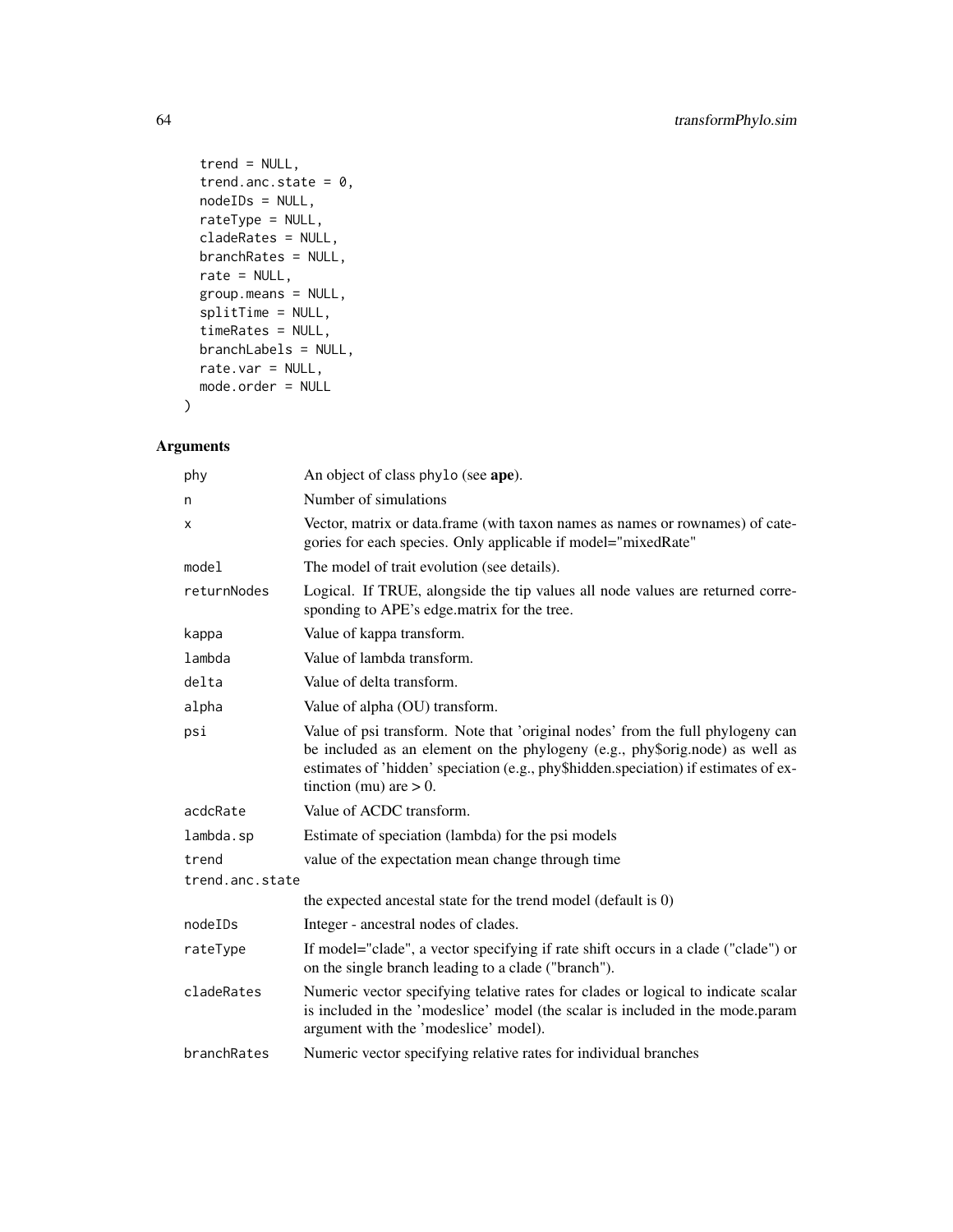```
  trend = NULL,
  trend.anc.state = 0,
  nodeIDs = NULL,
  rateType = NULL,
  cladeRates = NULL,
  branchRates = NULL,
  rate = NULL,
  group.means = NULL,
  splitTime = NULL,
  timeRates = NULL,
  branchLabels = NULL,
  rate.var = NULL,
  mode.order = NULL
)
```

## Arguments

| | |
|---|---|
| phy | An object of class phylo (see **ape**). |
| n | Number of simulations |
| x | Vector, matrix or data.frame (with taxon names as names or rownames) of categories for each species. Only applicable if model="mixedRate" |
| model | The model of trait evolution (see details). |
| returnNodes | Logical. If TRUE, alongside the tip values all node values are returned corresponding to APE's edge.matrix for the tree. |
| kappa | Value of kappa transform. |
| lambda | Value of lambda transform. |
| delta | Value of delta transform. |
| alpha | Value of alpha (OU) transform. |
| psi | Value of psi transform. Note that 'original nodes' from the full phylogeny can be included as an element on the phylogeny (e.g., phy$orig.node) as well as estimates of 'hidden' speciation (e.g., phy$hidden.speciation) if estimates of extinction (mu) are > 0. |
| acdcRate | Value of ACDC transform. |
| lambda.sp | Estimate of speciation (lambda) for the psi models |
| trend | value of the expectation mean change through time |
| trend.anc.state | the expected ancestal state for the trend model (default is 0) |
| nodeIDs | Integer - ancestral nodes of clades. |
| rateType | If model="clade", a vector specifying if rate shift occurs in a clade ("clade") or on the single branch leading to a clade ("branch"). |
| cladeRates | Numeric vector specifying telative rates for clades or logical to indicate scalar is included in the 'modeslice' model (the scalar is included in the mode.param argument with the 'modeslice' model). |
| branchRates | Numeric vector specifying relative rates for individual branches |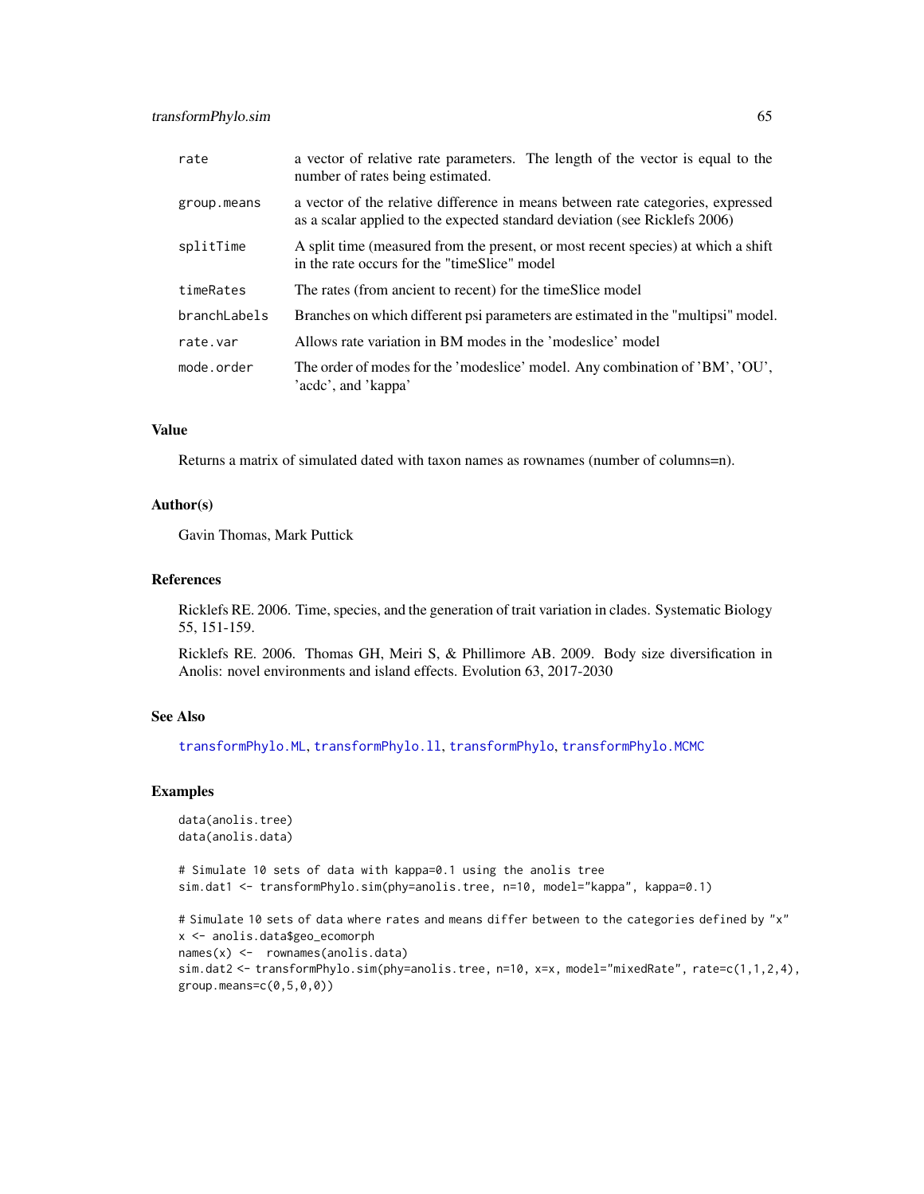| | |
|---|---|
| rate | a vector of relative rate parameters. The length of the vector is equal to the number of rates being estimated. |
| group.means | a vector of the relative difference in means between rate categories, expressed as a scalar applied to the expected standard deviation (see Ricklefs 2006) |
| splitTime | A split time (measured from the present, or most recent species) at which a shift in the rate occurs for the "timeSlice" model |
| timeRates | The rates (from ancient to recent) for the timeSlice model |
| branchLabels | Branches on which different psi parameters are estimated in the "multipsi" model. |
| rate.var | Allows rate variation in BM modes in the 'modeslice' model |
| mode.order | The order of modes for the 'modeslice' model. Any combination of 'BM', 'OU', 'acdc', and 'kappa' |

### Value

Returns a matrix of simulated dated with taxon names as rownames (number of columns=n).

### Author(s)

Gavin Thomas, Mark Puttick

### References

Ricklefs RE. 2006. Time, species, and the generation of trait variation in clades. Systematic Biology 55, 151-159.

Ricklefs RE. 2006. Thomas GH, Meiri S, & Phillimore AB. 2009. Body size diversification in Anolis: novel environments and island effects. Evolution 63, 2017-2030

### See Also

transformPhylo.ML, transformPhylo.ll, transformPhylo, transformPhylo.MCMC

### Examples

```
data(anolis.tree)
data(anolis.data)

# Simulate 10 sets of data with kappa=0.1 using the anolis tree
sim.dat1 <- transformPhylo.sim(phy=anolis.tree, n=10, model="kappa", kappa=0.1)

# Simulate 10 sets of data where rates and means differ between to the categories defined by "x"
x <- anolis.data$geo_ecomorph
names(x) <-  rownames(anolis.data)
sim.dat2 <- transformPhylo.sim(phy=anolis.tree, n=10, x=x, model="mixedRate", rate=c(1,1,2,4),
group.means=c(0,5,0,0))
```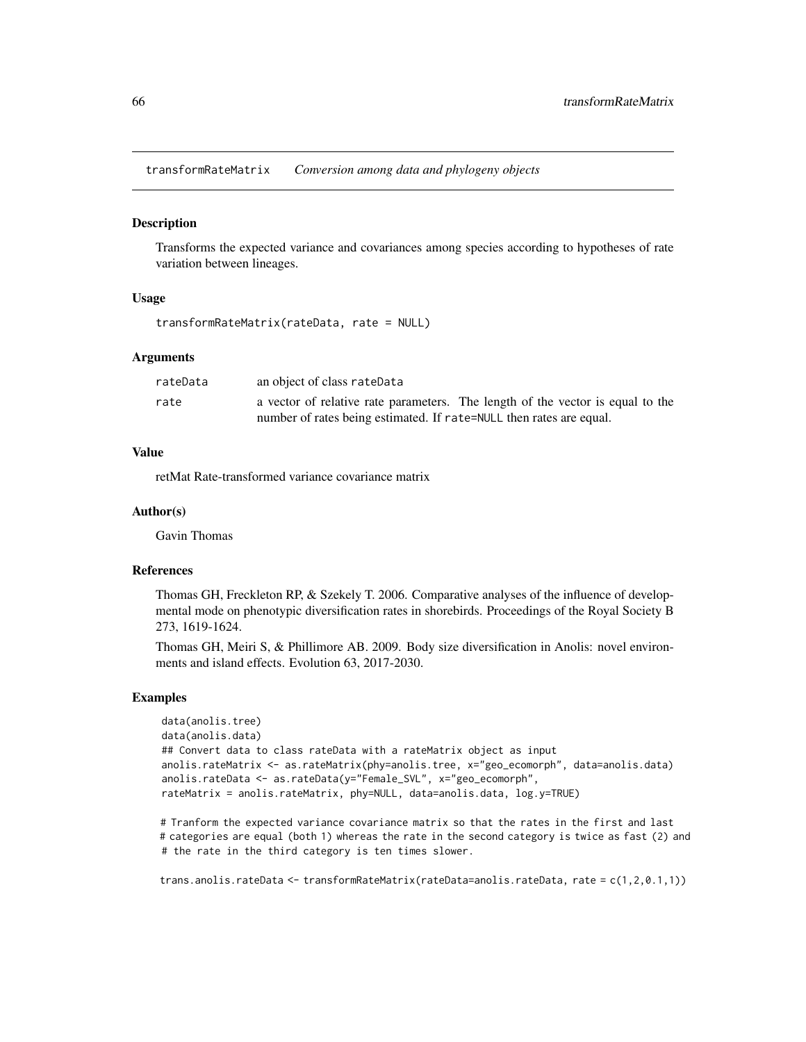## transformRateMatrix *Conversion among data and phylogeny objects*

### Description

Transforms the expected variance and covariances among species according to hypotheses of rate variation between lineages.

### Usage

```
transformRateMatrix(rateData, rate = NULL)
```

### Arguments

| | |
|---|---|
| rateData | an object of class rateData |
| rate | a vector of relative rate parameters. The length of the vector is equal to the number of rates being estimated. If rate=NULL then rates are equal. |

### Value

retMat Rate-transformed variance covariance matrix

### Author(s)

Gavin Thomas

### References

Thomas GH, Freckleton RP, & Szekely T. 2006. Comparative analyses of the influence of developmental mode on phenotypic diversification rates in shorebirds. Proceedings of the Royal Society B 273, 1619-1624.

Thomas GH, Meiri S, & Phillimore AB. 2009. Body size diversification in Anolis: novel environments and island effects. Evolution 63, 2017-2030.

### Examples

```
data(anolis.tree)
data(anolis.data)
## Convert data to class rateData with a rateMatrix object as input
anolis.rateMatrix <- as.rateMatrix(phy=anolis.tree, x="geo_ecomorph", data=anolis.data)
anolis.rateData <- as.rateData(y="Female_SVL", x="geo_ecomorph",
rateMatrix = anolis.rateMatrix, phy=NULL, data=anolis.data, log.y=TRUE)

# Tranform the expected variance covariance matrix so that the rates in the first and last
# categories are equal (both 1) whereas the rate in the second category is twice as fast (2) and
# the rate in the third category is ten times slower.

trans.anolis.rateData <- transformRateMatrix(rateData=anolis.rateData, rate = c(1,2,0.1,1))
```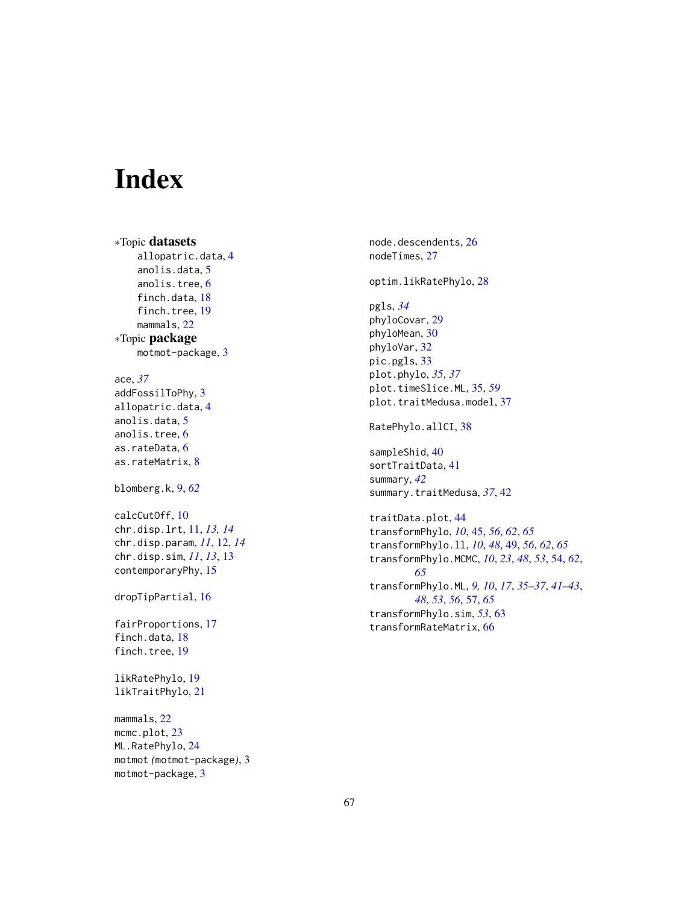# Index

∗Topic **datasets**

allopatric.data, 4
anolis.data, 5
anolis.tree, 6
finch.data, 18
finch.tree, 19
mammals, 22

∗Topic **package**

motmot-package, 3

ace, *37*
addFossilToPhy, 3
allopatric.data, 4
anolis.data, 5
anolis.tree, 6
as.rateData, 6
as.rateMatrix, 8

blomberg.k, 9, *62*

calcCutOff, 10
chr.disp.lrt, 11, *13, 14*
chr.disp.param, *11*, 12, *14*
chr.disp.sim, *11*, *13*, 13
contemporaryPhy, 15

dropTipPartial, 16

fairProportions, 17
finch.data, 18
finch.tree, 19

likRatePhylo, 19
likTraitPhylo, 21

mammals, 22
mcmc.plot, 23
ML.RatePhylo, 24
motmot *(*motmot-package*)*, 3
motmot-package, 3

node.descendents, 26
nodeTimes, 27

optim.likRatePhylo, 28

pgls, *34*
phyloCovar, 29
phyloMean, 30
phyloVar, 32
pic.pgls, 33
plot.phylo, *35*, *37*
plot.timeSlice.ML, 35, *59*
plot.traitMedusa.model, 37

RatePhylo.allCI, 38

sampleShid, 40
sortTraitData, 41
summary, *42*
summary.traitMedusa, *37*, 42

traitData.plot, 44
transformPhylo, *10*, 45, *56*, *62*, *65*
transformPhylo.ll, *10*, *48*, 49, *56*, *62*, *65*
transformPhylo.MCMC, *10*, *23*, *48*, *53*, 54, *62*, *65*
transformPhylo.ML, *9, 10*, *17*, *35–37*, *41–43*, *48*, *53*, *56*, 57, *65*
transformPhylo.sim, *53*, 63
transformRateMatrix, 66